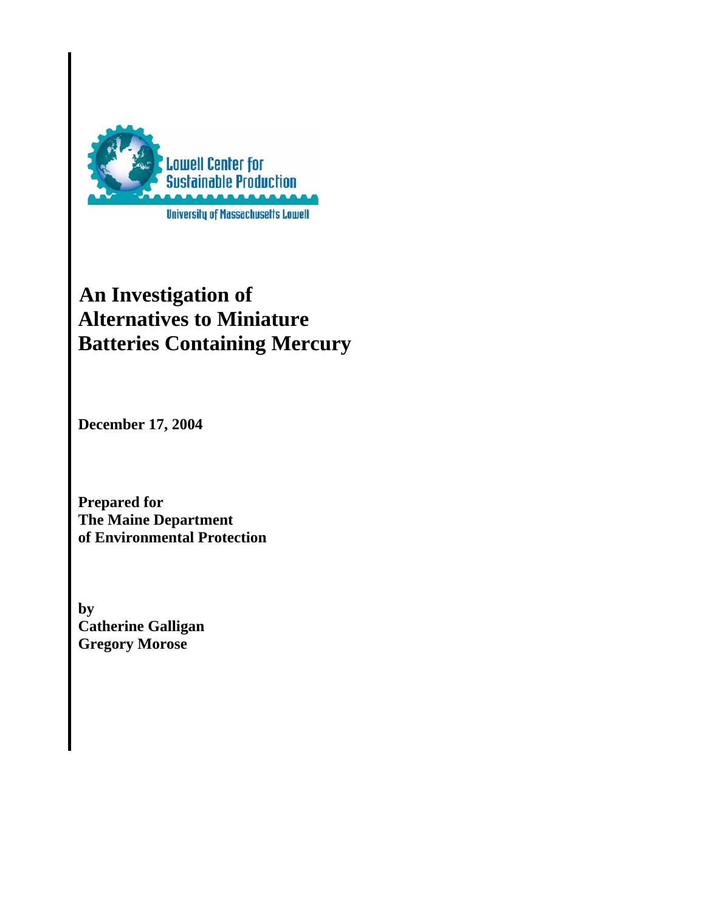Lowell Center for Sustainable Production

University of Massachusetts Lowell

# An Investigation of Alternatives to Miniature Batteries Containing Mercury

**December 17, 2004**

**Prepared for**
**The Maine Department**
**of Environmental Protection**

**by**
**Catherine Galligan**
**Gregory Morose**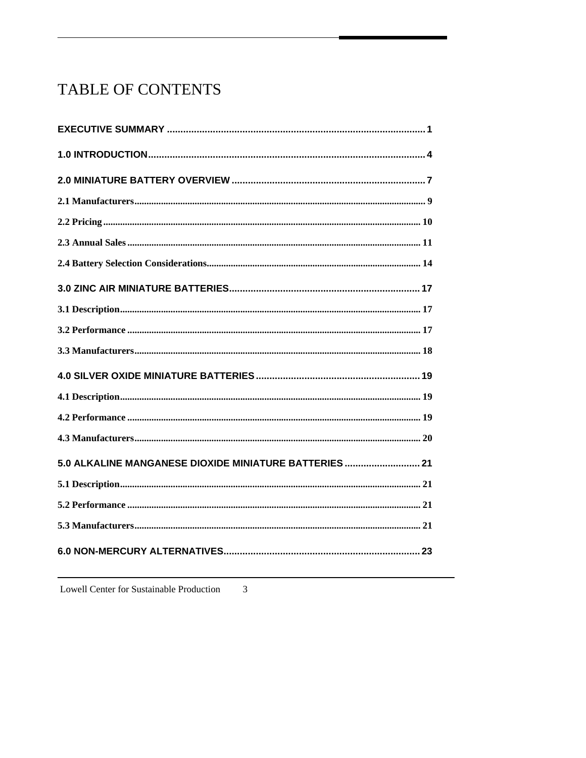# TABLE OF CONTENTS

**EXECUTIVE SUMMARY** .......... 1

**1.0 INTRODUCTION** .......... 4

**2.0 MINIATURE BATTERY OVERVIEW** .......... 7

**2.1 Manufacturers** .......... 9

**2.2 Pricing** .......... 10

**2.3 Annual Sales** .......... 11

**2.4 Battery Selection Considerations** .......... 14

**3.0 ZINC AIR MINIATURE BATTERIES** .......... 17

**3.1 Description** .......... 17

**3.2 Performance** .......... 17

**3.3 Manufacturers** .......... 18

**4.0 SILVER OXIDE MINIATURE BATTERIES** .......... 19

**4.1 Description** .......... 19

**4.2 Performance** .......... 19

**4.3 Manufacturers** .......... 20

**5.0 ALKALINE MANGANESE DIOXIDE MINIATURE BATTERIES** .......... 21

**5.1 Description** .......... 21

**5.2 Performance** .......... 21

**5.3 Manufacturers** .......... 21

**6.0 NON-MERCURY ALTERNATIVES** .......... 23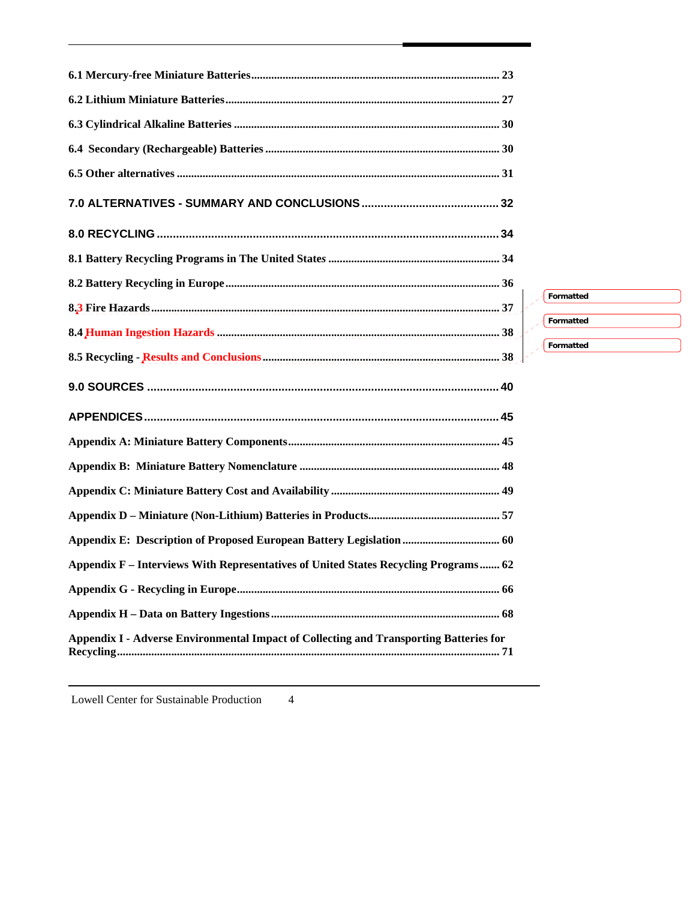**6.1 Mercury-free Miniature Batteries** ........................................................................ 23

**6.2 Lithium Miniature Batteries** ................................................................................ 27

**6.3 Cylindrical Alkaline Batteries** .............................................................................. 30

**6.4 Secondary (Rechargeable) Batteries** ..................................................................... 30

**6.5 Other alternatives** ............................................................................................... 31

**7.0 ALTERNATIVES - SUMMARY AND CONCLUSIONS** .............................................. 32

**8.0 RECYCLING** ...................................................................................................... 34

**8.1 Battery Recycling Programs in The United States** ................................................. 34

**8.2 Battery Recycling in Europe** ............................................................................... 36

**8.3 Fire Hazards** ..................................................................................................... 37

**8.4 Human Ingestion Hazards** .................................................................................. 38

**8.5 Recycling - Results and Conclusions** .................................................................... 38

**9.0 SOURCES** .......................................................................................................... 40

**APPENDICES** ......................................................................................................... 45

**Appendix A: Miniature Battery Components** ............................................................ 45

**Appendix B: Miniature Battery Nomenclature** .......................................................... 48

**Appendix C: Miniature Battery Cost and Availability** ................................................ 49

**Appendix D – Miniature (Non-Lithium) Batteries in Products** .................................... 57

**Appendix E: Description of Proposed European Battery Legislation** ........................... 60

**Appendix F – Interviews With Representatives of United States Recycling Programs** ....... 62

**Appendix G - Recycling in Europe** .......................................................................... 66

**Appendix H – Data on Battery Ingestions** ................................................................. 68

**Appendix I - Adverse Environmental Impact of Collecting and Transporting Batteries for Recycling** ................................................................................................................ 71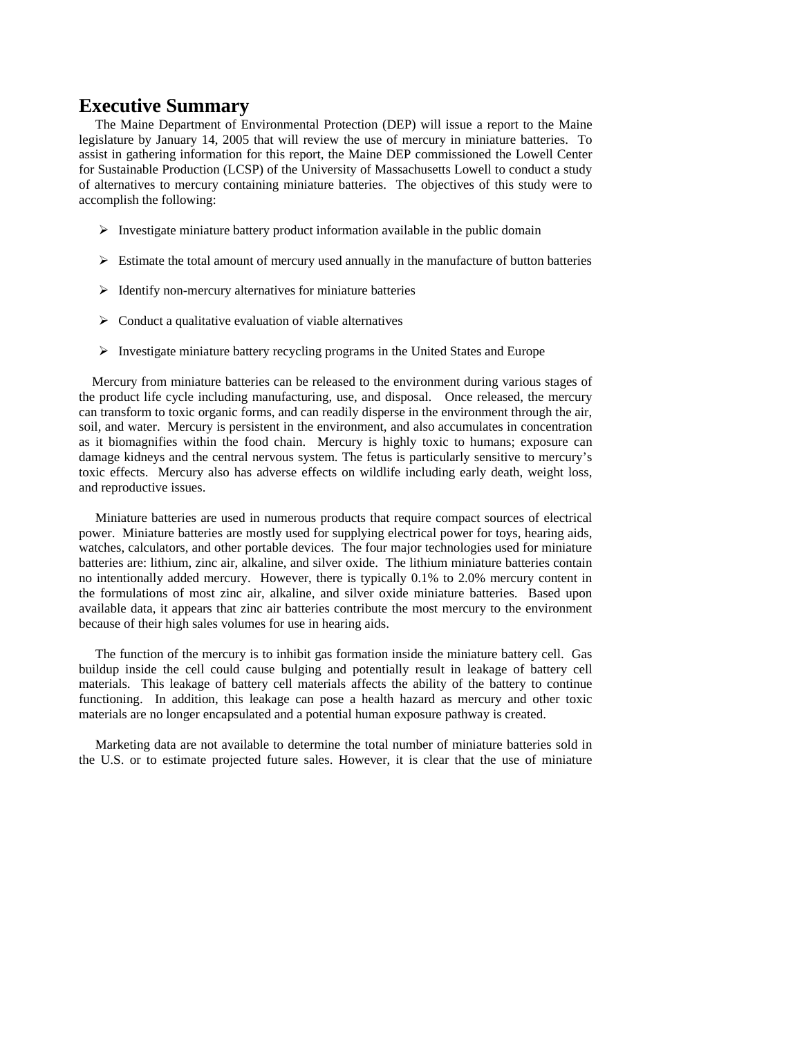# Executive Summary

The Maine Department of Environmental Protection (DEP) will issue a report to the Maine legislature by January 14, 2005 that will review the use of mercury in miniature batteries. To assist in gathering information for this report, the Maine DEP commissioned the Lowell Center for Sustainable Production (LCSP) of the University of Massachusetts Lowell to conduct a study of alternatives to mercury containing miniature batteries. The objectives of this study were to accomplish the following:

- Investigate miniature battery product information available in the public domain
- Estimate the total amount of mercury used annually in the manufacture of button batteries
- Identify non-mercury alternatives for miniature batteries
- Conduct a qualitative evaluation of viable alternatives
- Investigate miniature battery recycling programs in the United States and Europe

Mercury from miniature batteries can be released to the environment during various stages of the product life cycle including manufacturing, use, and disposal. Once released, the mercury can transform to toxic organic forms, and can readily disperse in the environment through the air, soil, and water. Mercury is persistent in the environment, and also accumulates in concentration as it biomagnifies within the food chain. Mercury is highly toxic to humans; exposure can damage kidneys and the central nervous system. The fetus is particularly sensitive to mercury's toxic effects. Mercury also has adverse effects on wildlife including early death, weight loss, and reproductive issues.

Miniature batteries are used in numerous products that require compact sources of electrical power. Miniature batteries are mostly used for supplying electrical power for toys, hearing aids, watches, calculators, and other portable devices. The four major technologies used for miniature batteries are: lithium, zinc air, alkaline, and silver oxide. The lithium miniature batteries contain no intentionally added mercury. However, there is typically 0.1% to 2.0% mercury content in the formulations of most zinc air, alkaline, and silver oxide miniature batteries. Based upon available data, it appears that zinc air batteries contribute the most mercury to the environment because of their high sales volumes for use in hearing aids.

The function of the mercury is to inhibit gas formation inside the miniature battery cell. Gas buildup inside the cell could cause bulging and potentially result in leakage of battery cell materials. This leakage of battery cell materials affects the ability of the battery to continue functioning. In addition, this leakage can pose a health hazard as mercury and other toxic materials are no longer encapsulated and a potential human exposure pathway is created.

Marketing data are not available to determine the total number of miniature batteries sold in the U.S. or to estimate projected future sales. However, it is clear that the use of miniature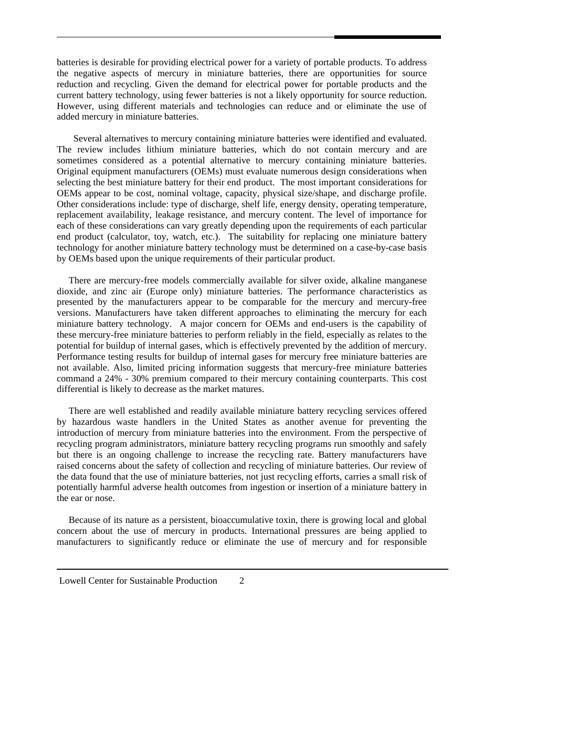batteries is desirable for providing electrical power for a variety of portable products. To address the negative aspects of mercury in miniature batteries, there are opportunities for source reduction and recycling. Given the demand for electrical power for portable products and the current battery technology, using fewer batteries is not a likely opportunity for source reduction. However, using different materials and technologies can reduce and or eliminate the use of added mercury in miniature batteries.

Several alternatives to mercury containing miniature batteries were identified and evaluated. The review includes lithium miniature batteries, which do not contain mercury and are sometimes considered as a potential alternative to mercury containing miniature batteries. Original equipment manufacturers (OEMs) must evaluate numerous design considerations when selecting the best miniature battery for their end product. The most important considerations for OEMs appear to be cost, nominal voltage, capacity, physical size/shape, and discharge profile. Other considerations include: type of discharge, shelf life, energy density, operating temperature, replacement availability, leakage resistance, and mercury content. The level of importance for each of these considerations can vary greatly depending upon the requirements of each particular end product (calculator, toy, watch, etc.). The suitability for replacing one miniature battery technology for another miniature battery technology must be determined on a case-by-case basis by OEMs based upon the unique requirements of their particular product.

There are mercury-free models commercially available for silver oxide, alkaline manganese dioxide, and zinc air (Europe only) miniature batteries. The performance characteristics as presented by the manufacturers appear to be comparable for the mercury and mercury-free versions. Manufacturers have taken different approaches to eliminating the mercury for each miniature battery technology. A major concern for OEMs and end-users is the capability of these mercury-free miniature batteries to perform reliably in the field, especially as relates to the potential for buildup of internal gases, which is effectively prevented by the addition of mercury. Performance testing results for buildup of internal gases for mercury free miniature batteries are not available. Also, limited pricing information suggests that mercury-free miniature batteries command a 24% - 30% premium compared to their mercury containing counterparts. This cost differential is likely to decrease as the market matures.

There are well established and readily available miniature battery recycling services offered by hazardous waste handlers in the United States as another avenue for preventing the introduction of mercury from miniature batteries into the environment. From the perspective of recycling program administrators, miniature battery recycling programs run smoothly and safely but there is an ongoing challenge to increase the recycling rate. Battery manufacturers have raised concerns about the safety of collection and recycling of miniature batteries. Our review of the data found that the use of miniature batteries, not just recycling efforts, carries a small risk of potentially harmful adverse health outcomes from ingestion or insertion of a miniature battery in the ear or nose.

Because of its nature as a persistent, bioaccumulative toxin, there is growing local and global concern about the use of mercury in products. International pressures are being applied to manufacturers to significantly reduce or eliminate the use of mercury and for responsible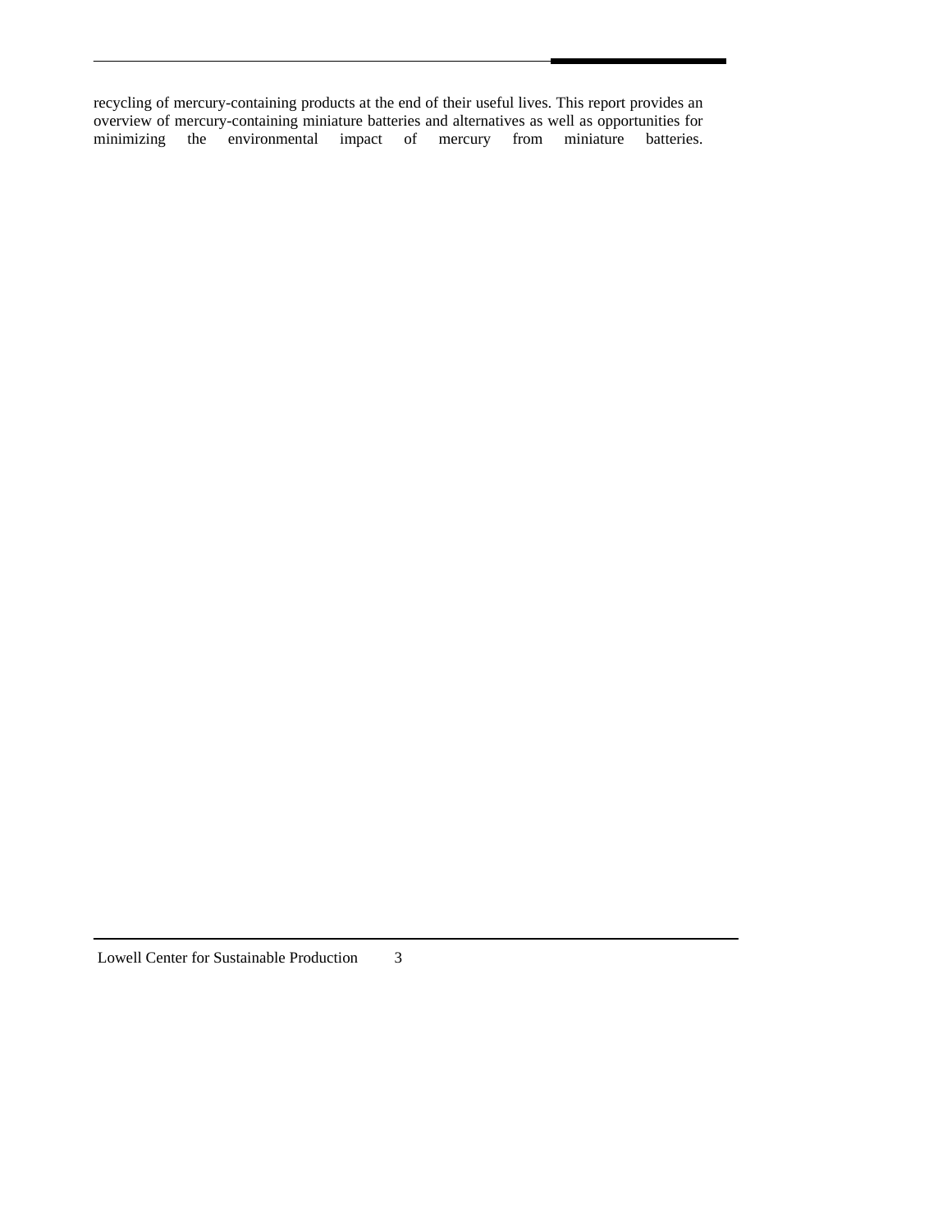recycling of mercury-containing products at the end of their useful lives. This report provides an overview of mercury-containing miniature batteries and alternatives as well as opportunities for minimizing the environmental impact of mercury from miniature batteries.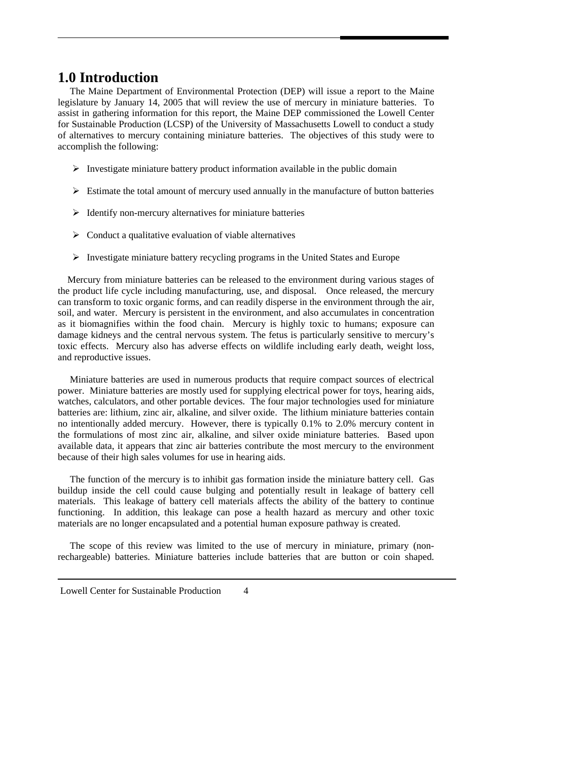# 1.0 Introduction

The Maine Department of Environmental Protection (DEP) will issue a report to the Maine legislature by January 14, 2005 that will review the use of mercury in miniature batteries. To assist in gathering information for this report, the Maine DEP commissioned the Lowell Center for Sustainable Production (LCSP) of the University of Massachusetts Lowell to conduct a study of alternatives to mercury containing miniature batteries. The objectives of this study were to accomplish the following:

- Investigate miniature battery product information available in the public domain
- Estimate the total amount of mercury used annually in the manufacture of button batteries
- Identify non-mercury alternatives for miniature batteries
- Conduct a qualitative evaluation of viable alternatives
- Investigate miniature battery recycling programs in the United States and Europe

Mercury from miniature batteries can be released to the environment during various stages of the product life cycle including manufacturing, use, and disposal. Once released, the mercury can transform to toxic organic forms, and can readily disperse in the environment through the air, soil, and water. Mercury is persistent in the environment, and also accumulates in concentration as it biomagnifies within the food chain. Mercury is highly toxic to humans; exposure can damage kidneys and the central nervous system. The fetus is particularly sensitive to mercury's toxic effects. Mercury also has adverse effects on wildlife including early death, weight loss, and reproductive issues.

Miniature batteries are used in numerous products that require compact sources of electrical power. Miniature batteries are mostly used for supplying electrical power for toys, hearing aids, watches, calculators, and other portable devices. The four major technologies used for miniature batteries are: lithium, zinc air, alkaline, and silver oxide. The lithium miniature batteries contain no intentionally added mercury. However, there is typically 0.1% to 2.0% mercury content in the formulations of most zinc air, alkaline, and silver oxide miniature batteries. Based upon available data, it appears that zinc air batteries contribute the most mercury to the environment because of their high sales volumes for use in hearing aids.

The function of the mercury is to inhibit gas formation inside the miniature battery cell. Gas buildup inside the cell could cause bulging and potentially result in leakage of battery cell materials. This leakage of battery cell materials affects the ability of the battery to continue functioning. In addition, this leakage can pose a health hazard as mercury and other toxic materials are no longer encapsulated and a potential human exposure pathway is created.

The scope of this review was limited to the use of mercury in miniature, primary (non-rechargeable) batteries. Miniature batteries include batteries that are button or coin shaped.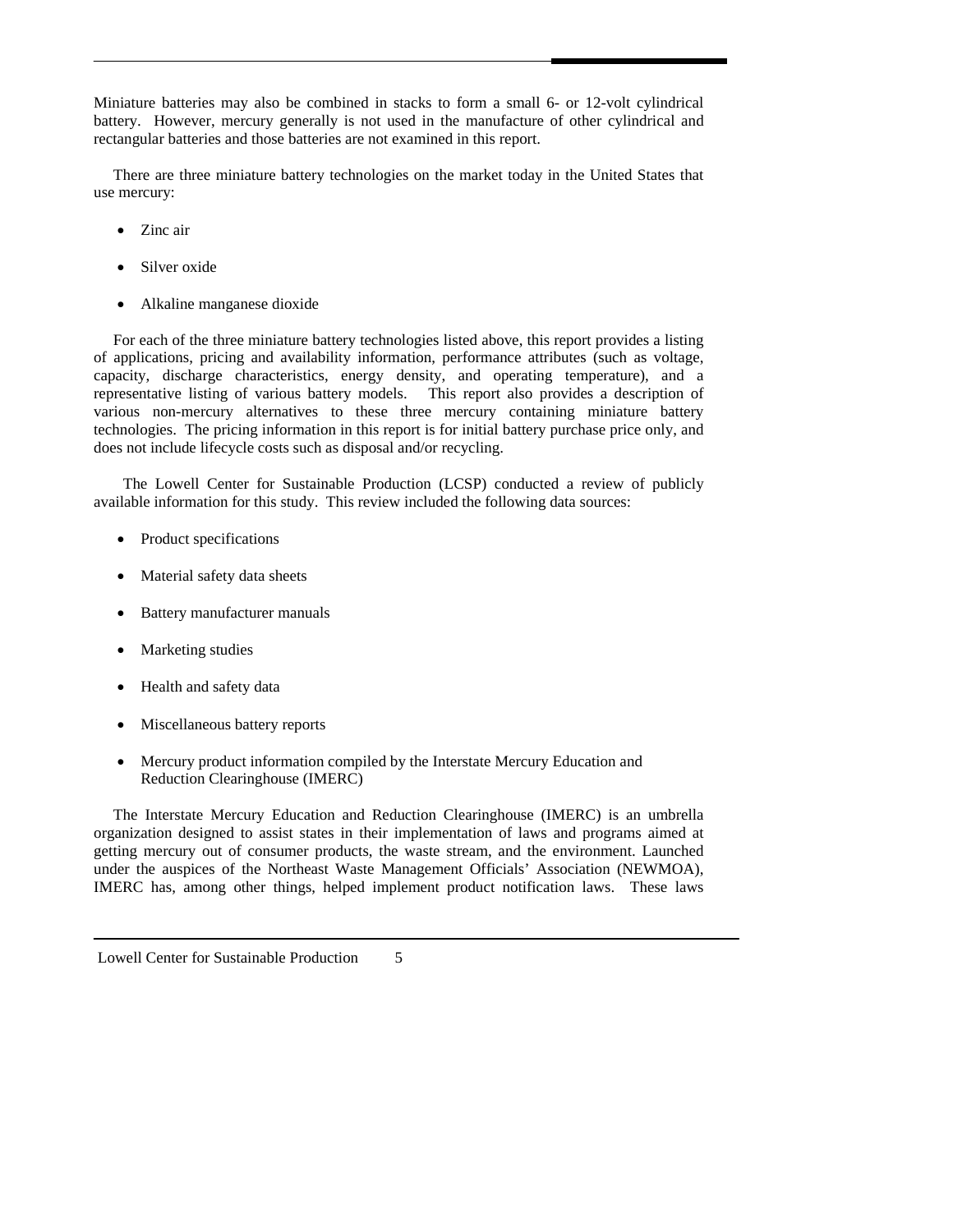Miniature batteries may also be combined in stacks to form a small 6- or 12-volt cylindrical battery. However, mercury generally is not used in the manufacture of other cylindrical and rectangular batteries and those batteries are not examined in this report.

There are three miniature battery technologies on the market today in the United States that use mercury:

- Zinc air
- Silver oxide
- Alkaline manganese dioxide

For each of the three miniature battery technologies listed above, this report provides a listing of applications, pricing and availability information, performance attributes (such as voltage, capacity, discharge characteristics, energy density, and operating temperature), and a representative listing of various battery models. This report also provides a description of various non-mercury alternatives to these three mercury containing miniature battery technologies. The pricing information in this report is for initial battery purchase price only, and does not include lifecycle costs such as disposal and/or recycling.

The Lowell Center for Sustainable Production (LCSP) conducted a review of publicly available information for this study. This review included the following data sources:

- Product specifications
- Material safety data sheets
- Battery manufacturer manuals
- Marketing studies
- Health and safety data
- Miscellaneous battery reports
- Mercury product information compiled by the Interstate Mercury Education and Reduction Clearinghouse (IMERC)

The Interstate Mercury Education and Reduction Clearinghouse (IMERC) is an umbrella organization designed to assist states in their implementation of laws and programs aimed at getting mercury out of consumer products, the waste stream, and the environment. Launched under the auspices of the Northeast Waste Management Officials' Association (NEWMOA), IMERC has, among other things, helped implement product notification laws. These laws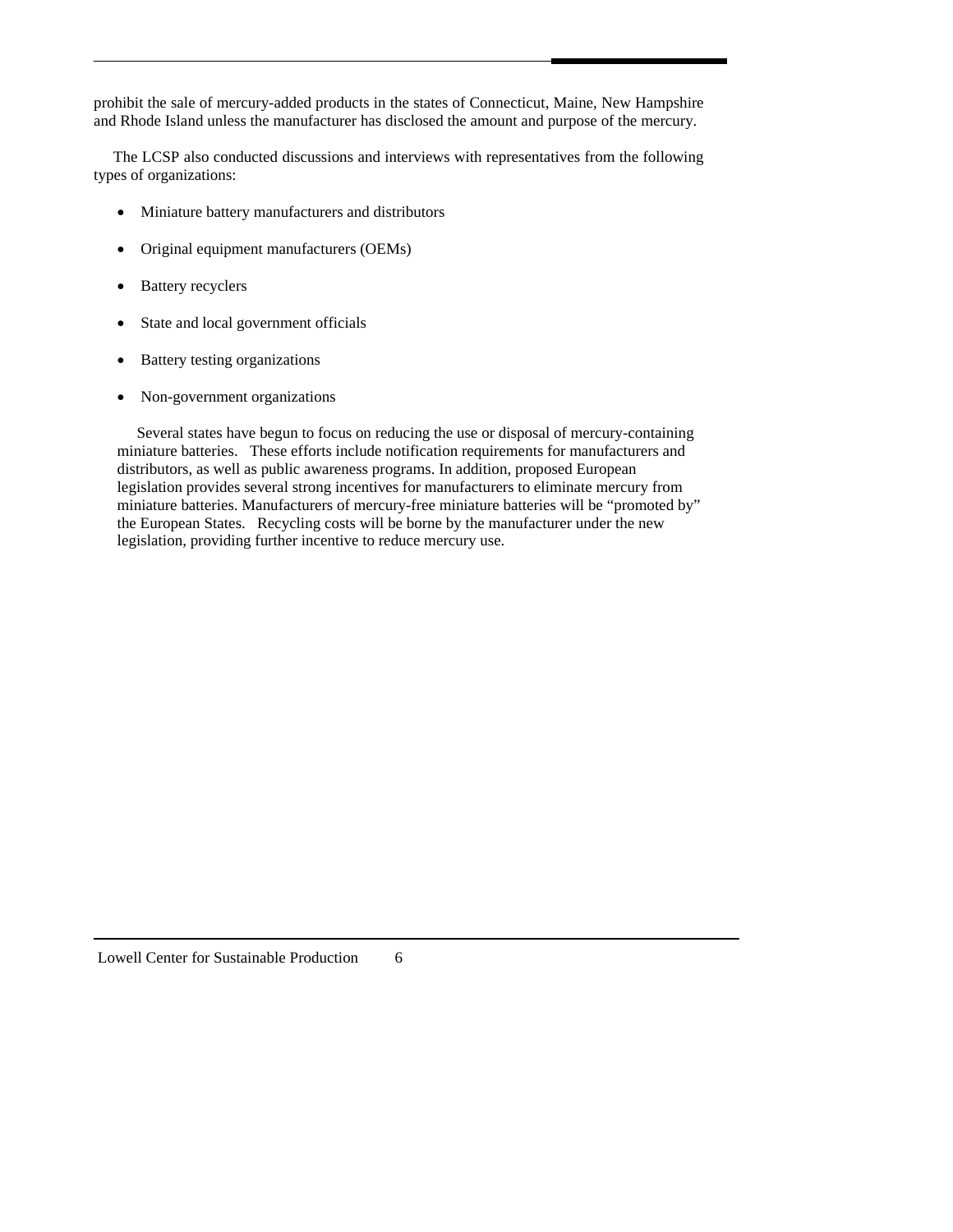prohibit the sale of mercury-added products in the states of Connecticut, Maine, New Hampshire and Rhode Island unless the manufacturer has disclosed the amount and purpose of the mercury.

The LCSP also conducted discussions and interviews with representatives from the following types of organizations:

- Miniature battery manufacturers and distributors
- Original equipment manufacturers (OEMs)
- Battery recyclers
- State and local government officials
- Battery testing organizations
- Non-government organizations

Several states have begun to focus on reducing the use or disposal of mercury-containing miniature batteries. These efforts include notification requirements for manufacturers and distributors, as well as public awareness programs. In addition, proposed European legislation provides several strong incentives for manufacturers to eliminate mercury from miniature batteries. Manufacturers of mercury-free miniature batteries will be "promoted by" the European States. Recycling costs will be borne by the manufacturer under the new legislation, providing further incentive to reduce mercury use.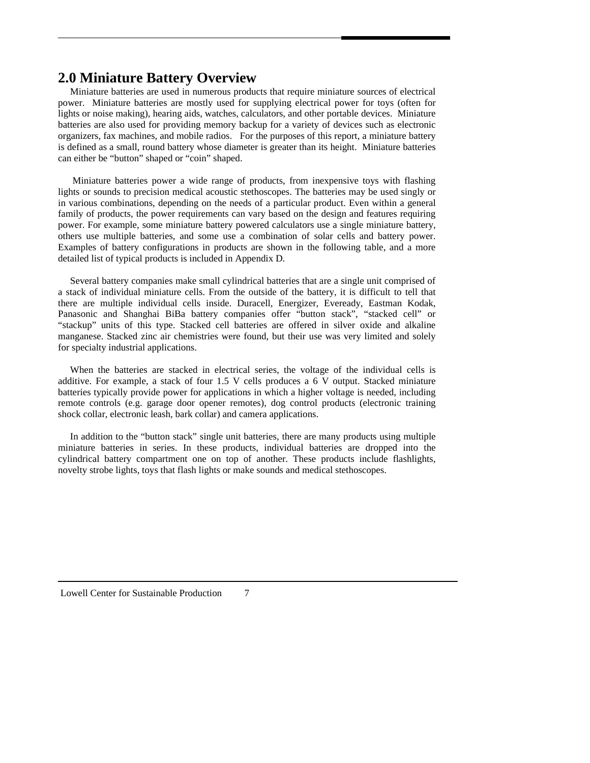## 2.0 Miniature Battery Overview

Miniature batteries are used in numerous products that require miniature sources of electrical power. Miniature batteries are mostly used for supplying electrical power for toys (often for lights or noise making), hearing aids, watches, calculators, and other portable devices. Miniature batteries are also used for providing memory backup for a variety of devices such as electronic organizers, fax machines, and mobile radios. For the purposes of this report, a miniature battery is defined as a small, round battery whose diameter is greater than its height. Miniature batteries can either be "button" shaped or "coin" shaped.

Miniature batteries power a wide range of products, from inexpensive toys with flashing lights or sounds to precision medical acoustic stethoscopes. The batteries may be used singly or in various combinations, depending on the needs of a particular product. Even within a general family of products, the power requirements can vary based on the design and features requiring power. For example, some miniature battery powered calculators use a single miniature battery, others use multiple batteries, and some use a combination of solar cells and battery power. Examples of battery configurations in products are shown in the following table, and a more detailed list of typical products is included in Appendix D.

Several battery companies make small cylindrical batteries that are a single unit comprised of a stack of individual miniature cells. From the outside of the battery, it is difficult to tell that there are multiple individual cells inside. Duracell, Energizer, Eveready, Eastman Kodak, Panasonic and Shanghai BiBa battery companies offer "button stack", "stacked cell" or "stackup" units of this type. Stacked cell batteries are offered in silver oxide and alkaline manganese. Stacked zinc air chemistries were found, but their use was very limited and solely for specialty industrial applications.

When the batteries are stacked in electrical series, the voltage of the individual cells is additive. For example, a stack of four 1.5 V cells produces a 6 V output. Stacked miniature batteries typically provide power for applications in which a higher voltage is needed, including remote controls (e.g. garage door opener remotes), dog control products (electronic training shock collar, electronic leash, bark collar) and camera applications.

In addition to the "button stack" single unit batteries, there are many products using multiple miniature batteries in series. In these products, individual batteries are dropped into the cylindrical battery compartment one on top of another. These products include flashlights, novelty strobe lights, toys that flash lights or make sounds and medical stethoscopes.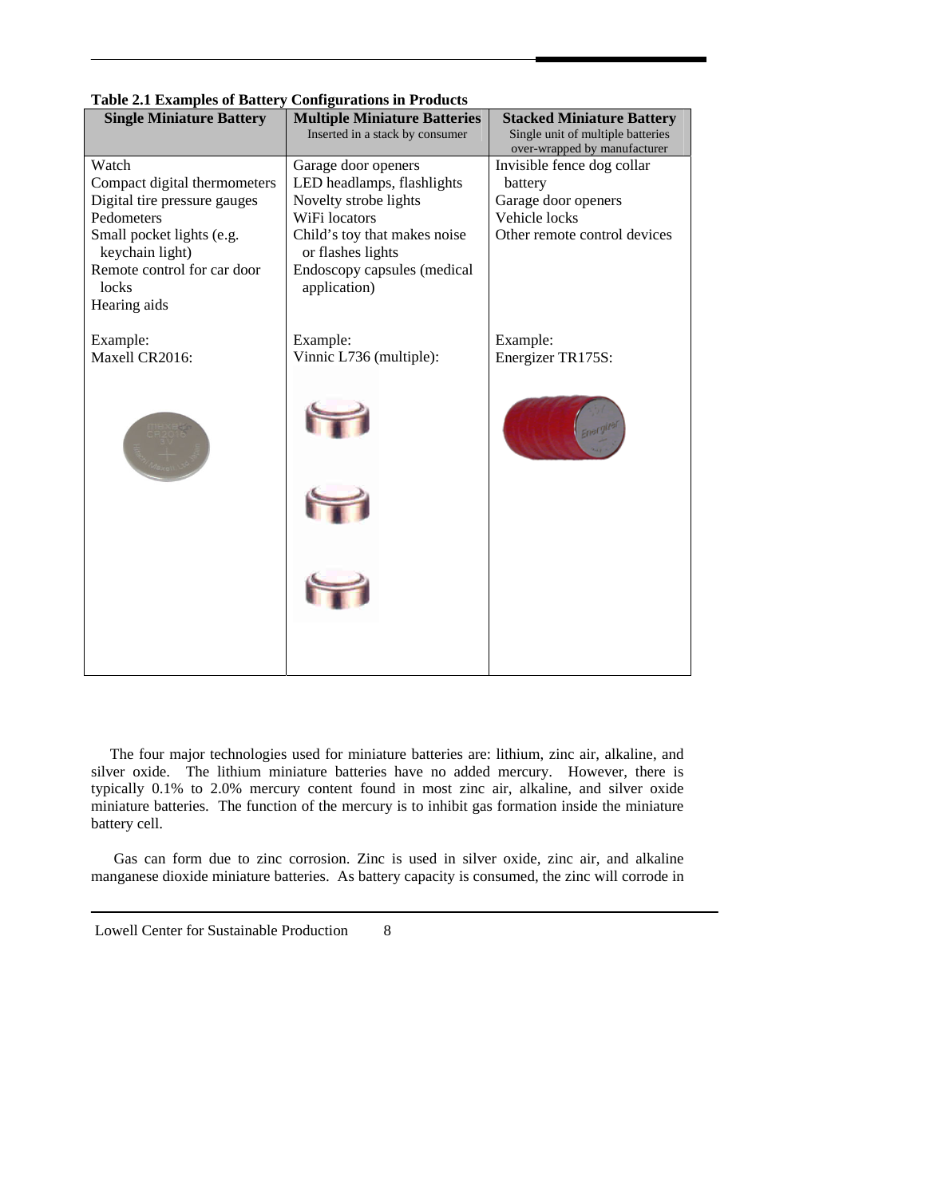**Table 2.1 Examples of Battery Configurations in Products**

| Single Miniature Battery | Multiple Miniature Batteries<br>Inserted in a stack by consumer | Stacked Miniature Battery<br>Single unit of multiple batteries over-wrapped by manufacturer |
|---|---|---|
| Watch<br>Compact digital thermometers<br>Digital tire pressure gauges<br>Pedometers<br>Small pocket lights (e.g. keychain light)<br>Remote control for car door locks<br>Hearing aids | Garage door openers<br>LED headlamps, flashlights<br>Novelty strobe lights<br>WiFi locators<br>Child's toy that makes noise or flashes lights<br>Endoscopy capsules (medical application) | Invisible fence dog collar battery<br>Garage door openers<br>Vehicle locks<br>Other remote control devices |
| Example:<br>Maxell CR2016: | Example:<br>Vinnic L736 (multiple): | Example:<br>Energizer TR175S: |

The four major technologies used for miniature batteries are: lithium, zinc air, alkaline, and silver oxide. The lithium miniature batteries have no added mercury. However, there is typically 0.1% to 2.0% mercury content found in most zinc air, alkaline, and silver oxide miniature batteries. The function of the mercury is to inhibit gas formation inside the miniature battery cell.

Gas can form due to zinc corrosion. Zinc is used in silver oxide, zinc air, and alkaline manganese dioxide miniature batteries. As battery capacity is consumed, the zinc will corrode in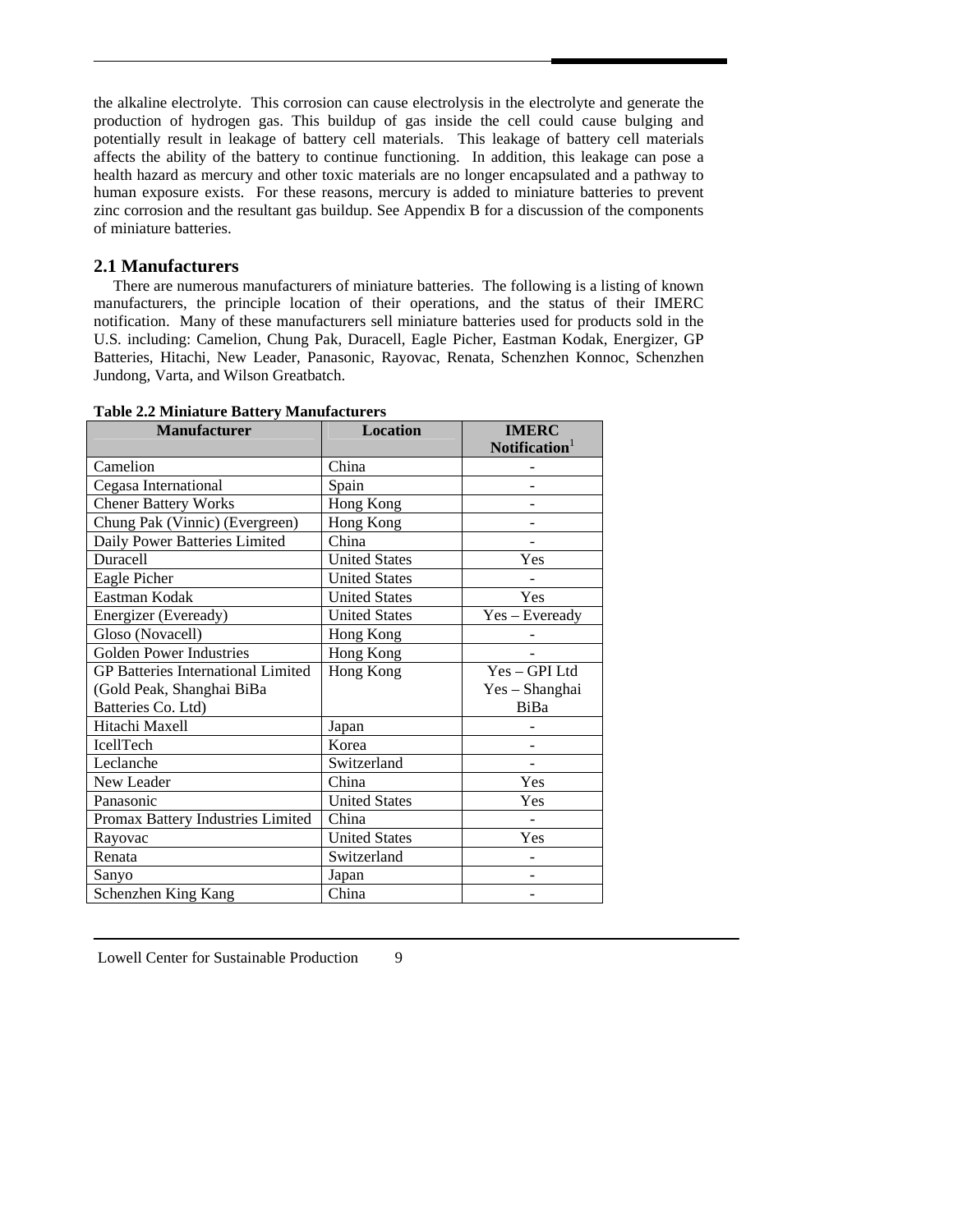the alkaline electrolyte. This corrosion can cause electrolysis in the electrolyte and generate the production of hydrogen gas. This buildup of gas inside the cell could cause bulging and potentially result in leakage of battery cell materials. This leakage of battery cell materials affects the ability of the battery to continue functioning. In addition, this leakage can pose a health hazard as mercury and other toxic materials are no longer encapsulated and a pathway to human exposure exists. For these reasons, mercury is added to miniature batteries to prevent zinc corrosion and the resultant gas buildup. See Appendix B for a discussion of the components of miniature batteries.

## 2.1 Manufacturers

There are numerous manufacturers of miniature batteries. The following is a listing of known manufacturers, the principle location of their operations, and the status of their IMERC notification. Many of these manufacturers sell miniature batteries used for products sold in the U.S. including: Camelion, Chung Pak, Duracell, Eagle Picher, Eastman Kodak, Energizer, GP Batteries, Hitachi, New Leader, Panasonic, Rayovac, Renata, Schenzhen Konnoc, Schenzhen Jundong, Varta, and Wilson Greatbatch.

**Table 2.2 Miniature Battery Manufacturers**

| Manufacturer | Location | IMERC Notification[1] |
|---|---|---|
| Camelion | China | - |
| Cegasa International | Spain | - |
| Chener Battery Works | Hong Kong | - |
| Chung Pak (Vinnic) (Evergreen) | Hong Kong | - |
| Daily Power Batteries Limited | China | - |
| Duracell | United States | Yes |
| Eagle Picher | United States | - |
| Eastman Kodak | United States | Yes |
| Energizer (Eveready) | United States | Yes – Eveready |
| Gloso (Novacell) | Hong Kong | - |
| Golden Power Industries | Hong Kong | - |
| GP Batteries International Limited (Gold Peak, Shanghai BiBa Batteries Co. Ltd) | Hong Kong | Yes – GPI Ltd Yes – Shanghai BiBa |
| Hitachi Maxell | Japan | - |
| IcellTech | Korea | - |
| Leclanche | Switzerland | - |
| New Leader | China | Yes |
| Panasonic | United States | Yes |
| Promax Battery Industries Limited | China | - |
| Rayovac | United States | Yes |
| Renata | Switzerland | - |
| Sanyo | Japan | - |
| Schenzhen King Kang | China | - |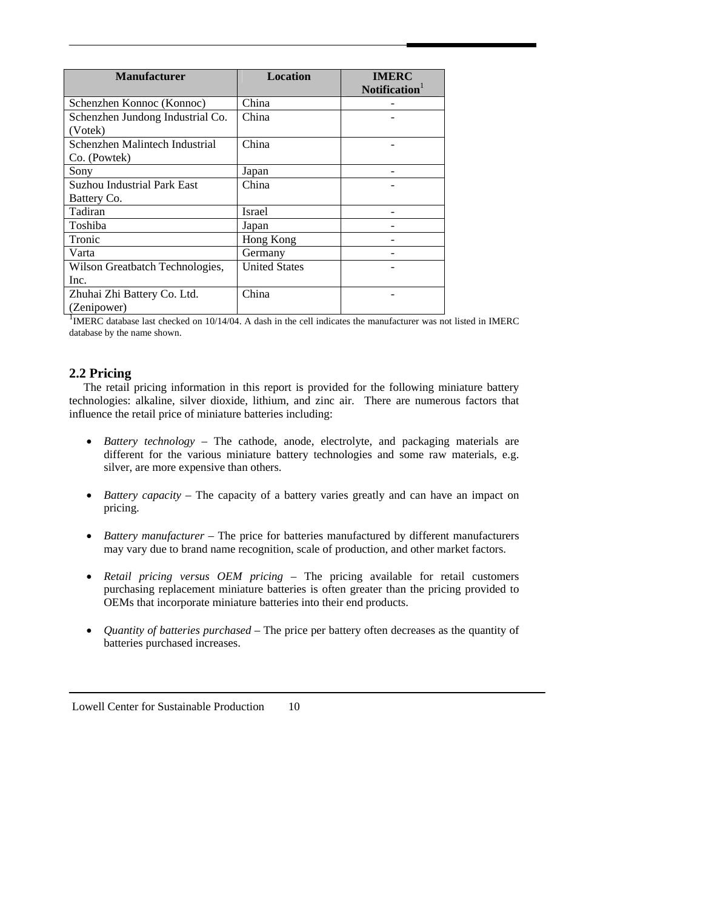| Manufacturer | Location | IMERC Notification[1] |
|---|---|---|
| Schenzhen Konnoc (Konnoc) | China | - |
| Schenzhen Jundong Industrial Co. (Votek) | China | - |
| Schenzhen Malintech Industrial Co. (Powtek) | China | - |
| Sony | Japan | - |
| Suzhou Industrial Park East Battery Co. | China | - |
| Tadiran | Israel | - |
| Toshiba | Japan | - |
| Tronic | Hong Kong | - |
| Varta | Germany | - |
| Wilson Greatbatch Technologies, Inc. | United States | - |
| Zhuhai Zhi Battery Co. Ltd. (Zenipower) | China | - |

[1]IMERC database last checked on 10/14/04. A dash in the cell indicates the manufacturer was not listed in IMERC database by the name shown.

## 2.2 Pricing

The retail pricing information in this report is provided for the following miniature battery technologies: alkaline, silver dioxide, lithium, and zinc air. There are numerous factors that influence the retail price of miniature batteries including:

- *Battery technology* – The cathode, anode, electrolyte, and packaging materials are different for the various miniature battery technologies and some raw materials, e.g. silver, are more expensive than others.

- *Battery capacity* – The capacity of a battery varies greatly and can have an impact on pricing.

- *Battery manufacturer* – The price for batteries manufactured by different manufacturers may vary due to brand name recognition, scale of production, and other market factors.

- *Retail pricing versus OEM pricing* – The pricing available for retail customers purchasing replacement miniature batteries is often greater than the pricing provided to OEMs that incorporate miniature batteries into their end products.

- *Quantity of batteries purchased* – The price per battery often decreases as the quantity of batteries purchased increases.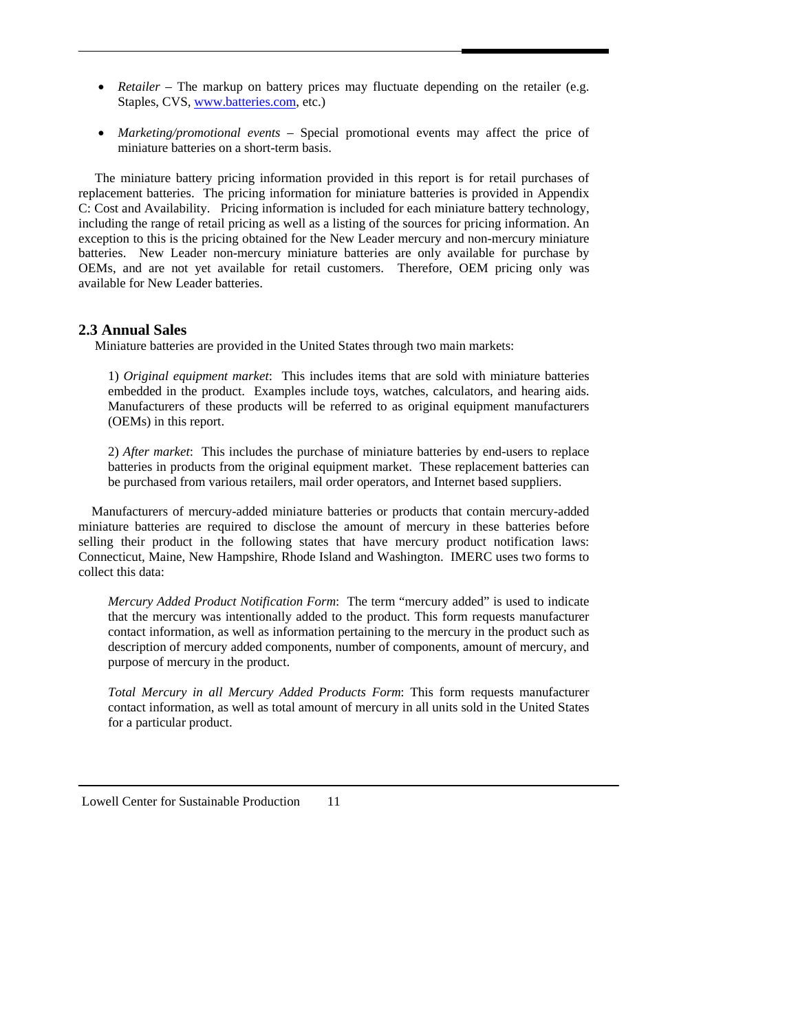- *Retailer* – The markup on battery prices may fluctuate depending on the retailer (e.g. Staples, CVS, www.batteries.com, etc.)

- *Marketing/promotional events* – Special promotional events may affect the price of miniature batteries on a short-term basis.

The miniature battery pricing information provided in this report is for retail purchases of replacement batteries. The pricing information for miniature batteries is provided in Appendix C: Cost and Availability. Pricing information is included for each miniature battery technology, including the range of retail pricing as well as a listing of the sources for pricing information. An exception to this is the pricing obtained for the New Leader mercury and non-mercury miniature batteries. New Leader non-mercury miniature batteries are only available for purchase by OEMs, and are not yet available for retail customers. Therefore, OEM pricing only was available for New Leader batteries.

## 2.3 Annual Sales

Miniature batteries are provided in the United States through two main markets:

1) *Original equipment market*: This includes items that are sold with miniature batteries embedded in the product. Examples include toys, watches, calculators, and hearing aids. Manufacturers of these products will be referred to as original equipment manufacturers (OEMs) in this report.

2) *After market*: This includes the purchase of miniature batteries by end-users to replace batteries in products from the original equipment market. These replacement batteries can be purchased from various retailers, mail order operators, and Internet based suppliers.

Manufacturers of mercury-added miniature batteries or products that contain mercury-added miniature batteries are required to disclose the amount of mercury in these batteries before selling their product in the following states that have mercury product notification laws: Connecticut, Maine, New Hampshire, Rhode Island and Washington. IMERC uses two forms to collect this data:

*Mercury Added Product Notification Form*: The term "mercury added" is used to indicate that the mercury was intentionally added to the product. This form requests manufacturer contact information, as well as information pertaining to the mercury in the product such as description of mercury added components, number of components, amount of mercury, and purpose of mercury in the product.

*Total Mercury in all Mercury Added Products Form*: This form requests manufacturer contact information, as well as total amount of mercury in all units sold in the United States for a particular product.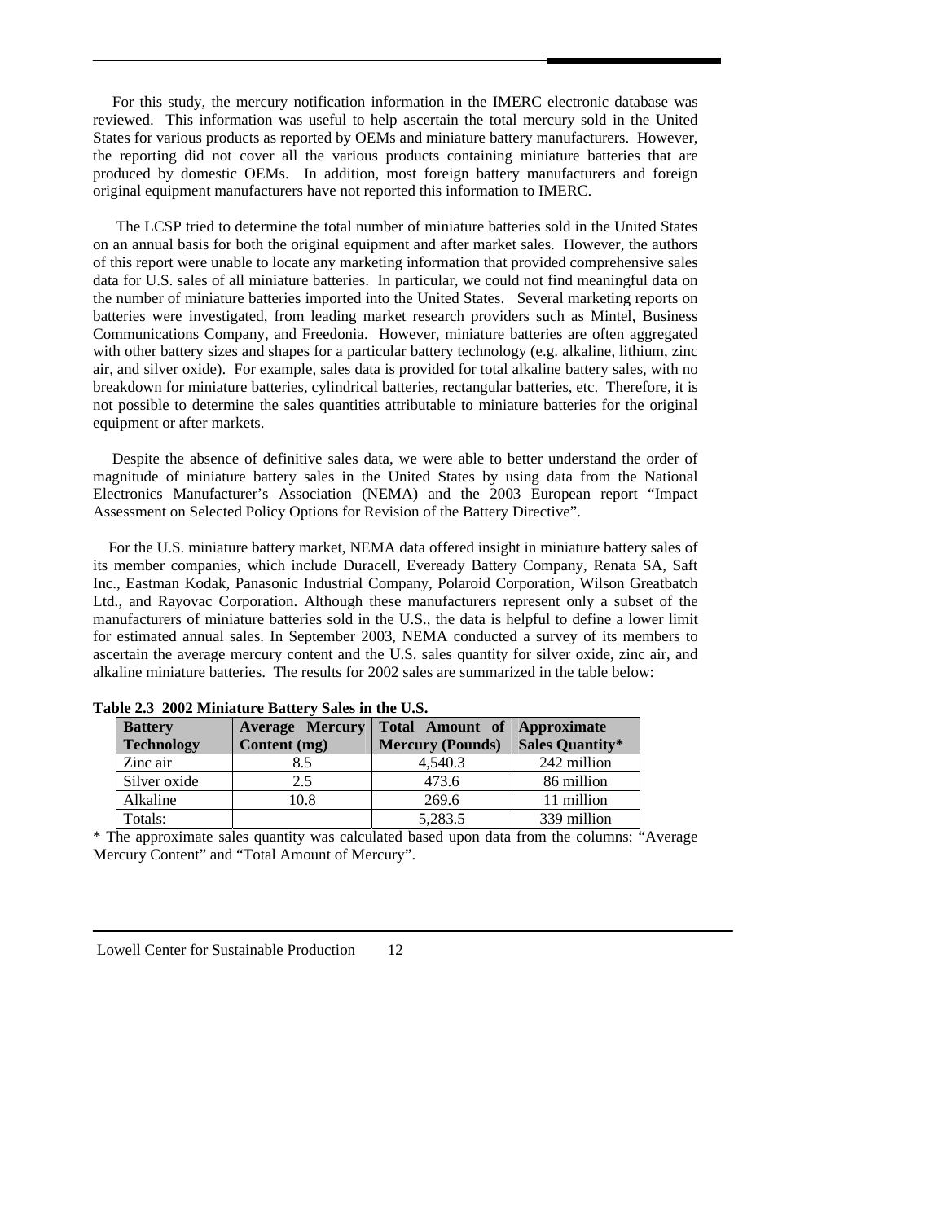For this study, the mercury notification information in the IMERC electronic database was reviewed. This information was useful to help ascertain the total mercury sold in the United States for various products as reported by OEMs and miniature battery manufacturers. However, the reporting did not cover all the various products containing miniature batteries that are produced by domestic OEMs. In addition, most foreign battery manufacturers and foreign original equipment manufacturers have not reported this information to IMERC.

The LCSP tried to determine the total number of miniature batteries sold in the United States on an annual basis for both the original equipment and after market sales. However, the authors of this report were unable to locate any marketing information that provided comprehensive sales data for U.S. sales of all miniature batteries. In particular, we could not find meaningful data on the number of miniature batteries imported into the United States. Several marketing reports on batteries were investigated, from leading market research providers such as Mintel, Business Communications Company, and Freedonia. However, miniature batteries are often aggregated with other battery sizes and shapes for a particular battery technology (e.g. alkaline, lithium, zinc air, and silver oxide). For example, sales data is provided for total alkaline battery sales, with no breakdown for miniature batteries, cylindrical batteries, rectangular batteries, etc. Therefore, it is not possible to determine the sales quantities attributable to miniature batteries for the original equipment or after markets.

Despite the absence of definitive sales data, we were able to better understand the order of magnitude of miniature battery sales in the United States by using data from the National Electronics Manufacturer's Association (NEMA) and the 2003 European report "Impact Assessment on Selected Policy Options for Revision of the Battery Directive".

For the U.S. miniature battery market, NEMA data offered insight in miniature battery sales of its member companies, which include Duracell, Eveready Battery Company, Renata SA, Saft Inc., Eastman Kodak, Panasonic Industrial Company, Polaroid Corporation, Wilson Greatbatch Ltd., and Rayovac Corporation. Although these manufacturers represent only a subset of the manufacturers of miniature batteries sold in the U.S., the data is helpful to define a lower limit for estimated annual sales. In September 2003, NEMA conducted a survey of its members to ascertain the average mercury content and the U.S. sales quantity for silver oxide, zinc air, and alkaline miniature batteries. The results for 2002 sales are summarized in the table below:

**Table 2.3 2002 Miniature Battery Sales in the U.S.**

| Battery Technology | Average Mercury Content (mg) | Total Amount of Mercury (Pounds) | Approximate Sales Quantity* |
|---|---|---|---|
| Zinc air | 8.5 | 4,540.3 | 242 million |
| Silver oxide | 2.5 | 473.6 | 86 million |
| Alkaline | 10.8 | 269.6 | 11 million |
| Totals: | | 5,283.5 | 339 million |

* The approximate sales quantity was calculated based upon data from the columns: "Average Mercury Content" and "Total Amount of Mercury".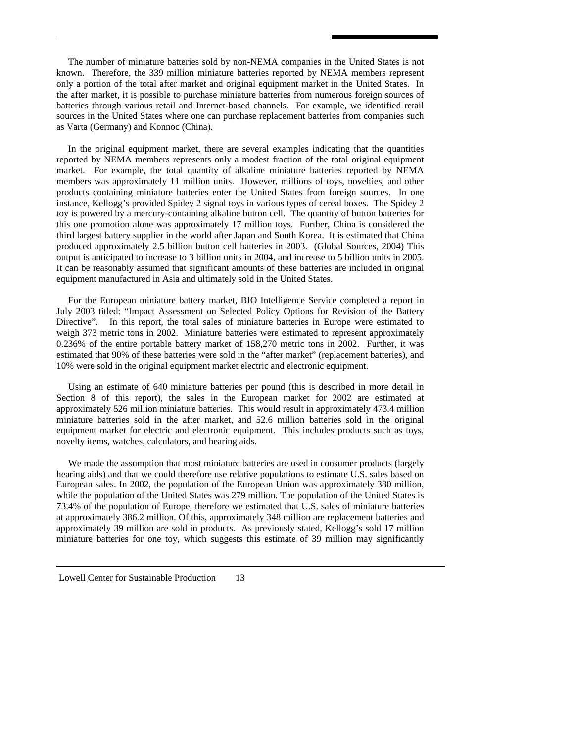The number of miniature batteries sold by non-NEMA companies in the United States is not known. Therefore, the 339 million miniature batteries reported by NEMA members represent only a portion of the total after market and original equipment market in the United States. In the after market, it is possible to purchase miniature batteries from numerous foreign sources of batteries through various retail and Internet-based channels. For example, we identified retail sources in the United States where one can purchase replacement batteries from companies such as Varta (Germany) and Konnoc (China).

In the original equipment market, there are several examples indicating that the quantities reported by NEMA members represents only a modest fraction of the total original equipment market. For example, the total quantity of alkaline miniature batteries reported by NEMA members was approximately 11 million units. However, millions of toys, novelties, and other products containing miniature batteries enter the United States from foreign sources. In one instance, Kellogg's provided Spidey 2 signal toys in various types of cereal boxes. The Spidey 2 toy is powered by a mercury-containing alkaline button cell. The quantity of button batteries for this one promotion alone was approximately 17 million toys. Further, China is considered the third largest battery supplier in the world after Japan and South Korea. It is estimated that China produced approximately 2.5 billion button cell batteries in 2003. (Global Sources, 2004) This output is anticipated to increase to 3 billion units in 2004, and increase to 5 billion units in 2005. It can be reasonably assumed that significant amounts of these batteries are included in original equipment manufactured in Asia and ultimately sold in the United States.

For the European miniature battery market, BIO Intelligence Service completed a report in July 2003 titled: "Impact Assessment on Selected Policy Options for Revision of the Battery Directive". In this report, the total sales of miniature batteries in Europe were estimated to weigh 373 metric tons in 2002. Miniature batteries were estimated to represent approximately 0.236% of the entire portable battery market of 158,270 metric tons in 2002. Further, it was estimated that 90% of these batteries were sold in the "after market" (replacement batteries), and 10% were sold in the original equipment market electric and electronic equipment.

Using an estimate of 640 miniature batteries per pound (this is described in more detail in Section 8 of this report), the sales in the European market for 2002 are estimated at approximately 526 million miniature batteries. This would result in approximately 473.4 million miniature batteries sold in the after market, and 52.6 million batteries sold in the original equipment market for electric and electronic equipment. This includes products such as toys, novelty items, watches, calculators, and hearing aids.

We made the assumption that most miniature batteries are used in consumer products (largely hearing aids) and that we could therefore use relative populations to estimate U.S. sales based on European sales. In 2002, the population of the European Union was approximately 380 million, while the population of the United States was 279 million. The population of the United States is 73.4% of the population of Europe, therefore we estimated that U.S. sales of miniature batteries at approximately 386.2 million. Of this, approximately 348 million are replacement batteries and approximately 39 million are sold in products. As previously stated, Kellogg's sold 17 million miniature batteries for one toy, which suggests this estimate of 39 million may significantly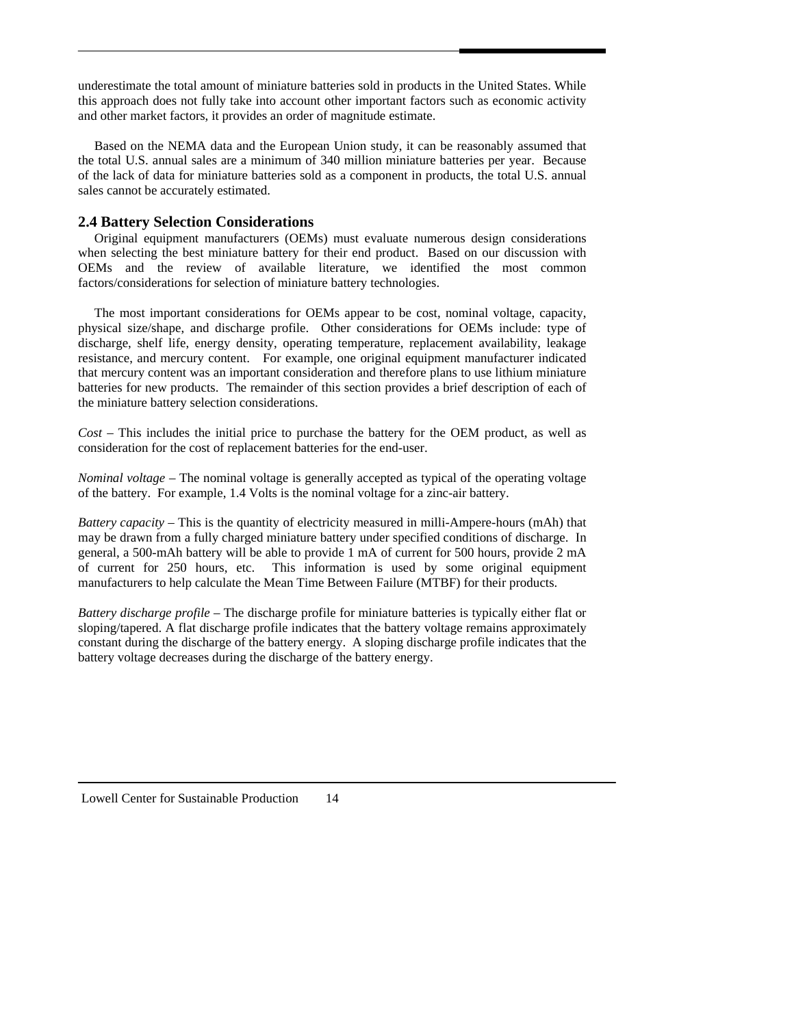underestimate the total amount of miniature batteries sold in products in the United States. While this approach does not fully take into account other important factors such as economic activity and other market factors, it provides an order of magnitude estimate.

Based on the NEMA data and the European Union study, it can be reasonably assumed that the total U.S. annual sales are a minimum of 340 million miniature batteries per year. Because of the lack of data for miniature batteries sold as a component in products, the total U.S. annual sales cannot be accurately estimated.

## 2.4 Battery Selection Considerations

Original equipment manufacturers (OEMs) must evaluate numerous design considerations when selecting the best miniature battery for their end product. Based on our discussion with OEMs and the review of available literature, we identified the most common factors/considerations for selection of miniature battery technologies.

The most important considerations for OEMs appear to be cost, nominal voltage, capacity, physical size/shape, and discharge profile. Other considerations for OEMs include: type of discharge, shelf life, energy density, operating temperature, replacement availability, leakage resistance, and mercury content. For example, one original equipment manufacturer indicated that mercury content was an important consideration and therefore plans to use lithium miniature batteries for new products. The remainder of this section provides a brief description of each of the miniature battery selection considerations.

*Cost* – This includes the initial price to purchase the battery for the OEM product, as well as consideration for the cost of replacement batteries for the end-user.

*Nominal voltage* – The nominal voltage is generally accepted as typical of the operating voltage of the battery. For example, 1.4 Volts is the nominal voltage for a zinc-air battery.

*Battery capacity* – This is the quantity of electricity measured in milli-Ampere-hours (mAh) that may be drawn from a fully charged miniature battery under specified conditions of discharge. In general, a 500-mAh battery will be able to provide 1 mA of current for 500 hours, provide 2 mA of current for 250 hours, etc. This information is used by some original equipment manufacturers to help calculate the Mean Time Between Failure (MTBF) for their products.

*Battery discharge profile* – The discharge profile for miniature batteries is typically either flat or sloping/tapered. A flat discharge profile indicates that the battery voltage remains approximately constant during the discharge of the battery energy. A sloping discharge profile indicates that the battery voltage decreases during the discharge of the battery energy.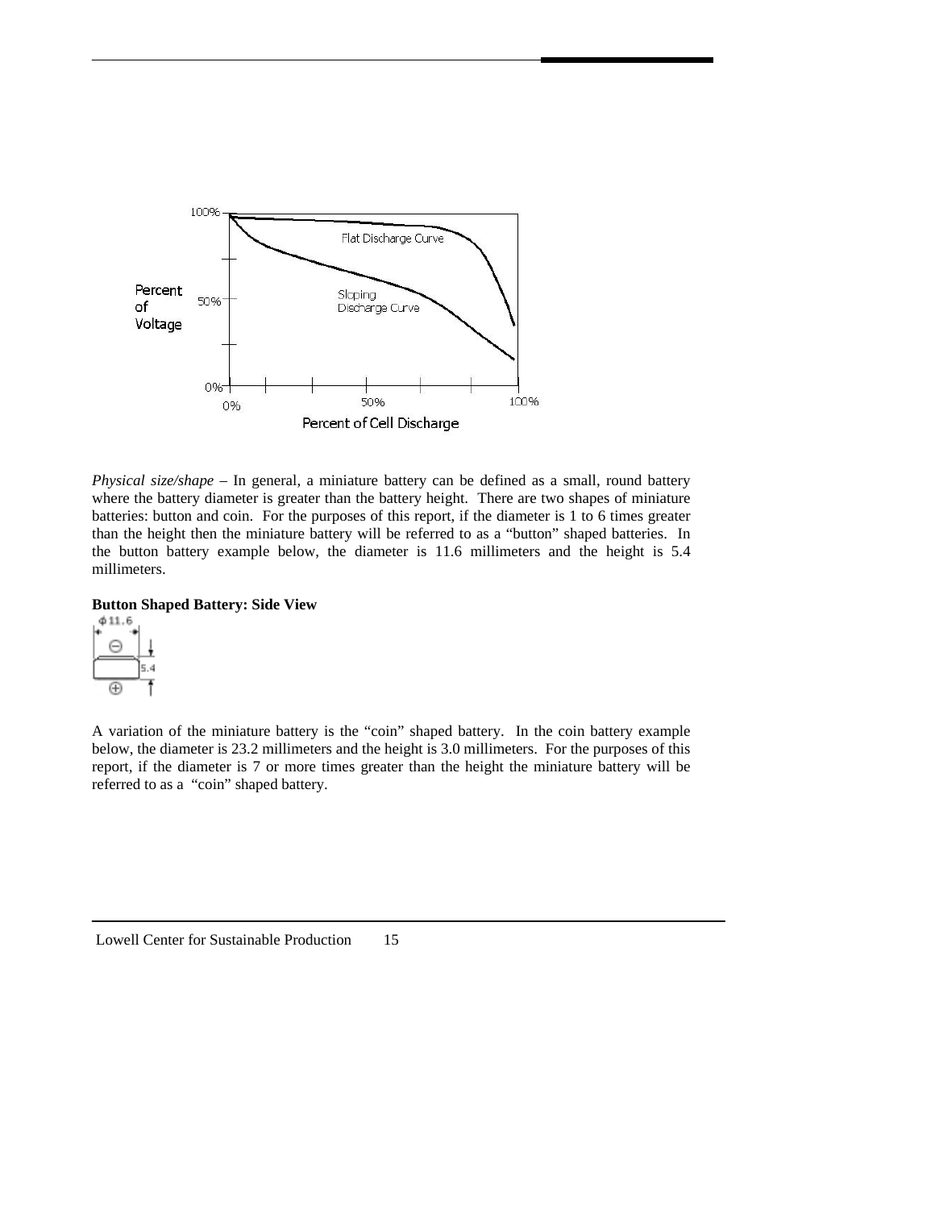*Physical size/shape* – In general, a miniature battery can be defined as a small, round battery where the battery diameter is greater than the battery height. There are two shapes of miniature batteries: button and coin. For the purposes of this report, if the diameter is 1 to 6 times greater than the height then the miniature battery will be referred to as a "button" shaped batteries. In the button battery example below, the diameter is 11.6 millimeters and the height is 5.4 millimeters.

**Button Shaped Battery: Side View**

A variation of the miniature battery is the "coin" shaped battery. In the coin battery example below, the diameter is 23.2 millimeters and the height is 3.0 millimeters. For the purposes of this report, if the diameter is 7 or more times greater than the height the miniature battery will be referred to as a "coin" shaped battery.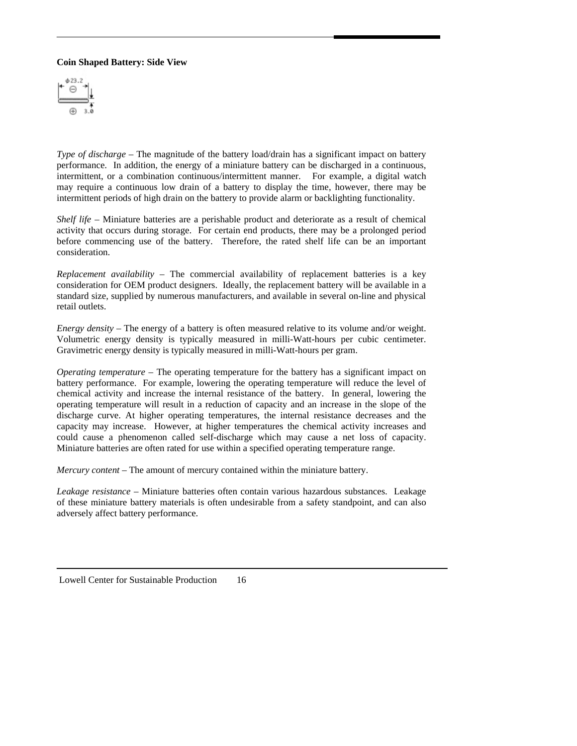**Coin Shaped Battery: Side View**

*Type of discharge* – The magnitude of the battery load/drain has a significant impact on battery performance. In addition, the energy of a miniature battery can be discharged in a continuous, intermittent, or a combination continuous/intermittent manner. For example, a digital watch may require a continuous low drain of a battery to display the time, however, there may be intermittent periods of high drain on the battery to provide alarm or backlighting functionality.

*Shelf life* – Miniature batteries are a perishable product and deteriorate as a result of chemical activity that occurs during storage. For certain end products, there may be a prolonged period before commencing use of the battery. Therefore, the rated shelf life can be an important consideration.

*Replacement availability* – The commercial availability of replacement batteries is a key consideration for OEM product designers. Ideally, the replacement battery will be available in a standard size, supplied by numerous manufacturers, and available in several on-line and physical retail outlets.

*Energy density* – The energy of a battery is often measured relative to its volume and/or weight. Volumetric energy density is typically measured in milli-Watt-hours per cubic centimeter. Gravimetric energy density is typically measured in milli-Watt-hours per gram.

*Operating temperature* – The operating temperature for the battery has a significant impact on battery performance. For example, lowering the operating temperature will reduce the level of chemical activity and increase the internal resistance of the battery. In general, lowering the operating temperature will result in a reduction of capacity and an increase in the slope of the discharge curve. At higher operating temperatures, the internal resistance decreases and the capacity may increase. However, at higher temperatures the chemical activity increases and could cause a phenomenon called self-discharge which may cause a net loss of capacity. Miniature batteries are often rated for use within a specified operating temperature range.

*Mercury content* – The amount of mercury contained within the miniature battery.

*Leakage resistance* – Miniature batteries often contain various hazardous substances. Leakage of these miniature battery materials is often undesirable from a safety standpoint, and can also adversely affect battery performance.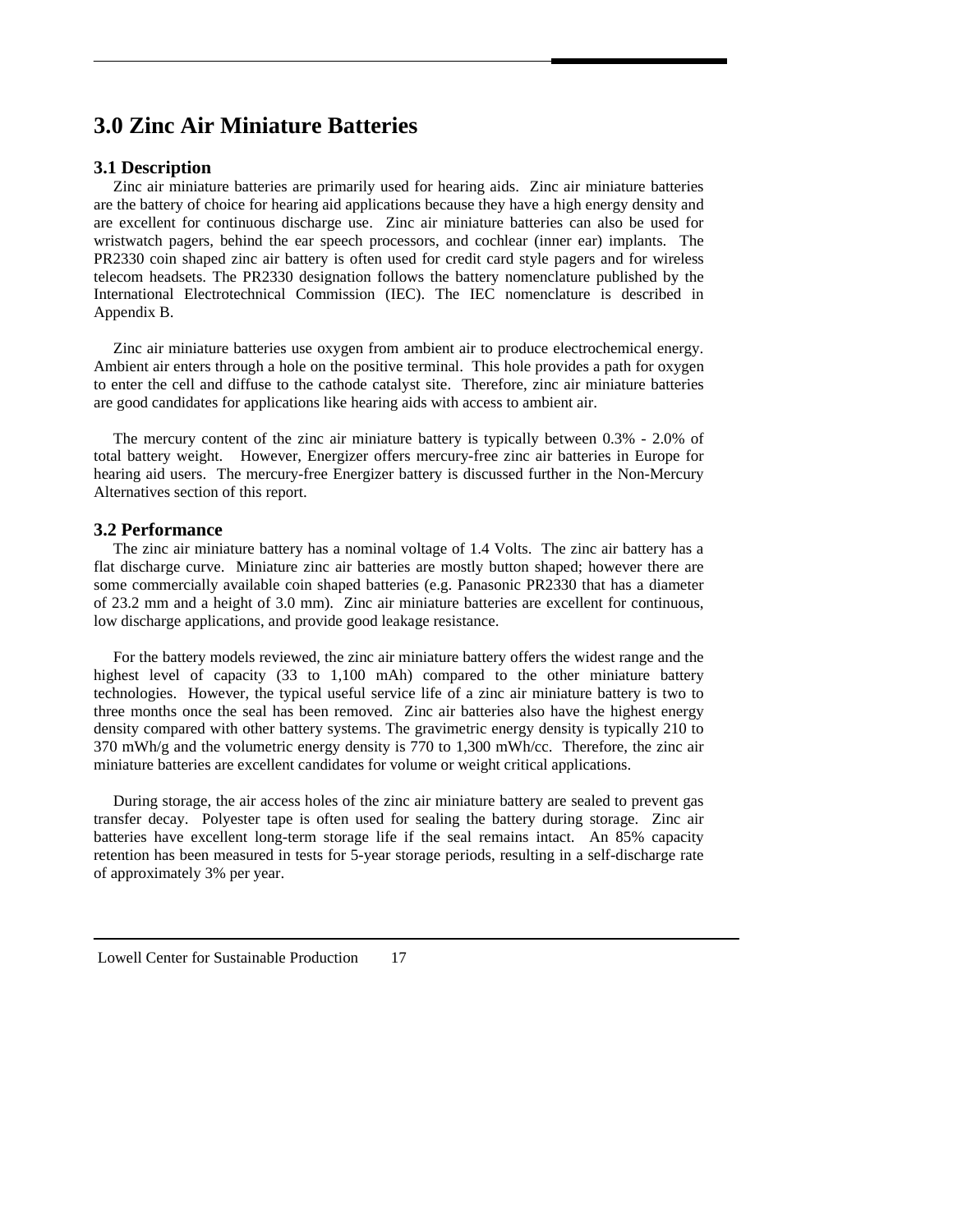# 3.0 Zinc Air Miniature Batteries

## 3.1 Description

Zinc air miniature batteries are primarily used for hearing aids. Zinc air miniature batteries are the battery of choice for hearing aid applications because they have a high energy density and are excellent for continuous discharge use. Zinc air miniature batteries can also be used for wristwatch pagers, behind the ear speech processors, and cochlear (inner ear) implants. The PR2330 coin shaped zinc air battery is often used for credit card style pagers and for wireless telecom headsets. The PR2330 designation follows the battery nomenclature published by the International Electrotechnical Commission (IEC). The IEC nomenclature is described in Appendix B.

Zinc air miniature batteries use oxygen from ambient air to produce electrochemical energy. Ambient air enters through a hole on the positive terminal. This hole provides a path for oxygen to enter the cell and diffuse to the cathode catalyst site. Therefore, zinc air miniature batteries are good candidates for applications like hearing aids with access to ambient air.

The mercury content of the zinc air miniature battery is typically between 0.3% - 2.0% of total battery weight. However, Energizer offers mercury-free zinc air batteries in Europe for hearing aid users. The mercury-free Energizer battery is discussed further in the Non-Mercury Alternatives section of this report.

## 3.2 Performance

The zinc air miniature battery has a nominal voltage of 1.4 Volts. The zinc air battery has a flat discharge curve. Miniature zinc air batteries are mostly button shaped; however there are some commercially available coin shaped batteries (e.g. Panasonic PR2330 that has a diameter of 23.2 mm and a height of 3.0 mm). Zinc air miniature batteries are excellent for continuous, low discharge applications, and provide good leakage resistance.

For the battery models reviewed, the zinc air miniature battery offers the widest range and the highest level of capacity (33 to 1,100 mAh) compared to the other miniature battery technologies. However, the typical useful service life of a zinc air miniature battery is two to three months once the seal has been removed. Zinc air batteries also have the highest energy density compared with other battery systems. The gravimetric energy density is typically 210 to 370 mWh/g and the volumetric energy density is 770 to 1,300 mWh/cc. Therefore, the zinc air miniature batteries are excellent candidates for volume or weight critical applications.

During storage, the air access holes of the zinc air miniature battery are sealed to prevent gas transfer decay. Polyester tape is often used for sealing the battery during storage. Zinc air batteries have excellent long-term storage life if the seal remains intact. An 85% capacity retention has been measured in tests for 5-year storage periods, resulting in a self-discharge rate of approximately 3% per year.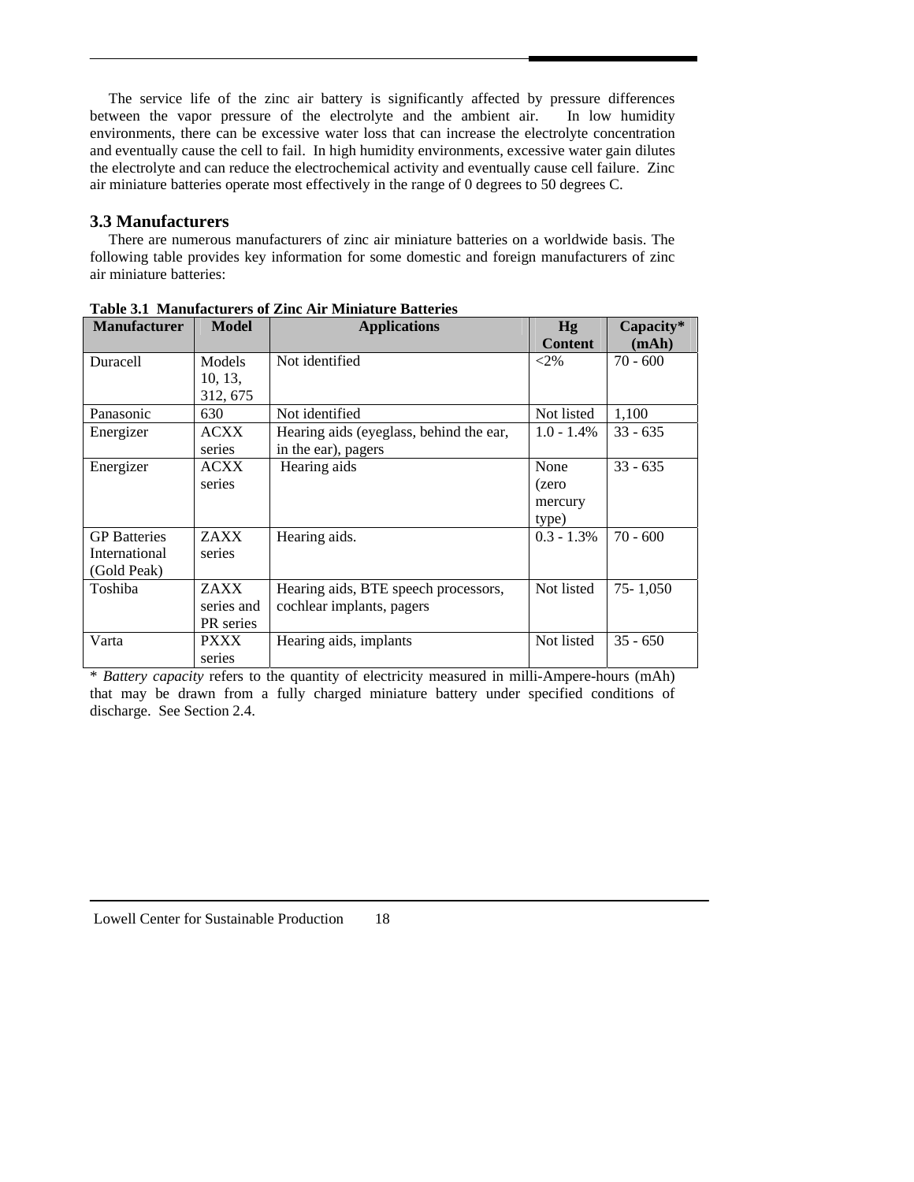The service life of the zinc air battery is significantly affected by pressure differences between the vapor pressure of the electrolyte and the ambient air. In low humidity environments, there can be excessive water loss that can increase the electrolyte concentration and eventually cause the cell to fail. In high humidity environments, excessive water gain dilutes the electrolyte and can reduce the electrochemical activity and eventually cause cell failure. Zinc air miniature batteries operate most effectively in the range of 0 degrees to 50 degrees C.

### 3.3 Manufacturers

There are numerous manufacturers of zinc air miniature batteries on a worldwide basis. The following table provides key information for some domestic and foreign manufacturers of zinc air miniature batteries:

**Table 3.1 Manufacturers of Zinc Air Miniature Batteries**

| Manufacturer | Model | Applications | Hg Content | Capacity* (mAh) |
|---|---|---|---|---|
| Duracell | Models 10, 13, 312, 675 | Not identified | <2% | 70 - 600 |
| Panasonic | 630 | Not identified | Not listed | 1,100 |
| Energizer | ACXX series | Hearing aids (eyeglass, behind the ear, in the ear), pagers | 1.0 - 1.4% | 33 - 635 |
| Energizer | ACXX series | Hearing aids | None (zero mercury type) | 33 - 635 |
| GP Batteries International (Gold Peak) | ZAXX series | Hearing aids. | 0.3 - 1.3% | 70 - 600 |
| Toshiba | ZAXX series and PR series | Hearing aids, BTE speech processors, cochlear implants, pagers | Not listed | 75- 1,050 |
| Varta | PXXX series | Hearing aids, implants | Not listed | 35 - 650 |

\* *Battery capacity* refers to the quantity of electricity measured in milli-Ampere-hours (mAh) that may be drawn from a fully charged miniature battery under specified conditions of discharge. See Section 2.4.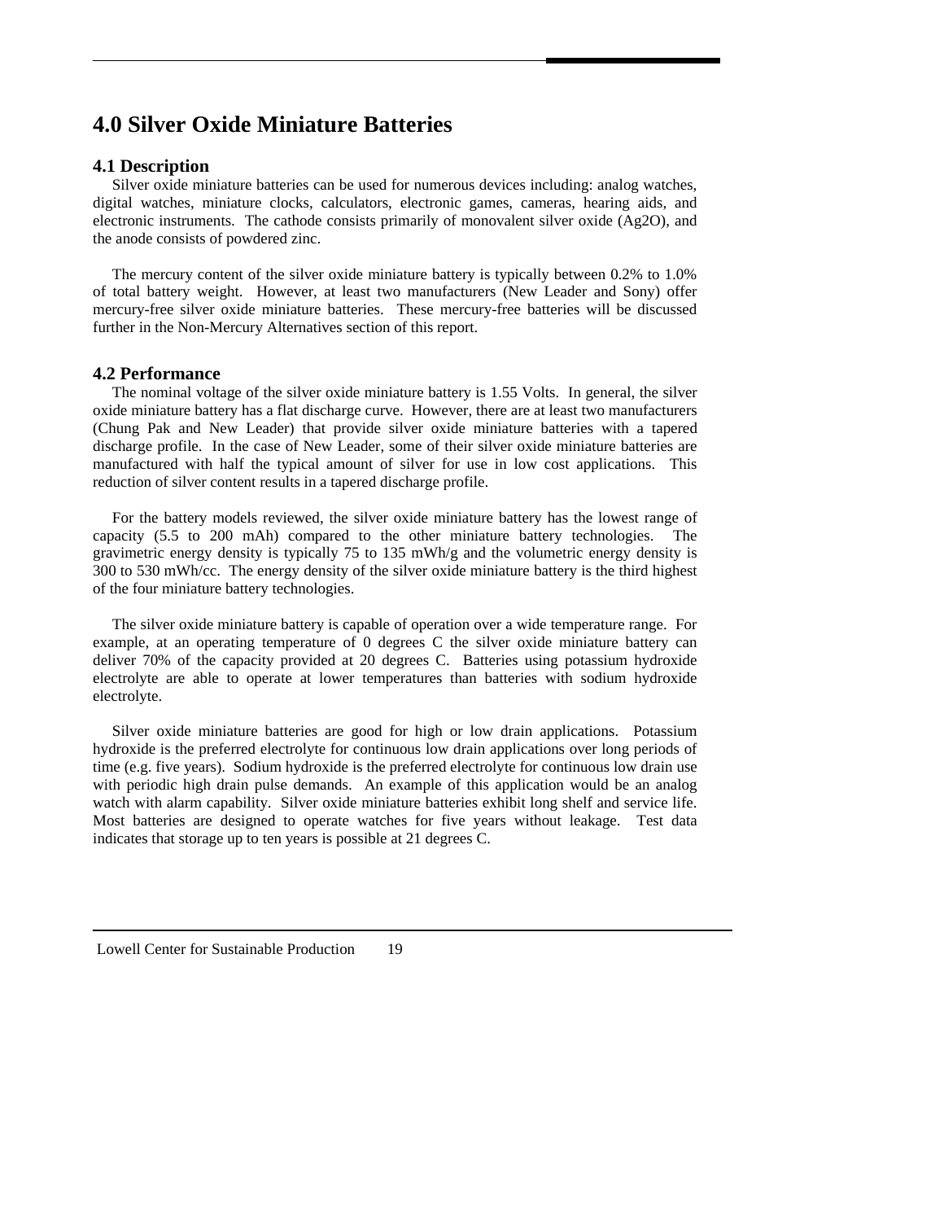# 4.0 Silver Oxide Miniature Batteries

## 4.1 Description

Silver oxide miniature batteries can be used for numerous devices including: analog watches, digital watches, miniature clocks, calculators, electronic games, cameras, hearing aids, and electronic instruments. The cathode consists primarily of monovalent silver oxide ($Ag_2O$), and the anode consists of powdered zinc.

The mercury content of the silver oxide miniature battery is typically between 0.2% to 1.0% of total battery weight. However, at least two manufacturers (New Leader and Sony) offer mercury-free silver oxide miniature batteries. These mercury-free batteries will be discussed further in the Non-Mercury Alternatives section of this report.

## 4.2 Performance

The nominal voltage of the silver oxide miniature battery is 1.55 Volts. In general, the silver oxide miniature battery has a flat discharge curve. However, there are at least two manufacturers (Chung Pak and New Leader) that provide silver oxide miniature batteries with a tapered discharge profile. In the case of New Leader, some of their silver oxide miniature batteries are manufactured with half the typical amount of silver for use in low cost applications. This reduction of silver content results in a tapered discharge profile.

For the battery models reviewed, the silver oxide miniature battery has the lowest range of capacity (5.5 to 200 mAh) compared to the other miniature battery technologies. The gravimetric energy density is typically 75 to 135 mWh/g and the volumetric energy density is 300 to 530 mWh/cc. The energy density of the silver oxide miniature battery is the third highest of the four miniature battery technologies.

The silver oxide miniature battery is capable of operation over a wide temperature range. For example, at an operating temperature of 0 degrees C the silver oxide miniature battery can deliver 70% of the capacity provided at 20 degrees C. Batteries using potassium hydroxide electrolyte are able to operate at lower temperatures than batteries with sodium hydroxide electrolyte.

Silver oxide miniature batteries are good for high or low drain applications. Potassium hydroxide is the preferred electrolyte for continuous low drain applications over long periods of time (e.g. five years). Sodium hydroxide is the preferred electrolyte for continuous low drain use with periodic high drain pulse demands. An example of this application would be an analog watch with alarm capability. Silver oxide miniature batteries exhibit long shelf and service life. Most batteries are designed to operate watches for five years without leakage. Test data indicates that storage up to ten years is possible at 21 degrees C.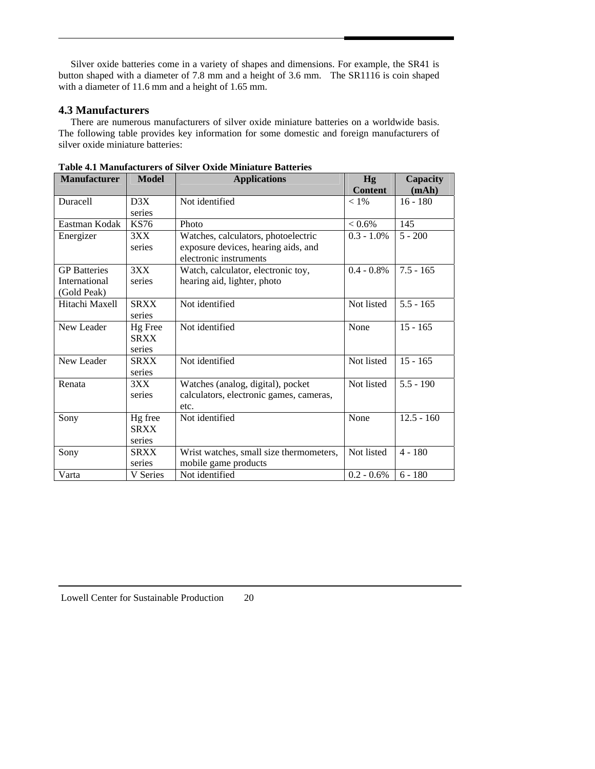Silver oxide batteries come in a variety of shapes and dimensions. For example, the SR41 is button shaped with a diameter of 7.8 mm and a height of 3.6 mm. The SR1116 is coin shaped with a diameter of 11.6 mm and a height of 1.65 mm.

### 4.3 Manufacturers

There are numerous manufacturers of silver oxide miniature batteries on a worldwide basis. The following table provides key information for some domestic and foreign manufacturers of silver oxide miniature batteries:

**Table 4.1 Manufacturers of Silver Oxide Miniature Batteries**

| Manufacturer | Model | Applications | Hg Content | Capacity (mAh) |
|---|---|---|---|---|
| Duracell | D3X series | Not identified | < 1% | 16 - 180 |
| Eastman Kodak | KS76 | Photo | < 0.6% | 145 |
| Energizer | 3XX series | Watches, calculators, photoelectric exposure devices, hearing aids, and electronic instruments | 0.3 - 1.0% | 5 - 200 |
| GP Batteries International (Gold Peak) | 3XX series | Watch, calculator, electronic toy, hearing aid, lighter, photo | 0.4 - 0.8% | 7.5 - 165 |
| Hitachi Maxell | SRXX series | Not identified | Not listed | 5.5 - 165 |
| New Leader | Hg Free SRXX series | Not identified | None | 15 - 165 |
| New Leader | SRXX series | Not identified | Not listed | 15 - 165 |
| Renata | 3XX series | Watches (analog, digital), pocket calculators, electronic games, cameras, etc. | Not listed | 5.5 - 190 |
| Sony | Hg free SRXX series | Not identified | None | 12.5 - 160 |
| Sony | SRXX series | Wrist watches, small size thermometers, mobile game products | Not listed | 4 - 180 |
| Varta | V Series | Not identified | 0.2 - 0.6% | 6 - 180 |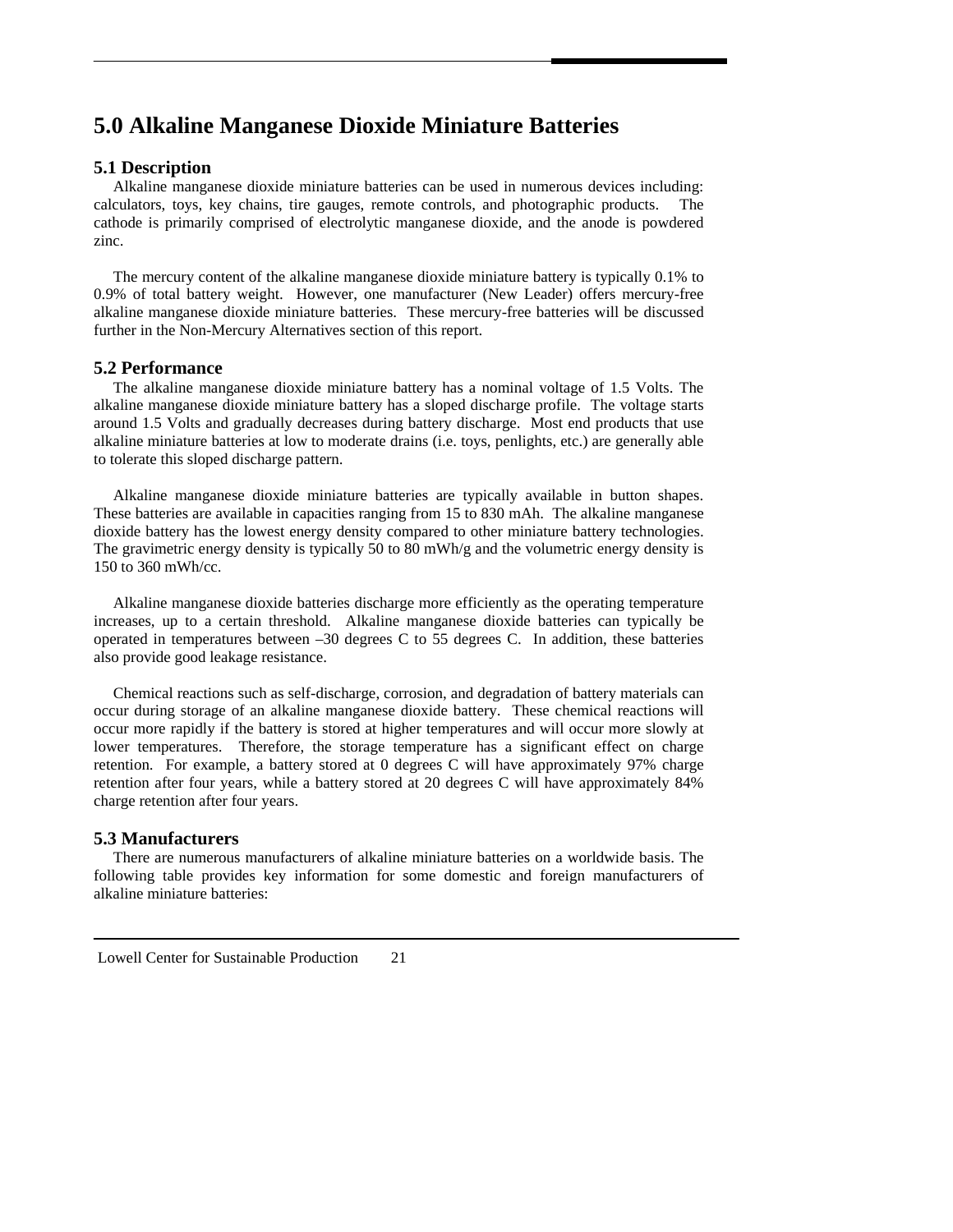# 5.0 Alkaline Manganese Dioxide Miniature Batteries

## 5.1 Description

Alkaline manganese dioxide miniature batteries can be used in numerous devices including: calculators, toys, key chains, tire gauges, remote controls, and photographic products. The cathode is primarily comprised of electrolytic manganese dioxide, and the anode is powdered zinc.

The mercury content of the alkaline manganese dioxide miniature battery is typically 0.1% to 0.9% of total battery weight. However, one manufacturer (New Leader) offers mercury-free alkaline manganese dioxide miniature batteries. These mercury-free batteries will be discussed further in the Non-Mercury Alternatives section of this report.

## 5.2 Performance

The alkaline manganese dioxide miniature battery has a nominal voltage of 1.5 Volts. The alkaline manganese dioxide miniature battery has a sloped discharge profile. The voltage starts around 1.5 Volts and gradually decreases during battery discharge. Most end products that use alkaline miniature batteries at low to moderate drains (i.e. toys, penlights, etc.) are generally able to tolerate this sloped discharge pattern.

Alkaline manganese dioxide miniature batteries are typically available in button shapes. These batteries are available in capacities ranging from 15 to 830 mAh. The alkaline manganese dioxide battery has the lowest energy density compared to other miniature battery technologies. The gravimetric energy density is typically 50 to 80 mWh/g and the volumetric energy density is 150 to 360 mWh/cc.

Alkaline manganese dioxide batteries discharge more efficiently as the operating temperature increases, up to a certain threshold. Alkaline manganese dioxide batteries can typically be operated in temperatures between –30 degrees C to 55 degrees C. In addition, these batteries also provide good leakage resistance.

Chemical reactions such as self-discharge, corrosion, and degradation of battery materials can occur during storage of an alkaline manganese dioxide battery. These chemical reactions will occur more rapidly if the battery is stored at higher temperatures and will occur more slowly at lower temperatures. Therefore, the storage temperature has a significant effect on charge retention. For example, a battery stored at 0 degrees C will have approximately 97% charge retention after four years, while a battery stored at 20 degrees C will have approximately 84% charge retention after four years.

## 5.3 Manufacturers

There are numerous manufacturers of alkaline miniature batteries on a worldwide basis. The following table provides key information for some domestic and foreign manufacturers of alkaline miniature batteries: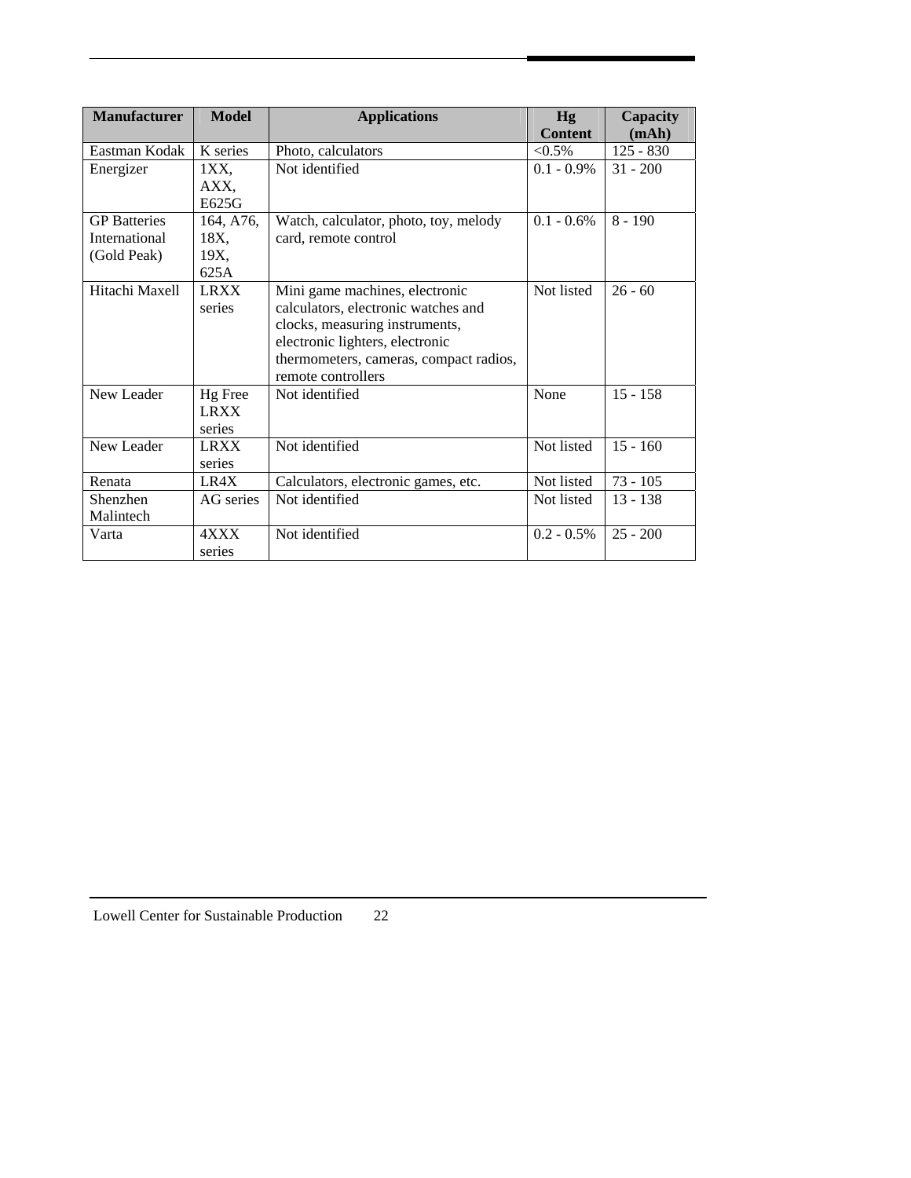| Manufacturer | Model | Applications | Hg Content | Capacity (mAh) |
|---|---|---|---|---|
| Eastman Kodak | K series | Photo, calculators | <0.5% | 125 - 830 |
| Energizer | 1XX, AXX, E625G | Not identified | 0.1 - 0.9% | 31 - 200 |
| GP Batteries International (Gold Peak) | 164, A76, 18X, 19X, 625A | Watch, calculator, photo, toy, melody card, remote control | 0.1 - 0.6% | 8 - 190 |
| Hitachi Maxell | LRXX series | Mini game machines, electronic calculators, electronic watches and clocks, measuring instruments, electronic lighters, electronic thermometers, cameras, compact radios, remote controllers | Not listed | 26 - 60 |
| New Leader | Hg Free LRXX series | Not identified | None | 15 - 158 |
| New Leader | LRXX series | Not identified | Not listed | 15 - 160 |
| Renata | LR4X | Calculators, electronic games, etc. | Not listed | 73 - 105 |
| Shenzhen Malintech | AG series | Not identified | Not listed | 13 - 138 |
| Varta | 4XXX series | Not identified | 0.2 - 0.5% | 25 - 200 |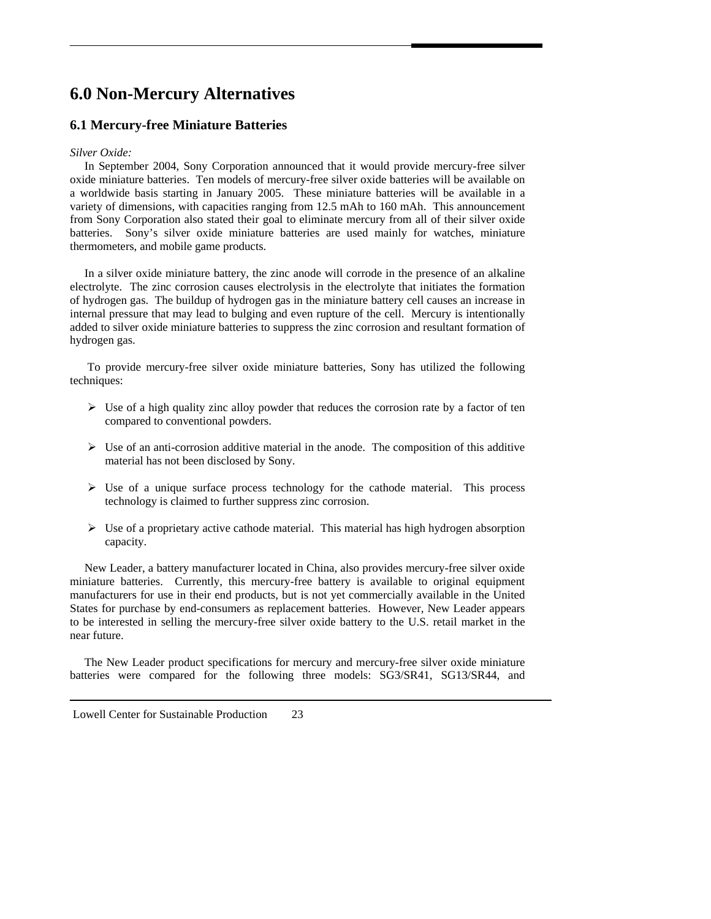# 6.0 Non-Mercury Alternatives

## 6.1 Mercury-free Miniature Batteries

*Silver Oxide:*

In September 2004, Sony Corporation announced that it would provide mercury-free silver oxide miniature batteries. Ten models of mercury-free silver oxide batteries will be available on a worldwide basis starting in January 2005. These miniature batteries will be available in a variety of dimensions, with capacities ranging from 12.5 mAh to 160 mAh. This announcement from Sony Corporation also stated their goal to eliminate mercury from all of their silver oxide batteries. Sony's silver oxide miniature batteries are used mainly for watches, miniature thermometers, and mobile game products.

In a silver oxide miniature battery, the zinc anode will corrode in the presence of an alkaline electrolyte. The zinc corrosion causes electrolysis in the electrolyte that initiates the formation of hydrogen gas. The buildup of hydrogen gas in the miniature battery cell causes an increase in internal pressure that may lead to bulging and even rupture of the cell. Mercury is intentionally added to silver oxide miniature batteries to suppress the zinc corrosion and resultant formation of hydrogen gas.

To provide mercury-free silver oxide miniature batteries, Sony has utilized the following techniques:

- Use of a high quality zinc alloy powder that reduces the corrosion rate by a factor of ten compared to conventional powders.
- Use of an anti-corrosion additive material in the anode. The composition of this additive material has not been disclosed by Sony.
- Use of a unique surface process technology for the cathode material. This process technology is claimed to further suppress zinc corrosion.
- Use of a proprietary active cathode material. This material has high hydrogen absorption capacity.

New Leader, a battery manufacturer located in China, also provides mercury-free silver oxide miniature batteries. Currently, this mercury-free battery is available to original equipment manufacturers for use in their end products, but is not yet commercially available in the United States for purchase by end-consumers as replacement batteries. However, New Leader appears to be interested in selling the mercury-free silver oxide battery to the U.S. retail market in the near future.

The New Leader product specifications for mercury and mercury-free silver oxide miniature batteries were compared for the following three models: SG3/SR41, SG13/SR44, and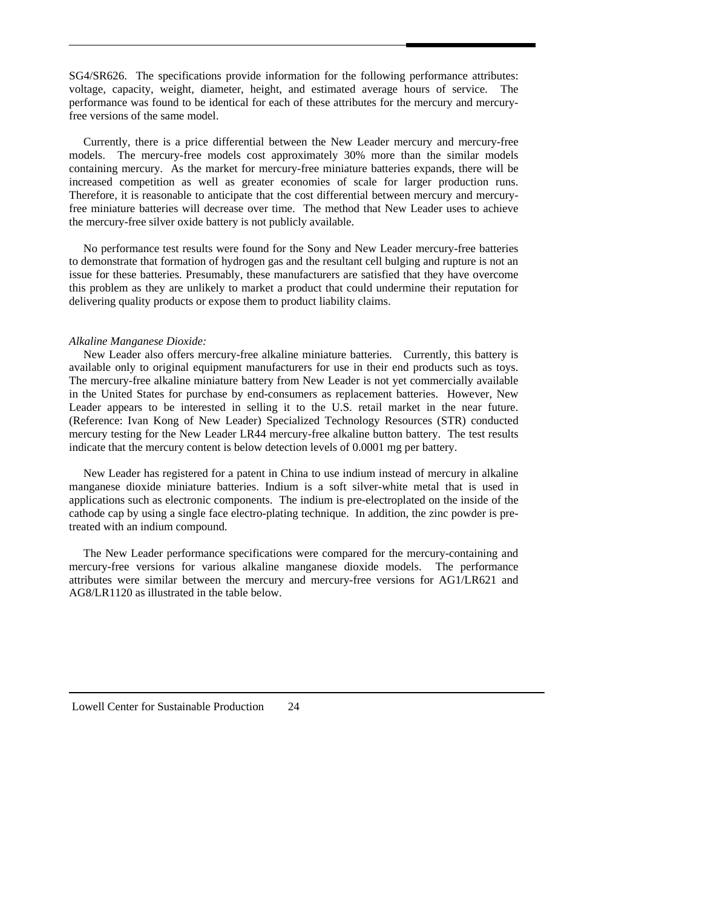SG4/SR626. The specifications provide information for the following performance attributes: voltage, capacity, weight, diameter, height, and estimated average hours of service. The performance was found to be identical for each of these attributes for the mercury and mercury-free versions of the same model.

Currently, there is a price differential between the New Leader mercury and mercury-free models. The mercury-free models cost approximately 30% more than the similar models containing mercury. As the market for mercury-free miniature batteries expands, there will be increased competition as well as greater economies of scale for larger production runs. Therefore, it is reasonable to anticipate that the cost differential between mercury and mercury-free miniature batteries will decrease over time. The method that New Leader uses to achieve the mercury-free silver oxide battery is not publicly available.

No performance test results were found for the Sony and New Leader mercury-free batteries to demonstrate that formation of hydrogen gas and the resultant cell bulging and rupture is not an issue for these batteries. Presumably, these manufacturers are satisfied that they have overcome this problem as they are unlikely to market a product that could undermine their reputation for delivering quality products or expose them to product liability claims.

*Alkaline Manganese Dioxide:*

New Leader also offers mercury-free alkaline miniature batteries. Currently, this battery is available only to original equipment manufacturers for use in their end products such as toys. The mercury-free alkaline miniature battery from New Leader is not yet commercially available in the United States for purchase by end-consumers as replacement batteries. However, New Leader appears to be interested in selling it to the U.S. retail market in the near future. (Reference: Ivan Kong of New Leader) Specialized Technology Resources (STR) conducted mercury testing for the New Leader LR44 mercury-free alkaline button battery. The test results indicate that the mercury content is below detection levels of 0.0001 mg per battery.

New Leader has registered for a patent in China to use indium instead of mercury in alkaline manganese dioxide miniature batteries. Indium is a soft silver-white metal that is used in applications such as electronic components. The indium is pre-electroplated on the inside of the cathode cap by using a single face electro-plating technique. In addition, the zinc powder is pre-treated with an indium compound.

The New Leader performance specifications were compared for the mercury-containing and mercury-free versions for various alkaline manganese dioxide models. The performance attributes were similar between the mercury and mercury-free versions for AG1/LR621 and AG8/LR1120 as illustrated in the table below.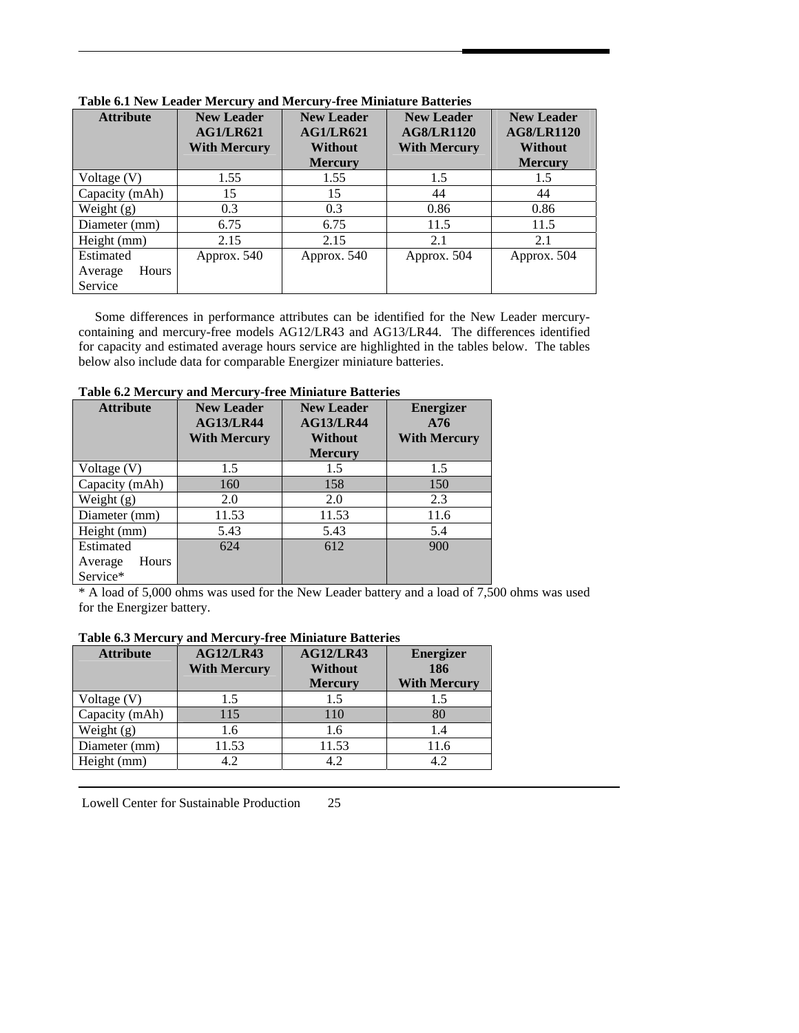**Table 6.1 New Leader Mercury and Mercury-free Miniature Batteries**

| Attribute | New Leader AG1/LR621 With Mercury | New Leader AG1/LR621 Without Mercury | New Leader AG8/LR1120 With Mercury | New Leader AG8/LR1120 Without Mercury |
|---|---|---|---|---|
| Voltage (V) | 1.55 | 1.55 | 1.5 | 1.5 |
| Capacity (mAh) | 15 | 15 | 44 | 44 |
| Weight (g) | 0.3 | 0.3 | 0.86 | 0.86 |
| Diameter (mm) | 6.75 | 6.75 | 11.5 | 11.5 |
| Height (mm) | 2.15 | 2.15 | 2.1 | 2.1 |
| Estimated Average Hours Service | Approx. 540 | Approx. 540 | Approx. 504 | Approx. 504 |

Some differences in performance attributes can be identified for the New Leader mercury-containing and mercury-free models AG12/LR43 and AG13/LR44. The differences identified for capacity and estimated average hours service are highlighted in the tables below. The tables below also include data for comparable Energizer miniature batteries.

**Table 6.2 Mercury and Mercury-free Miniature Batteries**

| Attribute | New Leader AG13/LR44 With Mercury | New Leader AG13/LR44 Without Mercury | Energizer A76 With Mercury |
|---|---|---|---|
| Voltage (V) | 1.5 | 1.5 | 1.5 |
| Capacity (mAh) | 160 | 158 | 150 |
| Weight (g) | 2.0 | 2.0 | 2.3 |
| Diameter (mm) | 11.53 | 11.53 | 11.6 |
| Height (mm) | 5.43 | 5.43 | 5.4 |
| Estimated Average Hours Service* | 624 | 612 | 900 |

* A load of 5,000 ohms was used for the New Leader battery and a load of 7,500 ohms was used for the Energizer battery.

**Table 6.3 Mercury and Mercury-free Miniature Batteries**

| Attribute | AG12/LR43 With Mercury | AG12/LR43 Without Mercury | Energizer 186 With Mercury |
|---|---|---|---|
| Voltage (V) | 1.5 | 1.5 | 1.5 |
| Capacity (mAh) | 115 | 110 | 80 |
| Weight (g) | 1.6 | 1.6 | 1.4 |
| Diameter (mm) | 11.53 | 11.53 | 11.6 |
| Height (mm) | 4.2 | 4.2 | 4.2 |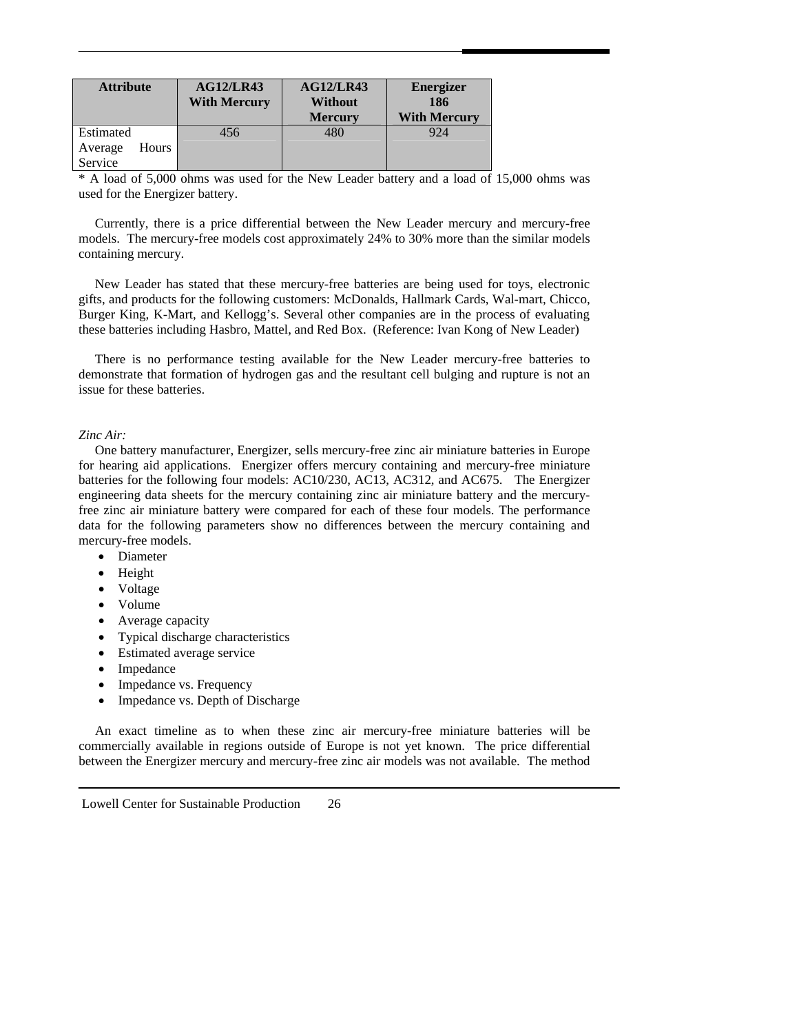| Attribute | AG12/LR43 With Mercury | AG12/LR43 Without Mercury | Energizer 186 With Mercury |
|---|---|---|---|
| Estimated Average Hours Service | 456 | 480 | 924 |

* A load of 5,000 ohms was used for the New Leader battery and a load of 15,000 ohms was used for the Energizer battery.

Currently, there is a price differential between the New Leader mercury and mercury-free models. The mercury-free models cost approximately 24% to 30% more than the similar models containing mercury.

New Leader has stated that these mercury-free batteries are being used for toys, electronic gifts, and products for the following customers: McDonalds, Hallmark Cards, Wal-mart, Chicco, Burger King, K-Mart, and Kellogg's. Several other companies are in the process of evaluating these batteries including Hasbro, Mattel, and Red Box. (Reference: Ivan Kong of New Leader)

There is no performance testing available for the New Leader mercury-free batteries to demonstrate that formation of hydrogen gas and the resultant cell bulging and rupture is not an issue for these batteries.

*Zinc Air:*

One battery manufacturer, Energizer, sells mercury-free zinc air miniature batteries in Europe for hearing aid applications. Energizer offers mercury containing and mercury-free miniature batteries for the following four models: AC10/230, AC13, AC312, and AC675. The Energizer engineering data sheets for the mercury containing zinc air miniature battery and the mercury-free zinc air miniature battery were compared for each of these four models. The performance data for the following parameters show no differences between the mercury containing and mercury-free models.

- Diameter
- Height
- Voltage
- Volume
- Average capacity
- Typical discharge characteristics
- Estimated average service
- Impedance
- Impedance vs. Frequency
- Impedance vs. Depth of Discharge

An exact timeline as to when these zinc air mercury-free miniature batteries will be commercially available in regions outside of Europe is not yet known. The price differential between the Energizer mercury and mercury-free zinc air models was not available. The method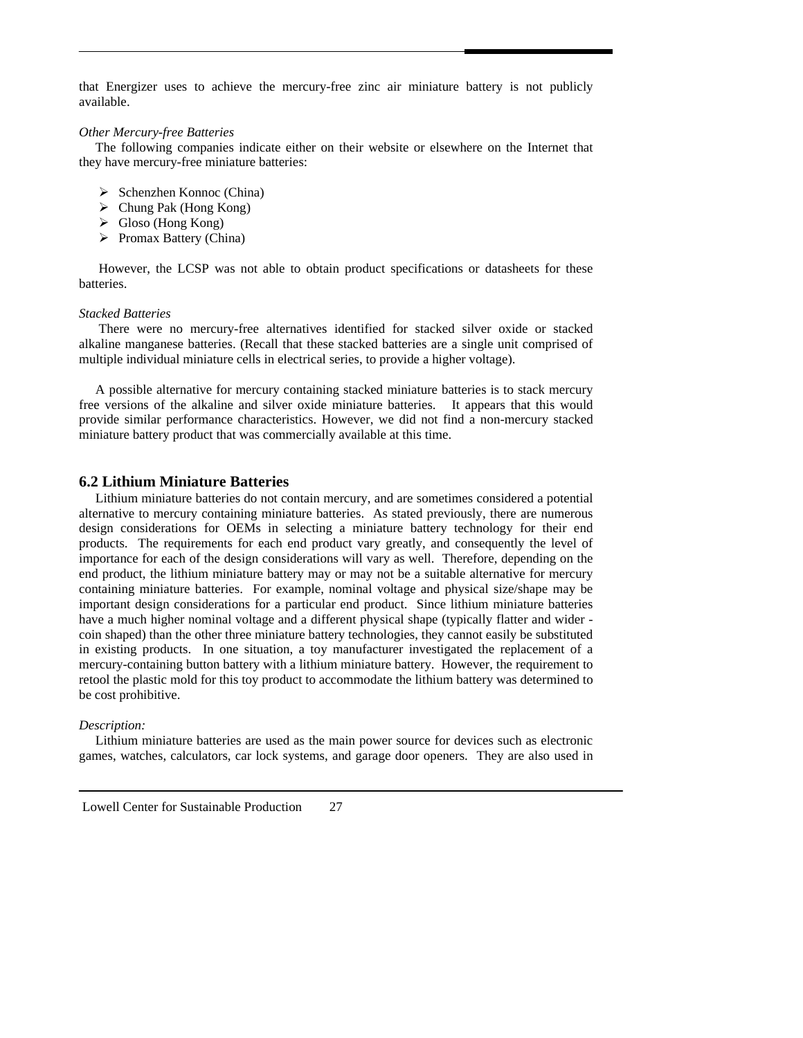that Energizer uses to achieve the mercury-free zinc air miniature battery is not publicly available.

*Other Mercury-free Batteries*

The following companies indicate either on their website or elsewhere on the Internet that they have mercury-free miniature batteries:

- Schenzhen Konnoc (China)
- Chung Pak (Hong Kong)
- Gloso (Hong Kong)
- Promax Battery (China)

However, the LCSP was not able to obtain product specifications or datasheets for these batteries.

*Stacked Batteries*

There were no mercury-free alternatives identified for stacked silver oxide or stacked alkaline manganese batteries. (Recall that these stacked batteries are a single unit comprised of multiple individual miniature cells in electrical series, to provide a higher voltage).

A possible alternative for mercury containing stacked miniature batteries is to stack mercury free versions of the alkaline and silver oxide miniature batteries. It appears that this would provide similar performance characteristics. However, we did not find a non-mercury stacked miniature battery product that was commercially available at this time.

## 6.2 Lithium Miniature Batteries

Lithium miniature batteries do not contain mercury, and are sometimes considered a potential alternative to mercury containing miniature batteries. As stated previously, there are numerous design considerations for OEMs in selecting a miniature battery technology for their end products. The requirements for each end product vary greatly, and consequently the level of importance for each of the design considerations will vary as well. Therefore, depending on the end product, the lithium miniature battery may or may not be a suitable alternative for mercury containing miniature batteries. For example, nominal voltage and physical size/shape may be important design considerations for a particular end product. Since lithium miniature batteries have a much higher nominal voltage and a different physical shape (typically flatter and wider - coin shaped) than the other three miniature battery technologies, they cannot easily be substituted in existing products. In one situation, a toy manufacturer investigated the replacement of a mercury-containing button battery with a lithium miniature battery. However, the requirement to retool the plastic mold for this toy product to accommodate the lithium battery was determined to be cost prohibitive.

*Description:*

Lithium miniature batteries are used as the main power source for devices such as electronic games, watches, calculators, car lock systems, and garage door openers. They are also used in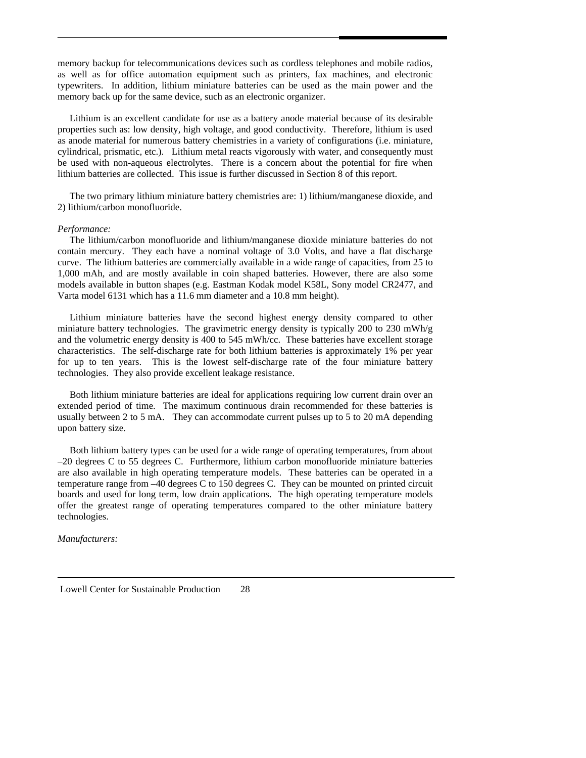memory backup for telecommunications devices such as cordless telephones and mobile radios, as well as for office automation equipment such as printers, fax machines, and electronic typewriters. In addition, lithium miniature batteries can be used as the main power and the memory back up for the same device, such as an electronic organizer.

Lithium is an excellent candidate for use as a battery anode material because of its desirable properties such as: low density, high voltage, and good conductivity. Therefore, lithium is used as anode material for numerous battery chemistries in a variety of configurations (i.e. miniature, cylindrical, prismatic, etc.). Lithium metal reacts vigorously with water, and consequently must be used with non-aqueous electrolytes. There is a concern about the potential for fire when lithium batteries are collected. This issue is further discussed in Section 8 of this report.

The two primary lithium miniature battery chemistries are: 1) lithium/manganese dioxide, and 2) lithium/carbon monofluoride.

*Performance:*

The lithium/carbon monofluoride and lithium/manganese dioxide miniature batteries do not contain mercury. They each have a nominal voltage of 3.0 Volts, and have a flat discharge curve. The lithium batteries are commercially available in a wide range of capacities, from 25 to 1,000 mAh, and are mostly available in coin shaped batteries. However, there are also some models available in button shapes (e.g. Eastman Kodak model K58L, Sony model CR2477, and Varta model 6131 which has a 11.6 mm diameter and a 10.8 mm height).

Lithium miniature batteries have the second highest energy density compared to other miniature battery technologies. The gravimetric energy density is typically 200 to 230 mWh/g and the volumetric energy density is 400 to 545 mWh/cc. These batteries have excellent storage characteristics. The self-discharge rate for both lithium batteries is approximately 1% per year for up to ten years. This is the lowest self-discharge rate of the four miniature battery technologies. They also provide excellent leakage resistance.

Both lithium miniature batteries are ideal for applications requiring low current drain over an extended period of time. The maximum continuous drain recommended for these batteries is usually between 2 to 5 mA. They can accommodate current pulses up to 5 to 20 mA depending upon battery size.

Both lithium battery types can be used for a wide range of operating temperatures, from about –20 degrees C to 55 degrees C. Furthermore, lithium carbon monofluoride miniature batteries are also available in high operating temperature models. These batteries can be operated in a temperature range from –40 degrees C to 150 degrees C. They can be mounted on printed circuit boards and used for long term, low drain applications. The high operating temperature models offer the greatest range of operating temperatures compared to the other miniature battery technologies.

*Manufacturers:*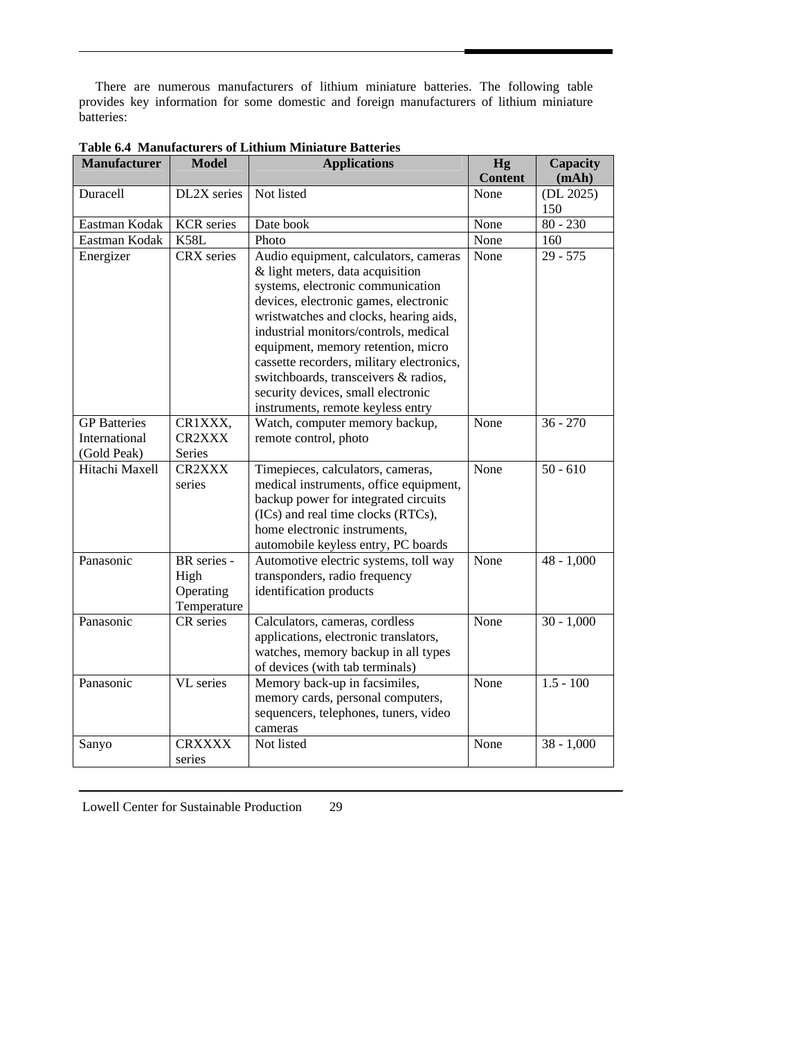There are numerous manufacturers of lithium miniature batteries. The following table provides key information for some domestic and foreign manufacturers of lithium miniature batteries:

**Table 6.4 Manufacturers of Lithium Miniature Batteries**

| Manufacturer | Model | Applications | Hg Content | Capacity (mAh) |
|---|---|---|---|---|
| Duracell | DL2X series | Not listed | None | (DL 2025) 150 |
| Eastman Kodak | KCR series | Date book | None | 80 - 230 |
| Eastman Kodak | K58L | Photo | None | 160 |
| Energizer | CRX series | Audio equipment, calculators, cameras & light meters, data acquisition systems, electronic communication devices, electronic games, electronic wristwatches and clocks, hearing aids, industrial monitors/controls, medical equipment, memory retention, micro cassette recorders, military electronics, switchboards, transceivers & radios, security devices, small electronic instruments, remote keyless entry | None | 29 - 575 |
| GP Batteries International (Gold Peak) | CR1XXX, CR2XXX Series | Watch, computer memory backup, remote control, photo | None | 36 - 270 |
| Hitachi Maxell | CR2XXX series | Timepieces, calculators, cameras, medical instruments, office equipment, backup power for integrated circuits (ICs) and real time clocks (RTCs), home electronic instruments, automobile keyless entry, PC boards | None | 50 - 610 |
| Panasonic | BR series - High Operating Temperature | Automotive electric systems, toll way transponders, radio frequency identification products | None | 48 - 1,000 |
| Panasonic | CR series | Calculators, cameras, cordless applications, electronic translators, watches, memory backup in all types of devices (with tab terminals) | None | 30 - 1,000 |
| Panasonic | VL series | Memory back-up in facsimiles, memory cards, personal computers, sequencers, telephones, tuners, video cameras | None | 1.5 - 100 |
| Sanyo | CRXXXX series | Not listed | None | 38 - 1,000 |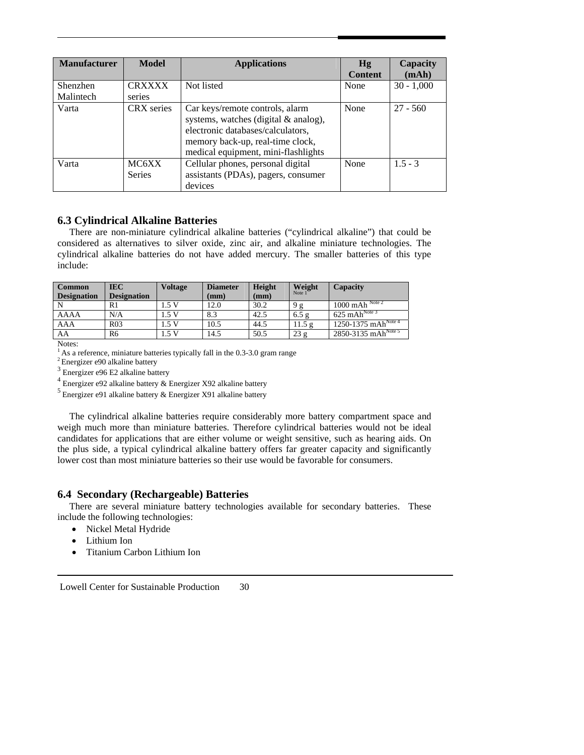| Manufacturer | Model | Applications | Hg Content | Capacity (mAh) |
| --- | --- | --- | --- | --- |
| Shenzhen Malintech | CRXXXX series | Not listed | None | 30 - 1,000 |
| Varta | CRX series | Car keys/remote controls, alarm systems, watches (digital & analog), electronic databases/calculators, memory back-up, real-time clock, medical equipment, mini-flashlights | None | 27 - 560 |
| Varta | MC6XX Series | Cellular phones, personal digital assistants (PDAs), pagers, consumer devices | None | 1.5 - 3 |

## 6.3 Cylindrical Alkaline Batteries

There are non-miniature cylindrical alkaline batteries ("cylindrical alkaline") that could be considered as alternatives to silver oxide, zinc air, and alkaline miniature technologies. The cylindrical alkaline batteries do not have added mercury. The smaller batteries of this type include:

| Common Designation | IEC Designation | Voltage | Diameter (mm) | Height (mm) | Weight Note 1 | Capacity |
| --- | --- | --- | --- | --- | --- | --- |
| N | R1 | 1.5 V | 12.0 | 30.2 | 9 g | 1000 mAh Note 2 |
| AAAA | N/A | 1.5 V | 8.3 | 42.5 | 6.5 g | 625 mAh Note 3 |
| AAA | R03 | 1.5 V | 10.5 | 44.5 | 11.5 g | 1250-1375 mAh Note 4 |
| AA | R6 | 1.5 V | 14.5 | 50.5 | 23 g | 2850-3135 mAh Note 5 |

Notes:
[1] As a reference, miniature batteries typically fall in the 0.3-3.0 gram range
[2] Energizer e90 alkaline battery
[3] Energizer e96 E2 alkaline battery
[4] Energizer e92 alkaline battery & Energizer X92 alkaline battery
[5] Energizer e91 alkaline battery & Energizer X91 alkaline battery

The cylindrical alkaline batteries require considerably more battery compartment space and weigh much more than miniature batteries. Therefore cylindrical batteries would not be ideal candidates for applications that are either volume or weight sensitive, such as hearing aids. On the plus side, a typical cylindrical alkaline battery offers far greater capacity and significantly lower cost than most miniature batteries so their use would be favorable for consumers.

## 6.4 Secondary (Rechargeable) Batteries

There are several miniature battery technologies available for secondary batteries. These include the following technologies:

- Nickel Metal Hydride
- Lithium Ion
- Titanium Carbon Lithium Ion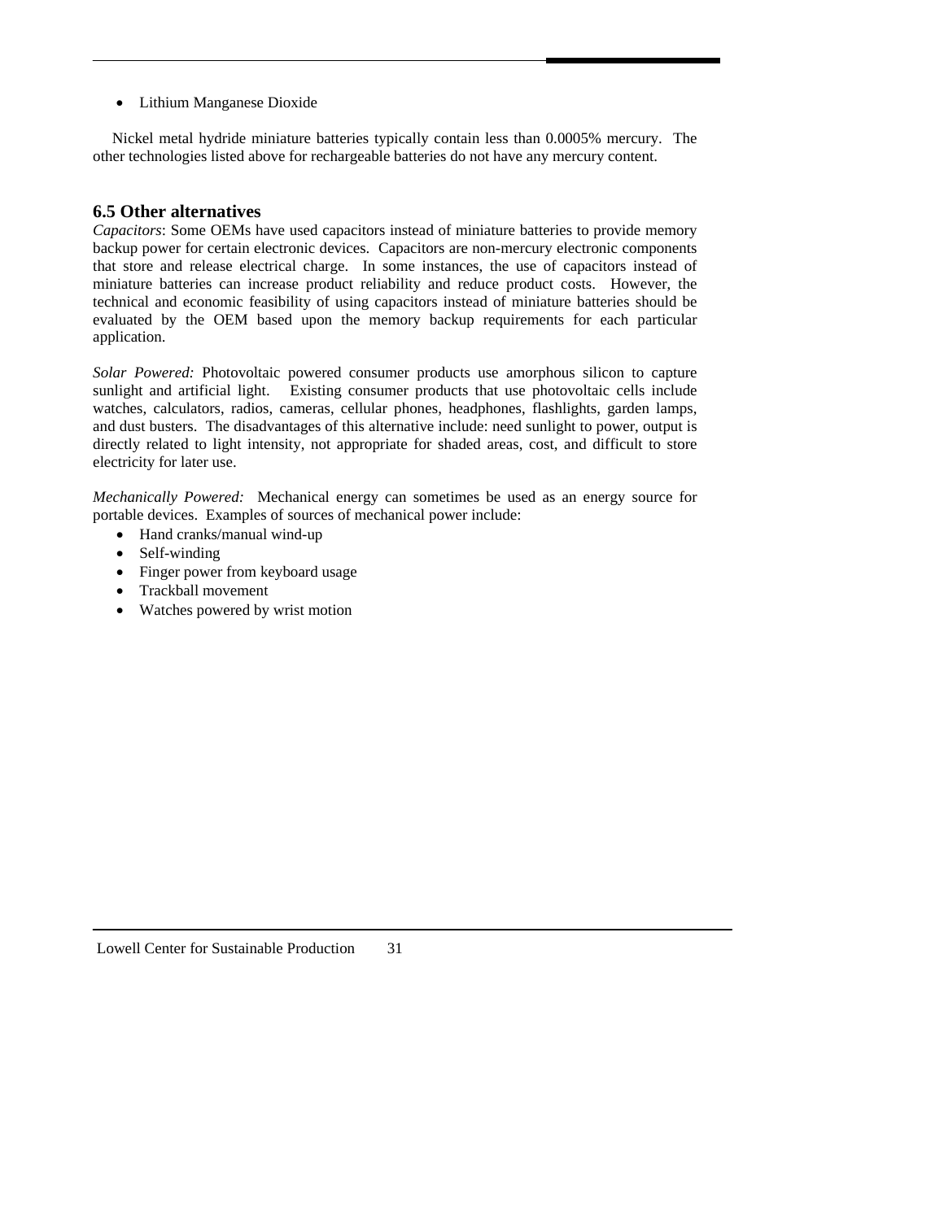- Lithium Manganese Dioxide

Nickel metal hydride miniature batteries typically contain less than 0.0005% mercury. The other technologies listed above for rechargeable batteries do not have any mercury content.

## 6.5 Other alternatives

*Capacitors*: Some OEMs have used capacitors instead of miniature batteries to provide memory backup power for certain electronic devices. Capacitors are non-mercury electronic components that store and release electrical charge. In some instances, the use of capacitors instead of miniature batteries can increase product reliability and reduce product costs. However, the technical and economic feasibility of using capacitors instead of miniature batteries should be evaluated by the OEM based upon the memory backup requirements for each particular application.

*Solar Powered:* Photovoltaic powered consumer products use amorphous silicon to capture sunlight and artificial light. Existing consumer products that use photovoltaic cells include watches, calculators, radios, cameras, cellular phones, headphones, flashlights, garden lamps, and dust busters. The disadvantages of this alternative include: need sunlight to power, output is directly related to light intensity, not appropriate for shaded areas, cost, and difficult to store electricity for later use.

*Mechanically Powered:* Mechanical energy can sometimes be used as an energy source for portable devices. Examples of sources of mechanical power include:

- Hand cranks/manual wind-up
- Self-winding
- Finger power from keyboard usage
- Trackball movement
- Watches powered by wrist motion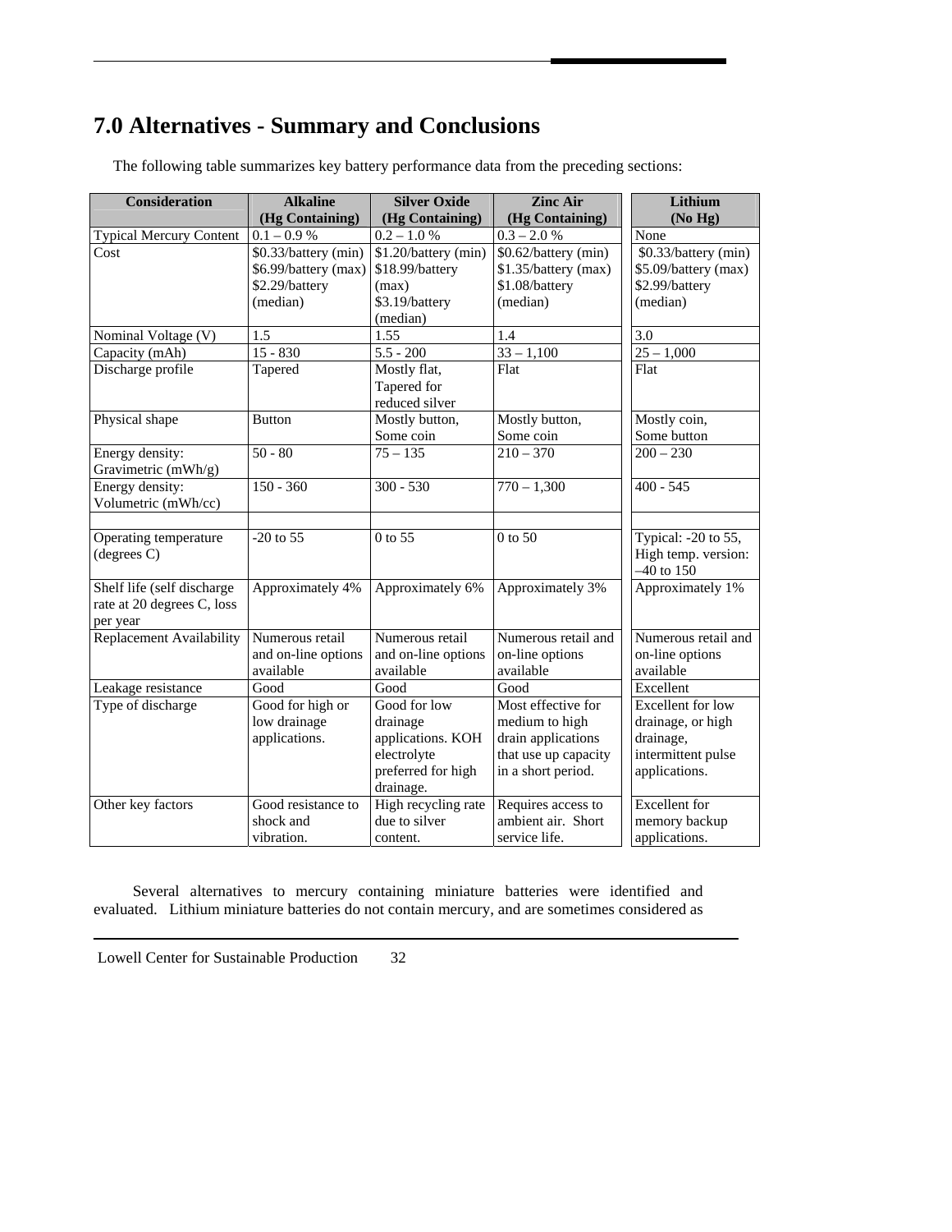# 7.0 Alternatives - Summary and Conclusions

The following table summarizes key battery performance data from the preceding sections:

| Consideration | Alkaline (Hg Containing) | Silver Oxide (Hg Containing) | Zinc Air (Hg Containing) | Lithium (No Hg) |
|---|---|---|---|---|
| Typical Mercury Content | 0.1 – 0.9 % | 0.2 – 1.0 % | 0.3 – 2.0 % | None |
| Cost | $0.33/battery (min) $6.99/battery (max) $2.29/battery (median) | $1.20/battery (min) $18.99/battery (max) $3.19/battery (median) | $0.62/battery (min) $1.35/battery (max) $1.08/battery (median) | $0.33/battery (min) $5.09/battery (max) $2.99/battery (median) |
| Nominal Voltage (V) | 1.5 | 1.55 | 1.4 | 3.0 |
| Capacity (mAh) | 15 - 830 | 5.5 - 200 | 33 – 1,100 | 25 – 1,000 |
| Discharge profile | Tapered | Mostly flat, Tapered for reduced silver | Flat | Flat |
| Physical shape | Button | Mostly button, Some coin | Mostly button, Some coin | Mostly coin, Some button |
| Energy density: Gravimetric (mWh/g) | 50 - 80 | 75 – 135 | 210 – 370 | 200 – 230 |
| Energy density: Volumetric (mWh/cc) | 150 - 360 | 300 - 530 | 770 – 1,300 | 400 - 545 |
| | | | | |
| Operating temperature (degrees C) | -20 to 55 | 0 to 55 | 0 to 50 | Typical: -20 to 55, High temp. version: –40 to 150 |
| Shelf life (self discharge rate at 20 degrees C, loss per year | Approximately 4% | Approximately 6% | Approximately 3% | Approximately 1% |
| Replacement Availability | Numerous retail and on-line options available | Numerous retail and on-line options available | Numerous retail and on-line options available | Numerous retail and on-line options available |
| Leakage resistance | Good | Good | Good | Excellent |
| Type of discharge | Good for high or low drainage applications. | Good for low drainage applications. KOH electrolyte preferred for high drainage. | Most effective for medium to high drain applications that use up capacity in a short period. | Excellent for low drainage, or high drainage, intermittent pulse applications. |
| Other key factors | Good resistance to shock and vibration. | High recycling rate due to silver content. | Requires access to ambient air. Short service life. | Excellent for memory backup applications. |

Several alternatives to mercury containing miniature batteries were identified and evaluated. Lithium miniature batteries do not contain mercury, and are sometimes considered as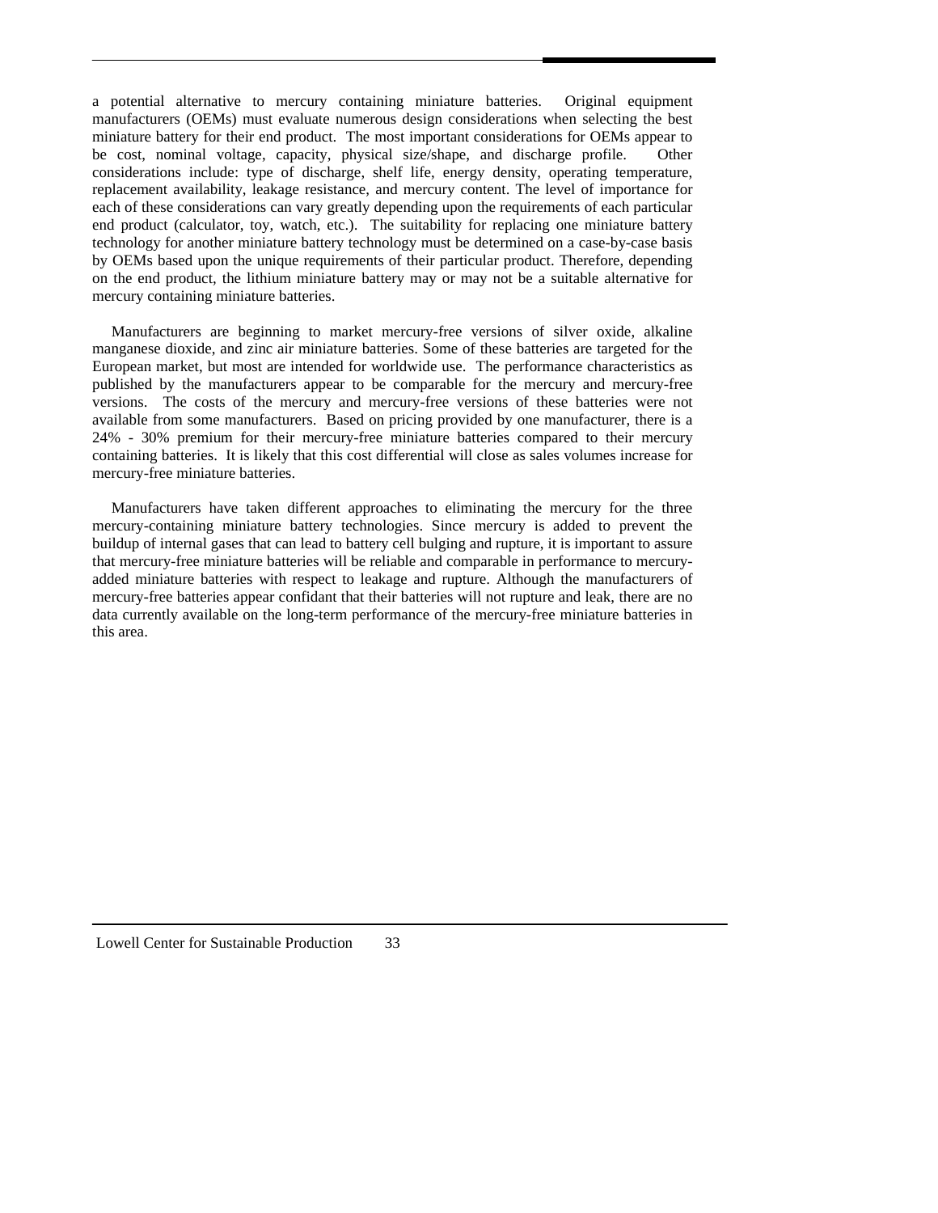a potential alternative to mercury containing miniature batteries. Original equipment manufacturers (OEMs) must evaluate numerous design considerations when selecting the best miniature battery for their end product. The most important considerations for OEMs appear to be cost, nominal voltage, capacity, physical size/shape, and discharge profile. Other considerations include: type of discharge, shelf life, energy density, operating temperature, replacement availability, leakage resistance, and mercury content. The level of importance for each of these considerations can vary greatly depending upon the requirements of each particular end product (calculator, toy, watch, etc.). The suitability for replacing one miniature battery technology for another miniature battery technology must be determined on a case-by-case basis by OEMs based upon the unique requirements of their particular product. Therefore, depending on the end product, the lithium miniature battery may or may not be a suitable alternative for mercury containing miniature batteries.

Manufacturers are beginning to market mercury-free versions of silver oxide, alkaline manganese dioxide, and zinc air miniature batteries. Some of these batteries are targeted for the European market, but most are intended for worldwide use. The performance characteristics as published by the manufacturers appear to be comparable for the mercury and mercury-free versions. The costs of the mercury and mercury-free versions of these batteries were not available from some manufacturers. Based on pricing provided by one manufacturer, there is a 24% - 30% premium for their mercury-free miniature batteries compared to their mercury containing batteries. It is likely that this cost differential will close as sales volumes increase for mercury-free miniature batteries.

Manufacturers have taken different approaches to eliminating the mercury for the three mercury-containing miniature battery technologies. Since mercury is added to prevent the buildup of internal gases that can lead to battery cell bulging and rupture, it is important to assure that mercury-free miniature batteries will be reliable and comparable in performance to mercury-added miniature batteries with respect to leakage and rupture. Although the manufacturers of mercury-free batteries appear confidant that their batteries will not rupture and leak, there are no data currently available on the long-term performance of the mercury-free miniature batteries in this area.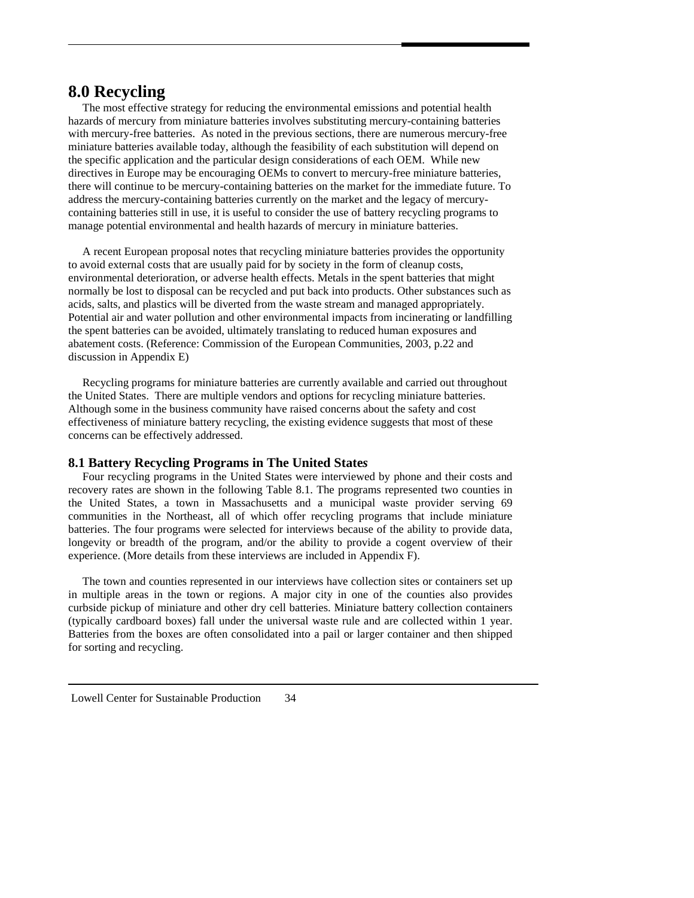# 8.0 Recycling

The most effective strategy for reducing the environmental emissions and potential health hazards of mercury from miniature batteries involves substituting mercury-containing batteries with mercury-free batteries. As noted in the previous sections, there are numerous mercury-free miniature batteries available today, although the feasibility of each substitution will depend on the specific application and the particular design considerations of each OEM. While new directives in Europe may be encouraging OEMs to convert to mercury-free miniature batteries, there will continue to be mercury-containing batteries on the market for the immediate future. To address the mercury-containing batteries currently on the market and the legacy of mercury-containing batteries still in use, it is useful to consider the use of battery recycling programs to manage potential environmental and health hazards of mercury in miniature batteries.

A recent European proposal notes that recycling miniature batteries provides the opportunity to avoid external costs that are usually paid for by society in the form of cleanup costs, environmental deterioration, or adverse health effects. Metals in the spent batteries that might normally be lost to disposal can be recycled and put back into products. Other substances such as acids, salts, and plastics will be diverted from the waste stream and managed appropriately. Potential air and water pollution and other environmental impacts from incinerating or landfilling the spent batteries can be avoided, ultimately translating to reduced human exposures and abatement costs. (Reference: Commission of the European Communities, 2003, p.22 and discussion in Appendix E)

Recycling programs for miniature batteries are currently available and carried out throughout the United States. There are multiple vendors and options for recycling miniature batteries. Although some in the business community have raised concerns about the safety and cost effectiveness of miniature battery recycling, the existing evidence suggests that most of these concerns can be effectively addressed.

## 8.1 Battery Recycling Programs in The United States

Four recycling programs in the United States were interviewed by phone and their costs and recovery rates are shown in the following Table 8.1. The programs represented two counties in the United States, a town in Massachusetts and a municipal waste provider serving 69 communities in the Northeast, all of which offer recycling programs that include miniature batteries. The four programs were selected for interviews because of the ability to provide data, longevity or breadth of the program, and/or the ability to provide a cogent overview of their experience. (More details from these interviews are included in Appendix F).

The town and counties represented in our interviews have collection sites or containers set up in multiple areas in the town or regions. A major city in one of the counties also provides curbside pickup of miniature and other dry cell batteries. Miniature battery collection containers (typically cardboard boxes) fall under the universal waste rule and are collected within 1 year. Batteries from the boxes are often consolidated into a pail or larger container and then shipped for sorting and recycling.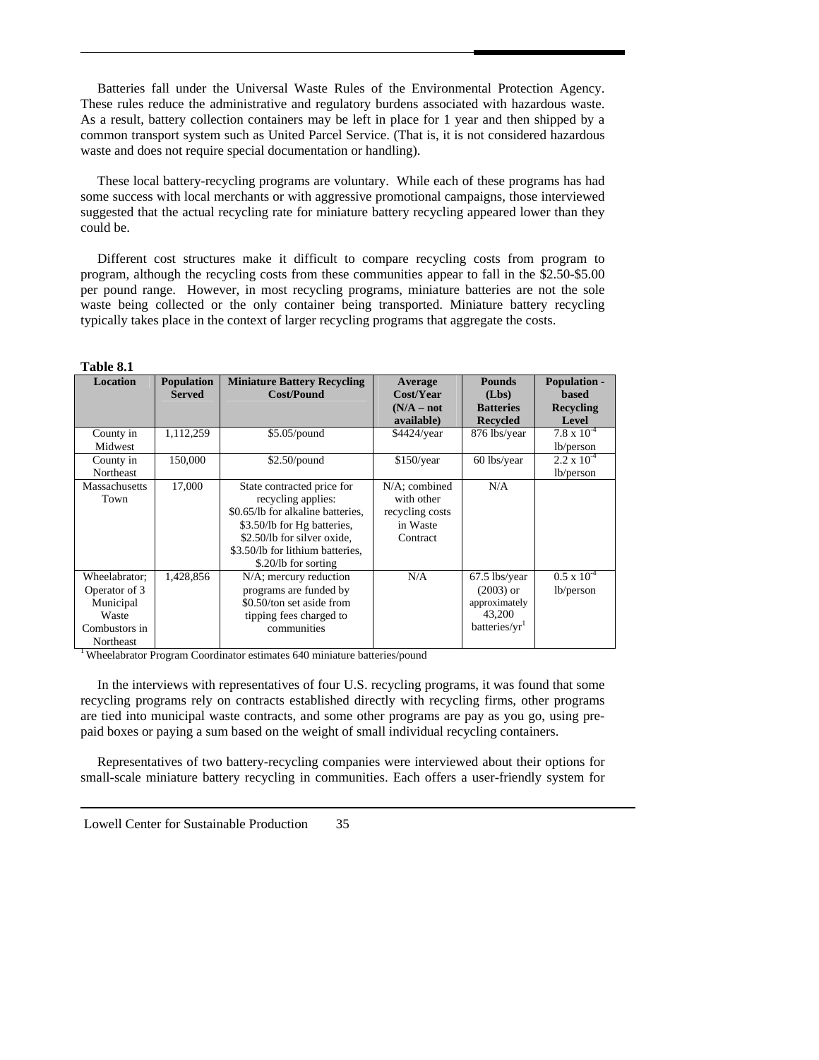Batteries fall under the Universal Waste Rules of the Environmental Protection Agency. These rules reduce the administrative and regulatory burdens associated with hazardous waste. As a result, battery collection containers may be left in place for 1 year and then shipped by a common transport system such as United Parcel Service. (That is, it is not considered hazardous waste and does not require special documentation or handling).

These local battery-recycling programs are voluntary. While each of these programs has had some success with local merchants or with aggressive promotional campaigns, those interviewed suggested that the actual recycling rate for miniature battery recycling appeared lower than they could be.

Different cost structures make it difficult to compare recycling costs from program to program, although the recycling costs from these communities appear to fall in the \$2.50-\$5.00 per pound range. However, in most recycling programs, miniature batteries are not the sole waste being collected or the only container being transported. Miniature battery recycling typically takes place in the context of larger recycling programs that aggregate the costs.

**Table 8.1**

| Location | Population Served | Miniature Battery Recycling Cost/Pound | Average Cost/Year (N/A – not available) | Pounds (Lbs) Batteries Recycled | Population - based Recycling Level |
|---|---|---|---|---|---|
| County in Midwest | 1,112,259 | \$5.05/pound | \$4424/year | 876 lbs/year | $7.8 \times 10^{-4}$ lb/person |
| County in Northeast | 150,000 | \$2.50/pound | \$150/year | 60 lbs/year | $2.2 \times 10^{-4}$ lb/person |
| Massachusetts Town | 17,000 | State contracted price for recycling applies: \$0.65/lb for alkaline batteries, \$3.50/lb for Hg batteries, \$2.50/lb for silver oxide, \$3.50/lb for lithium batteries, \$.20/lb for sorting | N/A; combined with other recycling costs in Waste Contract | N/A | |
| Wheelabrator; Operator of 3 Municipal Waste Combustors in Northeast | 1,428,856 | N/A; mercury reduction programs are funded by \$0.50/ton set aside from tipping fees charged to communities | N/A | 67.5 lbs/year (2003) or approximately 43,200 batteries/yr[1] | $0.5 \times 10^{-4}$ lb/person |

[1] Wheelabrator Program Coordinator estimates 640 miniature batteries/pound

In the interviews with representatives of four U.S. recycling programs, it was found that some recycling programs rely on contracts established directly with recycling firms, other programs are tied into municipal waste contracts, and some other programs are pay as you go, using pre-paid boxes or paying a sum based on the weight of small individual recycling containers.

Representatives of two battery-recycling companies were interviewed about their options for small-scale miniature battery recycling in communities. Each offers a user-friendly system for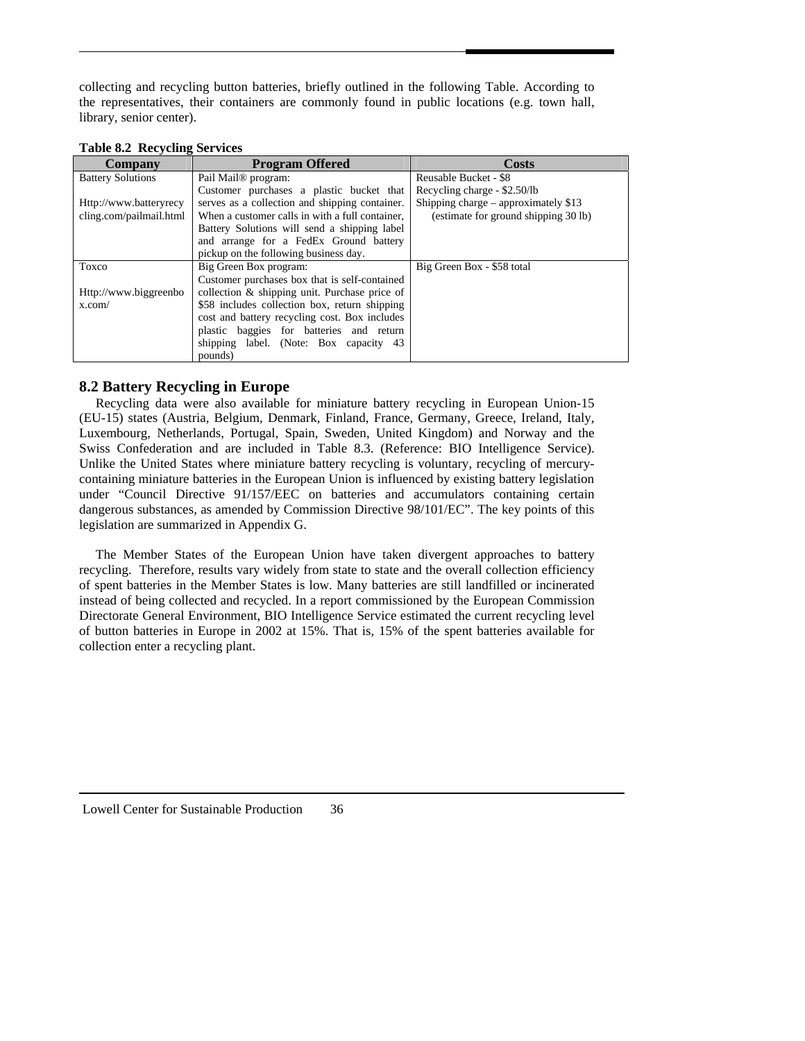collecting and recycling button batteries, briefly outlined in the following Table. According to the representatives, their containers are commonly found in public locations (e.g. town hall, library, senior center).

**Table 8.2 Recycling Services**

| Company | Program Offered | Costs |
|---|---|---|
| Battery Solutions<br><br>Http://www.batteryrecycling.com/pailmail.html | Pail Mail® program:<br>Customer purchases a plastic bucket that serves as a collection and shipping container. When a customer calls in with a full container, Battery Solutions will send a shipping label and arrange for a FedEx Ground battery pickup on the following business day. | Reusable Bucket - $8<br>Recycling charge - $2.50/lb<br>Shipping charge – approximately $13 (estimate for ground shipping 30 lb) |
| Toxco<br><br>Http://www.biggreenbox.com/ | Big Green Box program:<br>Customer purchases box that is self-contained collection & shipping unit. Purchase price of $58 includes collection box, return shipping cost and battery recycling cost. Box includes plastic baggies for batteries and return shipping label. (Note: Box capacity 43 pounds) | Big Green Box - $58 total |

## 8.2 Battery Recycling in Europe

Recycling data were also available for miniature battery recycling in European Union-15 (EU-15) states (Austria, Belgium, Denmark, Finland, France, Germany, Greece, Ireland, Italy, Luxembourg, Netherlands, Portugal, Spain, Sweden, United Kingdom) and Norway and the Swiss Confederation and are included in Table 8.3. (Reference: BIO Intelligence Service). Unlike the United States where miniature battery recycling is voluntary, recycling of mercury-containing miniature batteries in the European Union is influenced by existing battery legislation under "Council Directive 91/157/EEC on batteries and accumulators containing certain dangerous substances, as amended by Commission Directive 98/101/EC". The key points of this legislation are summarized in Appendix G.

The Member States of the European Union have taken divergent approaches to battery recycling. Therefore, results vary widely from state to state and the overall collection efficiency of spent batteries in the Member States is low. Many batteries are still landfilled or incinerated instead of being collected and recycled. In a report commissioned by the European Commission Directorate General Environment, BIO Intelligence Service estimated the current recycling level of button batteries in Europe in 2002 at 15%. That is, 15% of the spent batteries available for collection enter a recycling plant.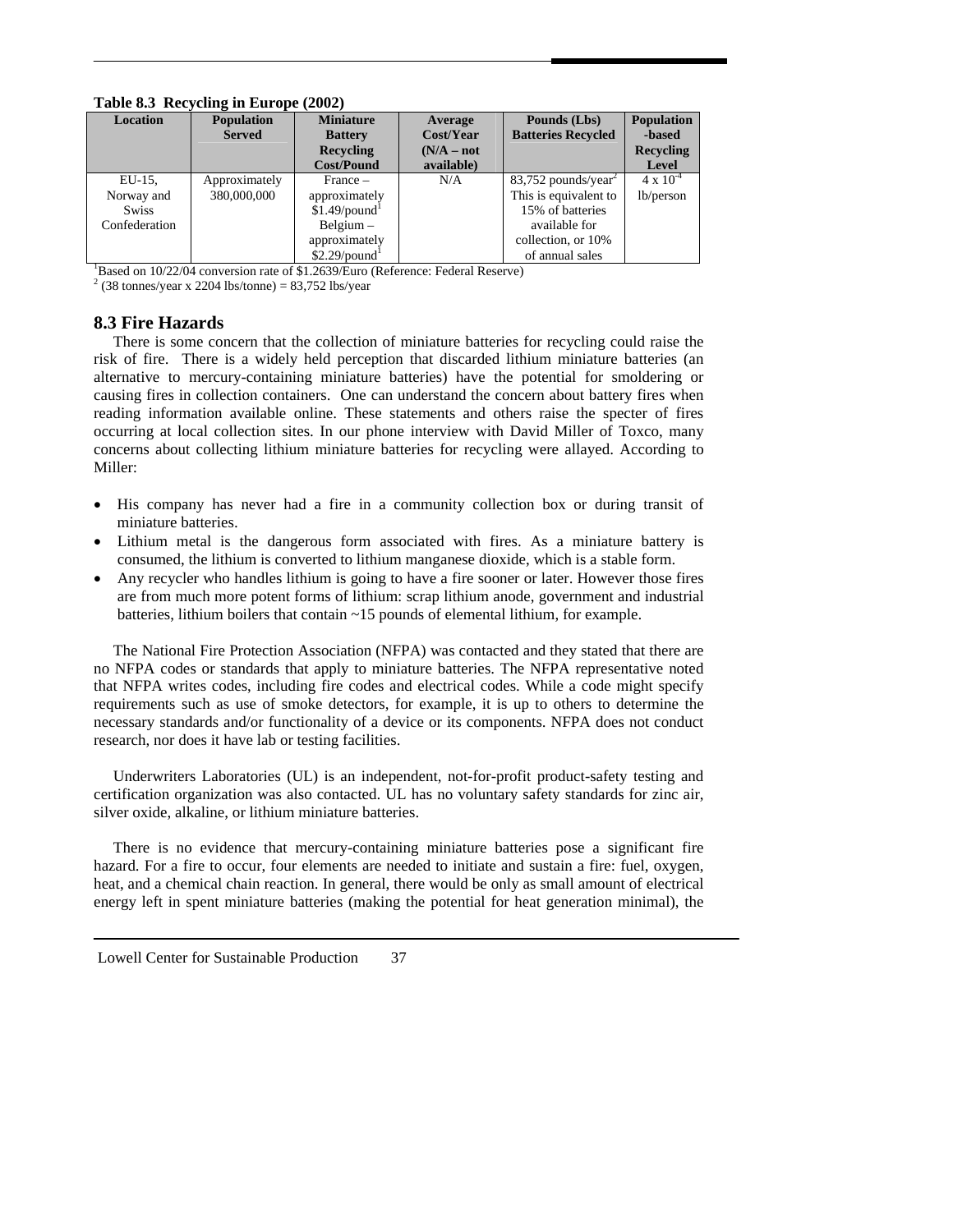**Table 8.3 Recycling in Europe (2002)**

| Location | Population Served | Miniature Battery Recycling Cost/Pound | Average Cost/Year (N/A – not available) | Pounds (Lbs) Batteries Recycled | Population-based Recycling Level |
|---|---|---|---|---|---|
| EU-15, Norway and Swiss Confederation | Approximately 380,000,000 | France – approximately \$1.49/pound[1] Belgium – approximately \$2.29/pound[1] | N/A | 83,752 pounds/year[2] This is equivalent to 15% of batteries available for collection, or 10% of annual sales | $4 \times 10^{-4}$ lb/person |

[1]Based on 10/22/04 conversion rate of \$1.2639/Euro (Reference: Federal Reserve)
[2] (38 tonnes/year x 2204 lbs/tonne) = 83,752 lbs/year

## 8.3 Fire Hazards

There is some concern that the collection of miniature batteries for recycling could raise the risk of fire. There is a widely held perception that discarded lithium miniature batteries (an alternative to mercury-containing miniature batteries) have the potential for smoldering or causing fires in collection containers. One can understand the concern about battery fires when reading information available online. These statements and others raise the specter of fires occurring at local collection sites. In our phone interview with David Miller of Toxco, many concerns about collecting lithium miniature batteries for recycling were allayed. According to Miller:

- His company has never had a fire in a community collection box or during transit of miniature batteries.
- Lithium metal is the dangerous form associated with fires. As a miniature battery is consumed, the lithium is converted to lithium manganese dioxide, which is a stable form.
- Any recycler who handles lithium is going to have a fire sooner or later. However those fires are from much more potent forms of lithium: scrap lithium anode, government and industrial batteries, lithium boilers that contain ~15 pounds of elemental lithium, for example.

The National Fire Protection Association (NFPA) was contacted and they stated that there are no NFPA codes or standards that apply to miniature batteries. The NFPA representative noted that NFPA writes codes, including fire codes and electrical codes. While a code might specify requirements such as use of smoke detectors, for example, it is up to others to determine the necessary standards and/or functionality of a device or its components. NFPA does not conduct research, nor does it have lab or testing facilities.

Underwriters Laboratories (UL) is an independent, not-for-profit product-safety testing and certification organization was also contacted. UL has no voluntary safety standards for zinc air, silver oxide, alkaline, or lithium miniature batteries.

There is no evidence that mercury-containing miniature batteries pose a significant fire hazard. For a fire to occur, four elements are needed to initiate and sustain a fire: fuel, oxygen, heat, and a chemical chain reaction. In general, there would be only as small amount of electrical energy left in spent miniature batteries (making the potential for heat generation minimal), the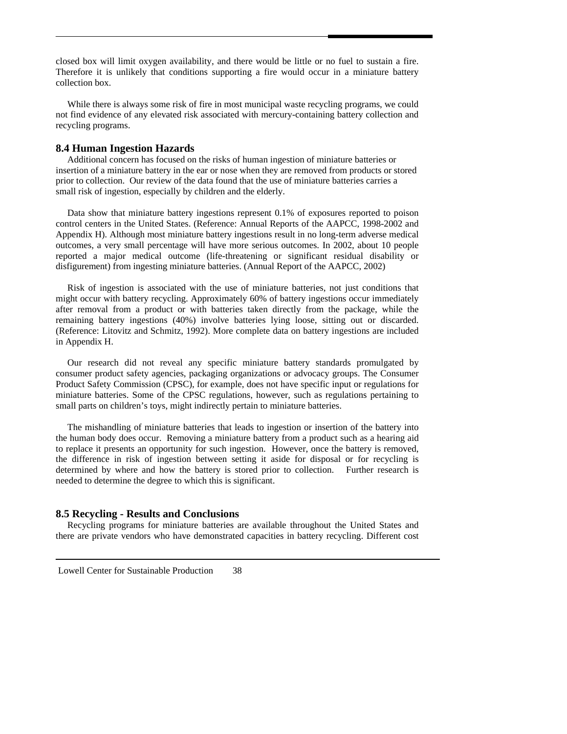closed box will limit oxygen availability, and there would be little or no fuel to sustain a fire. Therefore it is unlikely that conditions supporting a fire would occur in a miniature battery collection box.

While there is always some risk of fire in most municipal waste recycling programs, we could not find evidence of any elevated risk associated with mercury-containing battery collection and recycling programs.

### 8.4 Human Ingestion Hazards

Additional concern has focused on the risks of human ingestion of miniature batteries or insertion of a miniature battery in the ear or nose when they are removed from products or stored prior to collection. Our review of the data found that the use of miniature batteries carries a small risk of ingestion, especially by children and the elderly.

Data show that miniature battery ingestions represent 0.1% of exposures reported to poison control centers in the United States. (Reference: Annual Reports of the AAPCC, 1998-2002 and Appendix H). Although most miniature battery ingestions result in no long-term adverse medical outcomes, a very small percentage will have more serious outcomes. In 2002, about 10 people reported a major medical outcome (life-threatening or significant residual disability or disfigurement) from ingesting miniature batteries. (Annual Report of the AAPCC, 2002)

Risk of ingestion is associated with the use of miniature batteries, not just conditions that might occur with battery recycling. Approximately 60% of battery ingestions occur immediately after removal from a product or with batteries taken directly from the package, while the remaining battery ingestions (40%) involve batteries lying loose, sitting out or discarded. (Reference: Litovitz and Schmitz, 1992). More complete data on battery ingestions are included in Appendix H.

Our research did not reveal any specific miniature battery standards promulgated by consumer product safety agencies, packaging organizations or advocacy groups. The Consumer Product Safety Commission (CPSC), for example, does not have specific input or regulations for miniature batteries. Some of the CPSC regulations, however, such as regulations pertaining to small parts on children's toys, might indirectly pertain to miniature batteries.

The mishandling of miniature batteries that leads to ingestion or insertion of the battery into the human body does occur. Removing a miniature battery from a product such as a hearing aid to replace it presents an opportunity for such ingestion. However, once the battery is removed, the difference in risk of ingestion between setting it aside for disposal or for recycling is determined by where and how the battery is stored prior to collection. Further research is needed to determine the degree to which this is significant.

### 8.5 Recycling - Results and Conclusions

Recycling programs for miniature batteries are available throughout the United States and there are private vendors who have demonstrated capacities in battery recycling. Different cost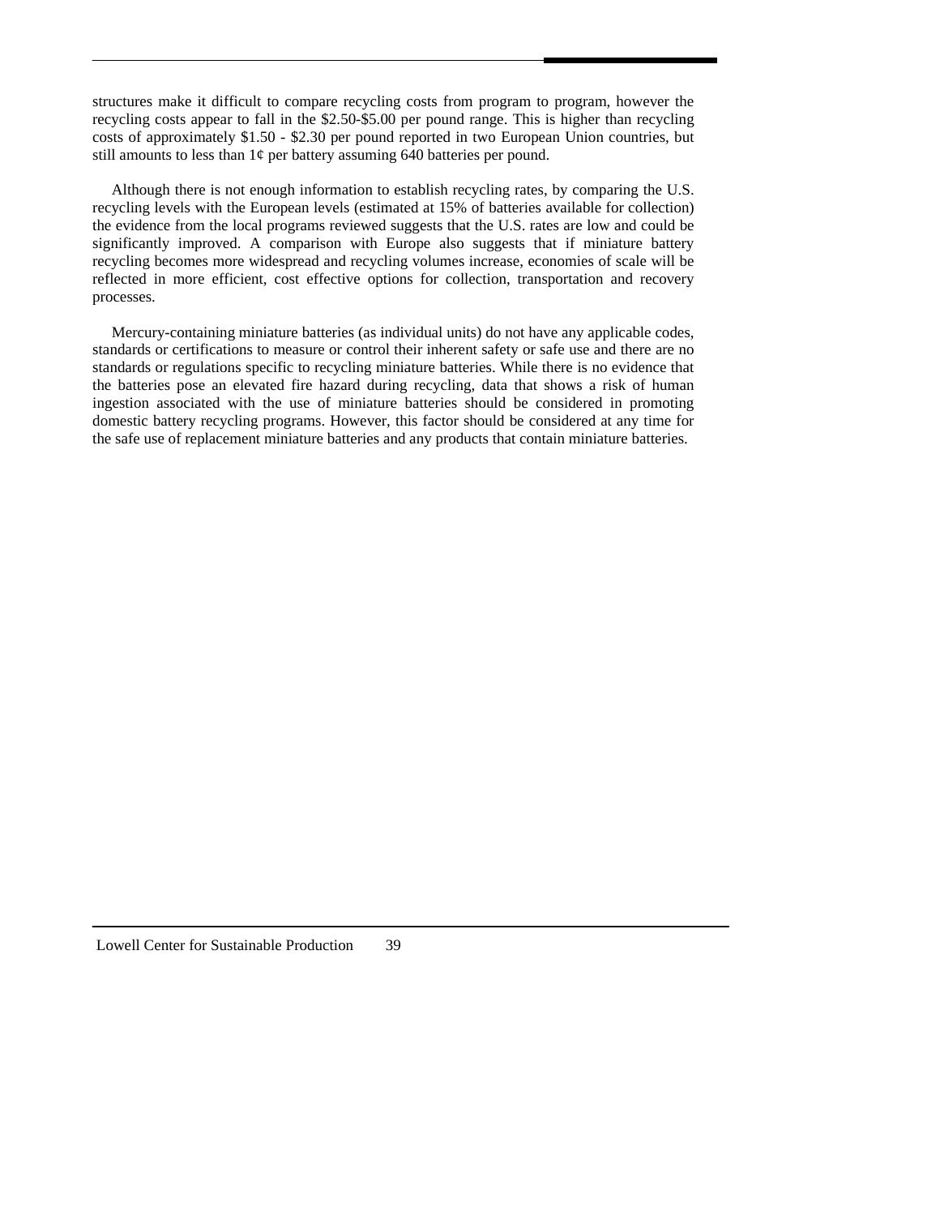structures make it difficult to compare recycling costs from program to program, however the recycling costs appear to fall in the \$2.50-\$5.00 per pound range. This is higher than recycling costs of approximately \$1.50 - \$2.30 per pound reported in two European Union countries, but still amounts to less than 1¢ per battery assuming 640 batteries per pound.

Although there is not enough information to establish recycling rates, by comparing the U.S. recycling levels with the European levels (estimated at 15% of batteries available for collection) the evidence from the local programs reviewed suggests that the U.S. rates are low and could be significantly improved. A comparison with Europe also suggests that if miniature battery recycling becomes more widespread and recycling volumes increase, economies of scale will be reflected in more efficient, cost effective options for collection, transportation and recovery processes.

Mercury-containing miniature batteries (as individual units) do not have any applicable codes, standards or certifications to measure or control their inherent safety or safe use and there are no standards or regulations specific to recycling miniature batteries. While there is no evidence that the batteries pose an elevated fire hazard during recycling, data that shows a risk of human ingestion associated with the use of miniature batteries should be considered in promoting domestic battery recycling programs. However, this factor should be considered at any time for the safe use of replacement miniature batteries and any products that contain miniature batteries.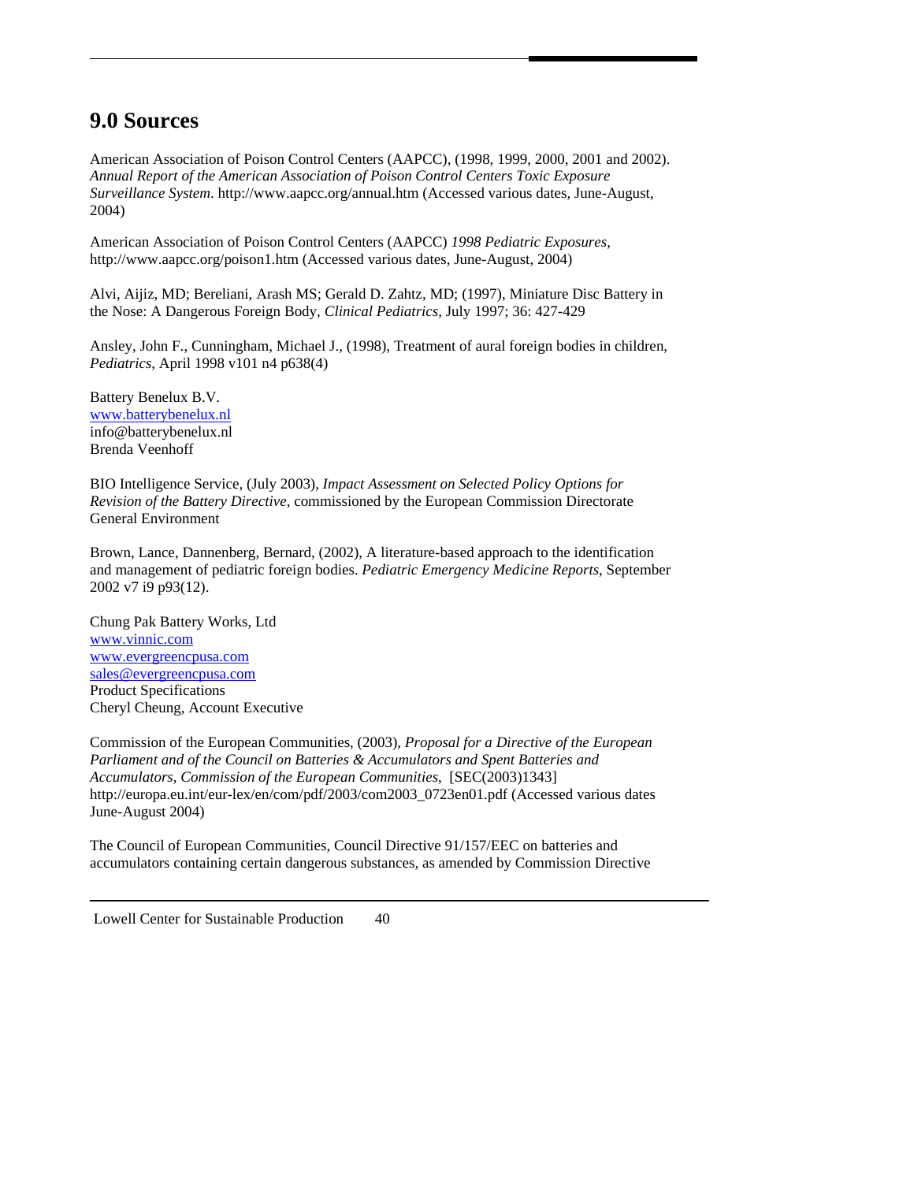## 9.0 Sources

American Association of Poison Control Centers (AAPCC), (1998, 1999, 2000, 2001 and 2002). *Annual Report of the American Association of Poison Control Centers Toxic Exposure Surveillance System*. http://www.aapcc.org/annual.htm (Accessed various dates, June-August, 2004)

American Association of Poison Control Centers (AAPCC) *1998 Pediatric Exposures*, http://www.aapcc.org/poison1.htm (Accessed various dates, June-August, 2004)

Alvi, Aijiz, MD; Bereliani, Arash MS; Gerald D. Zahtz, MD; (1997), Miniature Disc Battery in the Nose: A Dangerous Foreign Body, *Clinical Pediatrics*, July 1997; 36: 427-429

Ansley, John F., Cunningham, Michael J., (1998), Treatment of aural foreign bodies in children, *Pediatrics*, April 1998 v101 n4 p638(4)

Battery Benelux B.V.
www.batterybenelux.nl
info@batterybenelux.nl
Brenda Veenhoff

BIO Intelligence Service, (July 2003), *Impact Assessment on Selected Policy Options for Revision of the Battery Directive*, commissioned by the European Commission Directorate General Environment

Brown, Lance, Dannenberg, Bernard, (2002), A literature-based approach to the identification and management of pediatric foreign bodies. *Pediatric Emergency Medicine Reports*, September 2002 v7 i9 p93(12).

Chung Pak Battery Works, Ltd
www.vinnic.com
www.evergreencpusa.com
sales@evergreencpusa.com
Product Specifications
Cheryl Cheung, Account Executive

Commission of the European Communities, (2003), *Proposal for a Directive of the European Parliament and of the Council on Batteries & Accumulators and Spent Batteries and Accumulators*, *Commission of the European Communities*, [SEC(2003)1343] http://europa.eu.int/eur-lex/en/com/pdf/2003/com2003_0723en01.pdf (Accessed various dates June-August 2004)

The Council of European Communities, Council Directive 91/157/EEC on batteries and accumulators containing certain dangerous substances, as amended by Commission Directive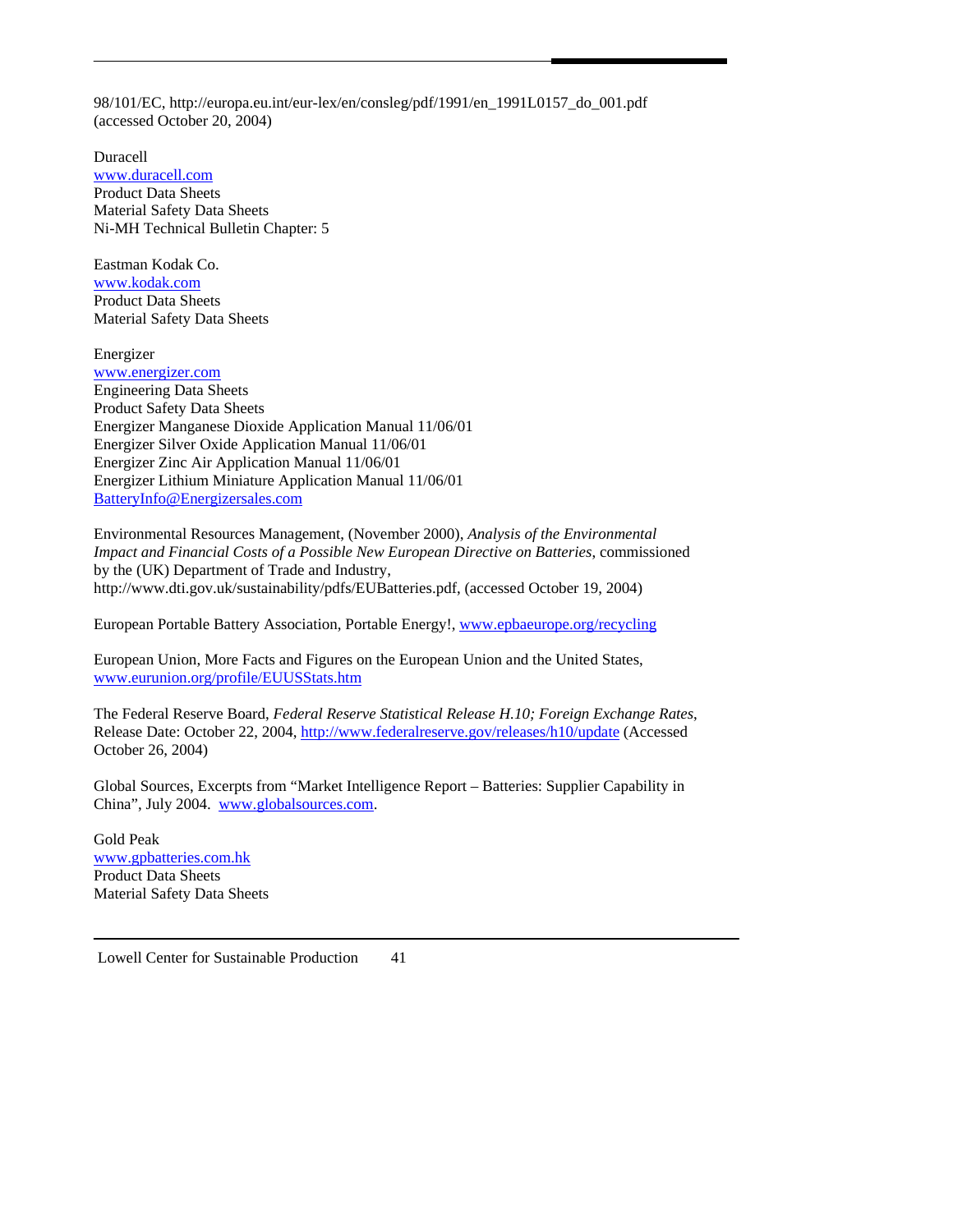98/101/EC, http://europa.eu.int/eur-lex/en/consleg/pdf/1991/en_1991L0157_do_001.pdf (accessed October 20, 2004)

Duracell
www.duracell.com
Product Data Sheets
Material Safety Data Sheets
Ni-MH Technical Bulletin Chapter: 5

Eastman Kodak Co.
www.kodak.com
Product Data Sheets
Material Safety Data Sheets

Energizer
www.energizer.com
Engineering Data Sheets
Product Safety Data Sheets
Energizer Manganese Dioxide Application Manual 11/06/01
Energizer Silver Oxide Application Manual 11/06/01
Energizer Zinc Air Application Manual 11/06/01
Energizer Lithium Miniature Application Manual 11/06/01
BatteryInfo@Energizersales.com

Environmental Resources Management, (November 2000), *Analysis of the Environmental Impact and Financial Costs of a Possible New European Directive on Batteries*, commissioned by the (UK) Department of Trade and Industry, http://www.dti.gov.uk/sustainability/pdfs/EUBatteries.pdf, (accessed October 19, 2004)

European Portable Battery Association, Portable Energy!, www.epbaeurope.org/recycling

European Union, More Facts and Figures on the European Union and the United States, www.eurunion.org/profile/EUUSStats.htm

The Federal Reserve Board, *Federal Reserve Statistical Release H.10; Foreign Exchange Rates*, Release Date: October 22, 2004, http://www.federalreserve.gov/releases/h10/update (Accessed October 26, 2004)

Global Sources, Excerpts from "Market Intelligence Report – Batteries: Supplier Capability in China", July 2004. www.globalsources.com.

Gold Peak
www.gpbatteries.com.hk
Product Data Sheets
Material Safety Data Sheets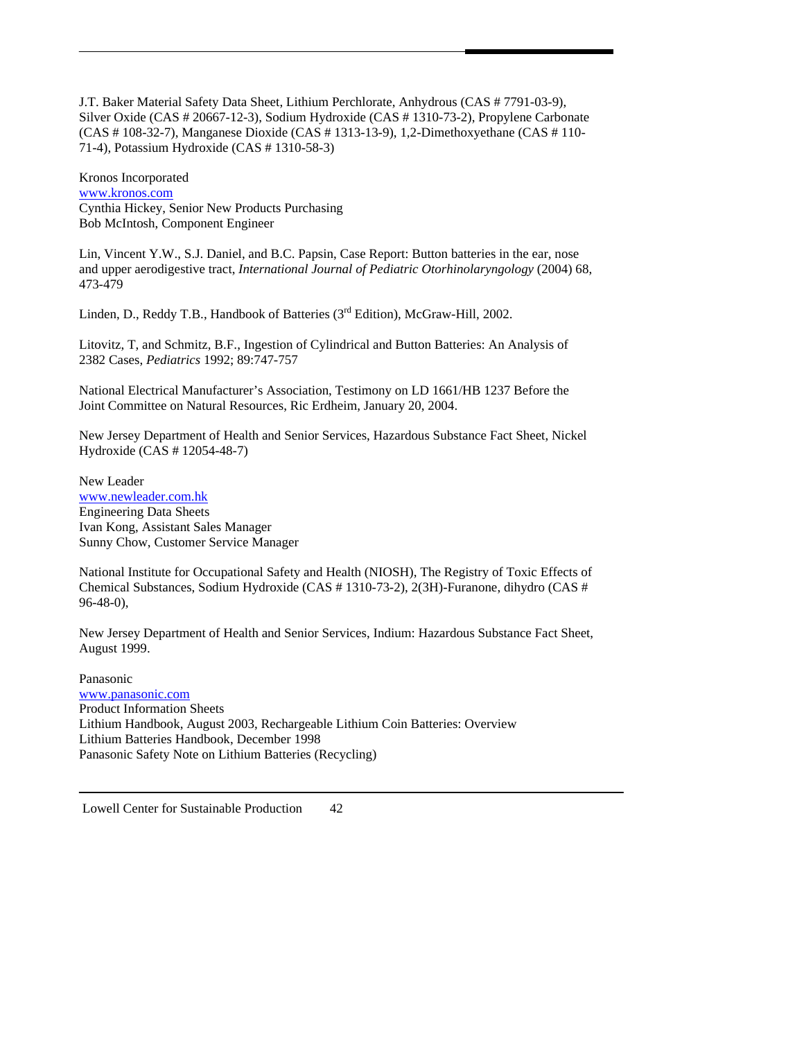J.T. Baker Material Safety Data Sheet, Lithium Perchlorate, Anhydrous (CAS # 7791-03-9), Silver Oxide (CAS # 20667-12-3), Sodium Hydroxide (CAS # 1310-73-2), Propylene Carbonate (CAS # 108-32-7), Manganese Dioxide (CAS # 1313-13-9), 1,2-Dimethoxyethane (CAS # 110-71-4), Potassium Hydroxide (CAS # 1310-58-3)

Kronos Incorporated  
www.kronos.com  
Cynthia Hickey, Senior New Products Purchasing  
Bob McIntosh, Component Engineer

Lin, Vincent Y.W., S.J. Daniel, and B.C. Papsin, Case Report: Button batteries in the ear, nose and upper aerodigestive tract, *International Journal of Pediatric Otorhinolaryngology* (2004) 68, 473-479

Linden, D., Reddy T.B., Handbook of Batteries (3rd Edition), McGraw-Hill, 2002.

Litovitz, T, and Schmitz, B.F., Ingestion of Cylindrical and Button Batteries: An Analysis of 2382 Cases, *Pediatrics* 1992; 89:747-757

National Electrical Manufacturer's Association, Testimony on LD 1661/HB 1237 Before the Joint Committee on Natural Resources, Ric Erdheim, January 20, 2004.

New Jersey Department of Health and Senior Services, Hazardous Substance Fact Sheet, Nickel Hydroxide (CAS # 12054-48-7)

New Leader  
www.newleader.com.hk  
Engineering Data Sheets  
Ivan Kong, Assistant Sales Manager  
Sunny Chow, Customer Service Manager

National Institute for Occupational Safety and Health (NIOSH), The Registry of Toxic Effects of Chemical Substances, Sodium Hydroxide (CAS # 1310-73-2), 2(3H)-Furanone, dihydro (CAS # 96-48-0),

New Jersey Department of Health and Senior Services, Indium: Hazardous Substance Fact Sheet, August 1999.

Panasonic  
www.panasonic.com  
Product Information Sheets  
Lithium Handbook, August 2003, Rechargeable Lithium Coin Batteries: Overview  
Lithium Batteries Handbook, December 1998  
Panasonic Safety Note on Lithium Batteries (Recycling)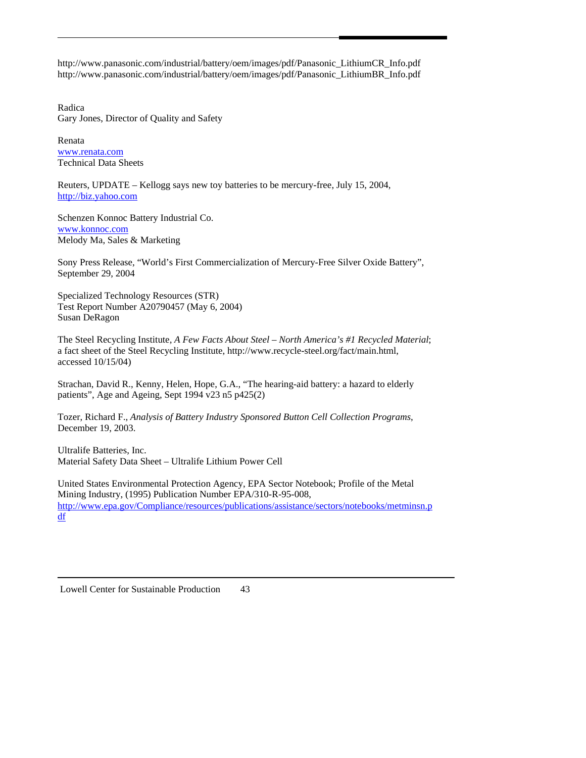http://www.panasonic.com/industrial/battery/oem/images/pdf/Panasonic_LithiumCR_Info.pdf
http://www.panasonic.com/industrial/battery/oem/images/pdf/Panasonic_LithiumBR_Info.pdf

Radica
Gary Jones, Director of Quality and Safety

Renata
www.renata.com
Technical Data Sheets

Reuters, UPDATE – Kellogg says new toy batteries to be mercury-free, July 15, 2004, http://biz.yahoo.com

Schenzen Konnoc Battery Industrial Co.
www.konnoc.com
Melody Ma, Sales & Marketing

Sony Press Release, "World's First Commercialization of Mercury-Free Silver Oxide Battery", September 29, 2004

Specialized Technology Resources (STR)
Test Report Number A20790457 (May 6, 2004)
Susan DeRagon

The Steel Recycling Institute, *A Few Facts About Steel – North America's #1 Recycled Material*; a fact sheet of the Steel Recycling Institute, http://www.recycle-steel.org/fact/main.html, accessed 10/15/04)

Strachan, David R., Kenny, Helen, Hope, G.A., "The hearing-aid battery: a hazard to elderly patients", Age and Ageing, Sept 1994 v23 n5 p425(2)

Tozer, Richard F., *Analysis of Battery Industry Sponsored Button Cell Collection Programs*, December 19, 2003.

Ultralife Batteries, Inc.
Material Safety Data Sheet – Ultralife Lithium Power Cell

United States Environmental Protection Agency, EPA Sector Notebook; Profile of the Metal Mining Industry, (1995) Publication Number EPA/310-R-95-008, http://www.epa.gov/Compliance/resources/publications/assistance/sectors/notebooks/metminsn.pdf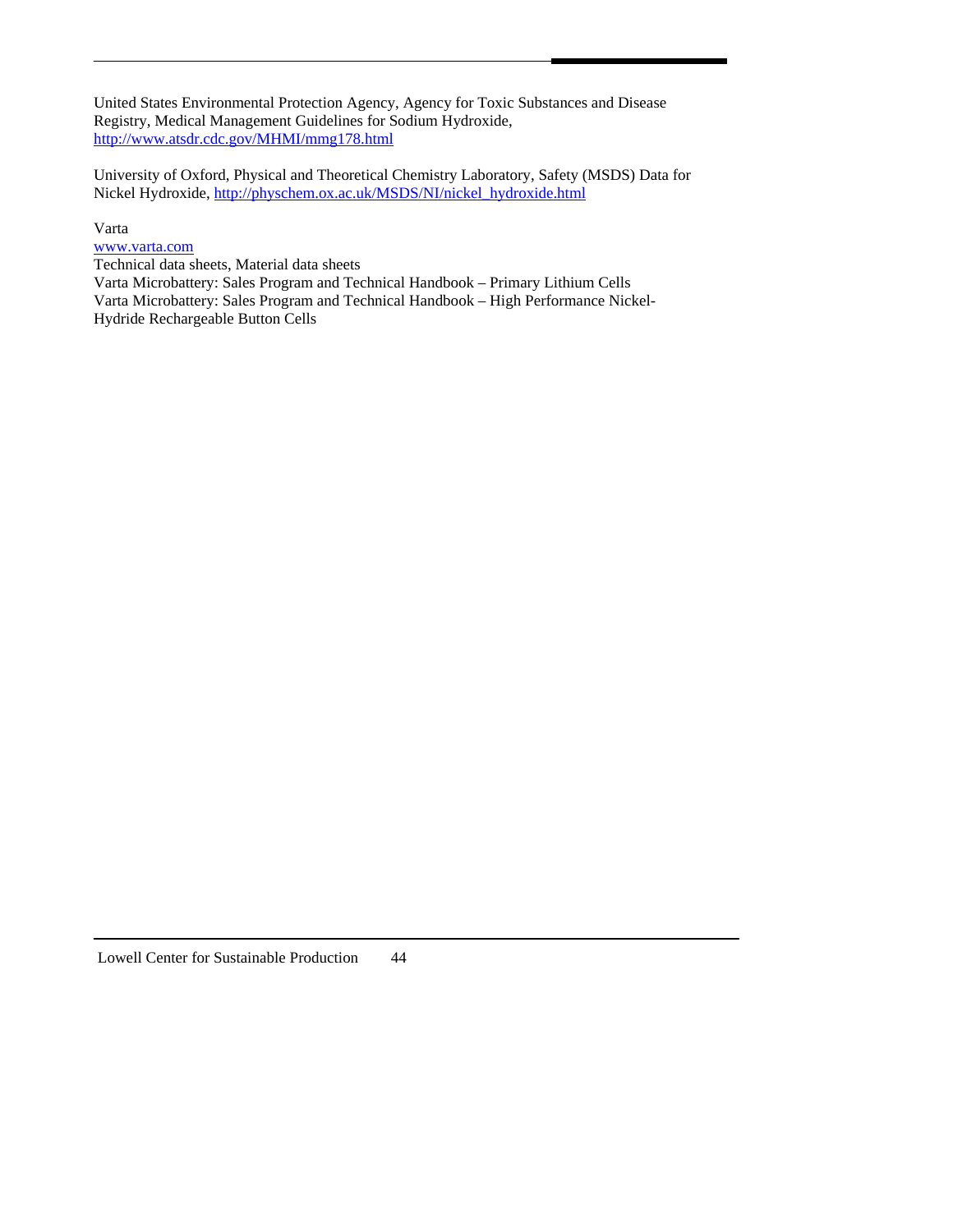United States Environmental Protection Agency, Agency for Toxic Substances and Disease Registry, Medical Management Guidelines for Sodium Hydroxide, http://www.atsdr.cdc.gov/MHMI/mmg178.html

University of Oxford, Physical and Theoretical Chemistry Laboratory, Safety (MSDS) Data for Nickel Hydroxide, http://physchem.ox.ac.uk/MSDS/NI/nickel_hydroxide.html

Varta
www.varta.com
Technical data sheets, Material data sheets
Varta Microbattery: Sales Program and Technical Handbook – Primary Lithium Cells
Varta Microbattery: Sales Program and Technical Handbook – High Performance Nickel-Hydride Rechargeable Button Cells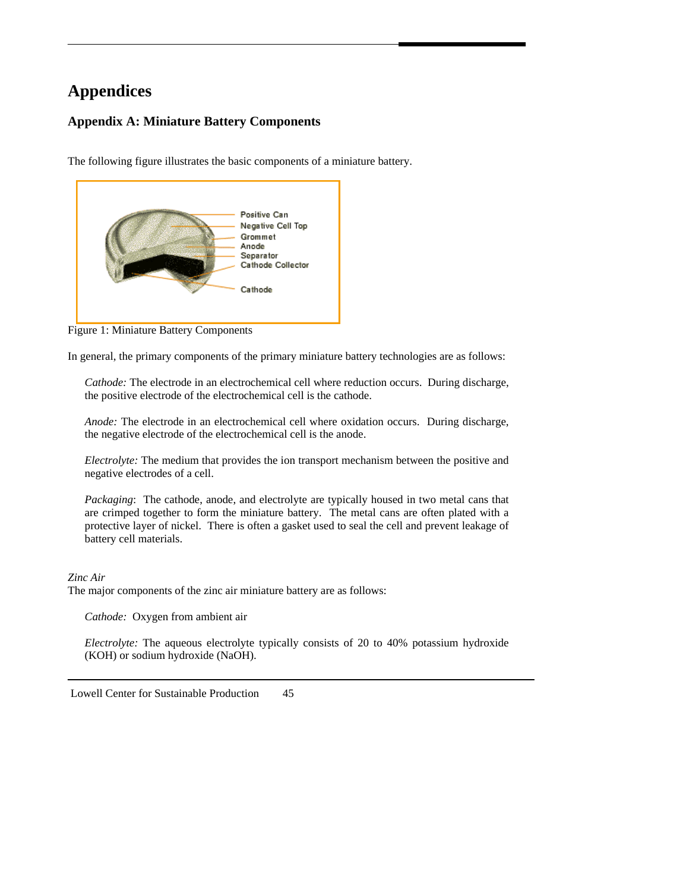# Appendices

## Appendix A: Miniature Battery Components

The following figure illustrates the basic components of a miniature battery.

Figure 1: Miniature Battery Components

In general, the primary components of the primary miniature battery technologies are as follows:

*Cathode:* The electrode in an electrochemical cell where reduction occurs. During discharge, the positive electrode of the electrochemical cell is the cathode.

*Anode:* The electrode in an electrochemical cell where oxidation occurs. During discharge, the negative electrode of the electrochemical cell is the anode.

*Electrolyte:* The medium that provides the ion transport mechanism between the positive and negative electrodes of a cell.

*Packaging*: The cathode, anode, and electrolyte are typically housed in two metal cans that are crimped together to form the miniature battery. The metal cans are often plated with a protective layer of nickel. There is often a gasket used to seal the cell and prevent leakage of battery cell materials.

*Zinc Air*

The major components of the zinc air miniature battery are as follows:

*Cathode:* Oxygen from ambient air

*Electrolyte:* The aqueous electrolyte typically consists of 20 to 40% potassium hydroxide (KOH) or sodium hydroxide (NaOH).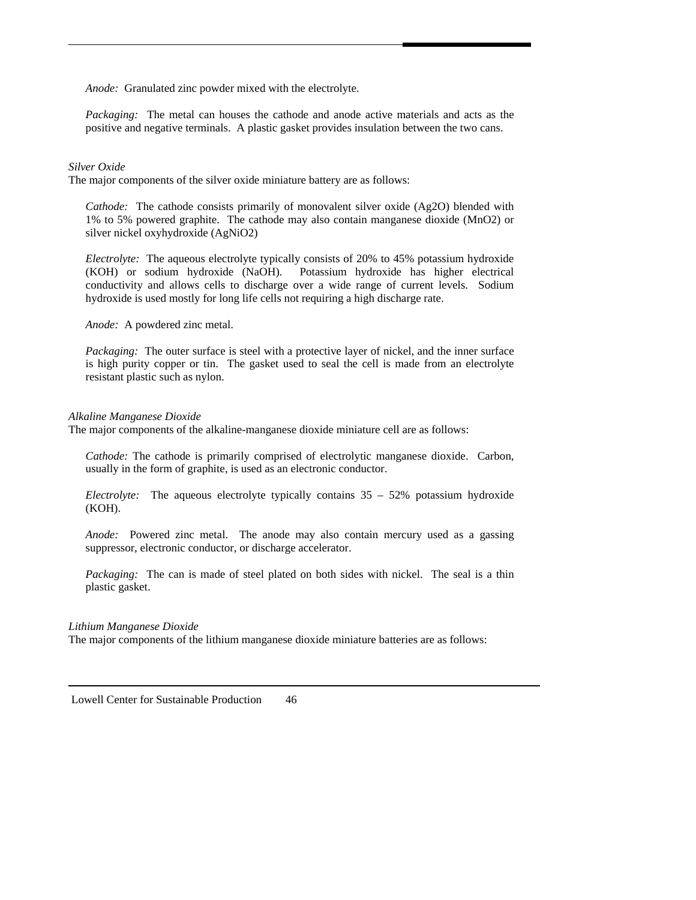*Anode:* Granulated zinc powder mixed with the electrolyte.

*Packaging:* The metal can houses the cathode and anode active materials and acts as the positive and negative terminals. A plastic gasket provides insulation between the two cans.

*Silver Oxide*

The major components of the silver oxide miniature battery are as follows:

*Cathode:* The cathode consists primarily of monovalent silver oxide ($Ag_2O$) blended with 1% to 5% powered graphite. The cathode may also contain manganese dioxide ($MnO_2$) or silver nickel oxyhydroxide ($AgNiO_2$)

*Electrolyte:* The aqueous electrolyte typically consists of 20% to 45% potassium hydroxide (KOH) or sodium hydroxide (NaOH). Potassium hydroxide has higher electrical conductivity and allows cells to discharge over a wide range of current levels. Sodium hydroxide is used mostly for long life cells not requiring a high discharge rate.

*Anode:* A powdered zinc metal.

*Packaging:* The outer surface is steel with a protective layer of nickel, and the inner surface is high purity copper or tin. The gasket used to seal the cell is made from an electrolyte resistant plastic such as nylon.

*Alkaline Manganese Dioxide*

The major components of the alkaline-manganese dioxide miniature cell are as follows:

*Cathode:* The cathode is primarily comprised of electrolytic manganese dioxide. Carbon, usually in the form of graphite, is used as an electronic conductor.

*Electrolyte:* The aqueous electrolyte typically contains 35 – 52% potassium hydroxide (KOH).

*Anode:* Powered zinc metal. The anode may also contain mercury used as a gassing suppressor, electronic conductor, or discharge accelerator.

*Packaging:* The can is made of steel plated on both sides with nickel. The seal is a thin plastic gasket.

*Lithium Manganese Dioxide*

The major components of the lithium manganese dioxide miniature batteries are as follows: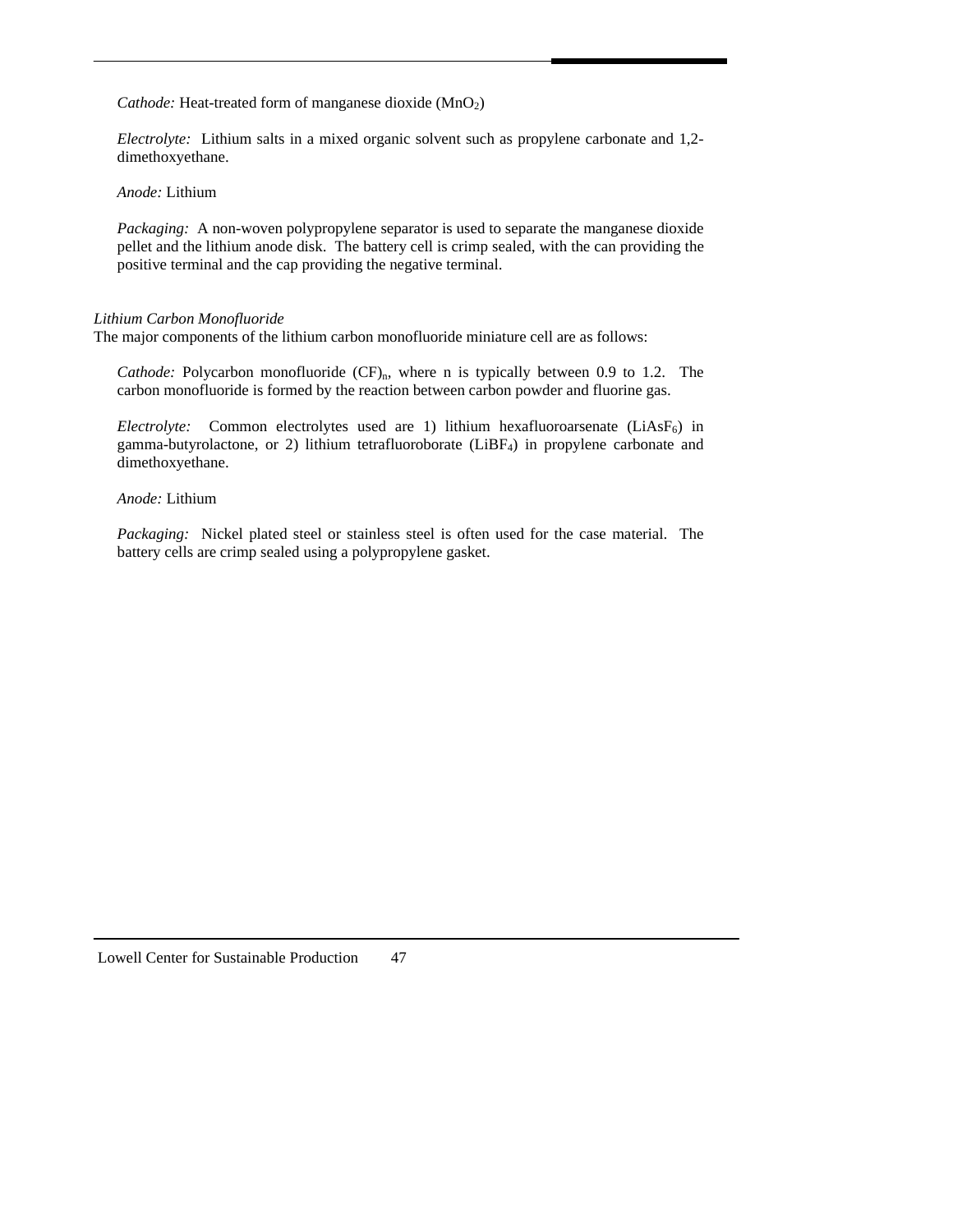*Cathode:* Heat-treated form of manganese dioxide ($MnO_2$)

*Electrolyte:* Lithium salts in a mixed organic solvent such as propylene carbonate and 1,2-dimethoxyethane.

*Anode:* Lithium

*Packaging:* A non-woven polypropylene separator is used to separate the manganese dioxide pellet and the lithium anode disk. The battery cell is crimp sealed, with the can providing the positive terminal and the cap providing the negative terminal.

*Lithium Carbon Monofluoride*

The major components of the lithium carbon monofluoride miniature cell are as follows:

*Cathode:* Polycarbon monofluoride $(CF)_n$, where n is typically between 0.9 to 1.2. The carbon monofluoride is formed by the reaction between carbon powder and fluorine gas.

*Electrolyte:* Common electrolytes used are 1) lithium hexafluoroarsenate ($LiAsF_6$) in gamma-butyrolactone, or 2) lithium tetrafluoroborate ($LiBF_4$) in propylene carbonate and dimethoxyethane.

*Anode:* Lithium

*Packaging:* Nickel plated steel or stainless steel is often used for the case material. The battery cells are crimp sealed using a polypropylene gasket.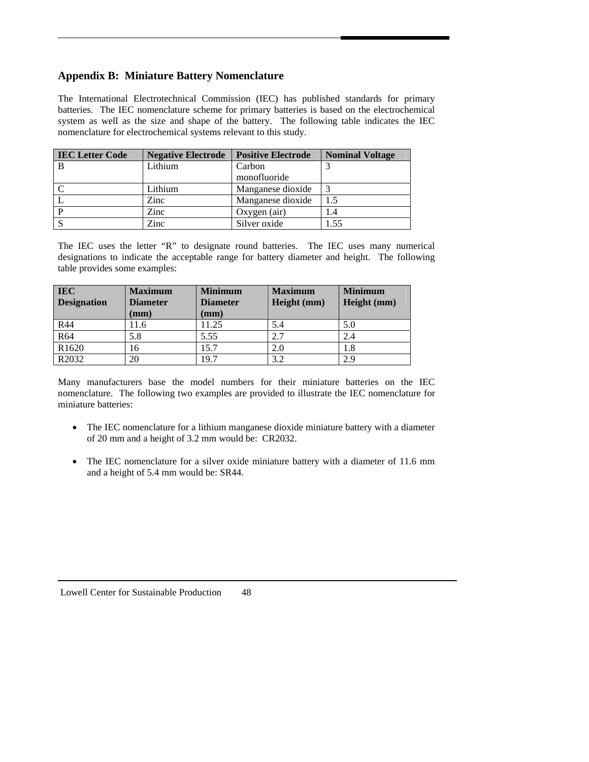## Appendix B: Miniature Battery Nomenclature

The International Electrotechnical Commission (IEC) has published standards for primary batteries. The IEC nomenclature scheme for primary batteries is based on the electrochemical system as well as the size and shape of the battery. The following table indicates the IEC nomenclature for electrochemical systems relevant to this study.

| IEC Letter Code | Negative Electrode | Positive Electrode | Nominal Voltage |
|---|---|---|---|
| B | Lithium | Carbon monofluoride | 3 |
| C | Lithium | Manganese dioxide | 3 |
| L | Zinc | Manganese dioxide | 1.5 |
| P | Zinc | Oxygen (air) | 1.4 |
| S | Zinc | Silver oxide | 1.55 |

The IEC uses the letter "R" to designate round batteries. The IEC uses many numerical designations to indicate the acceptable range for battery diameter and height. The following table provides some examples:

| IEC Designation | Maximum Diameter (mm) | Minimum Diameter (mm) | Maximum Height (mm) | Minimum Height (mm) |
|---|---|---|---|---|
| R44 | 11.6 | 11.25 | 5.4 | 5.0 |
| R64 | 5.8 | 5.55 | 2.7 | 2.4 |
| R1620 | 16 | 15.7 | 2.0 | 1.8 |
| R2032 | 20 | 19.7 | 3.2 | 2.9 |

Many manufacturers base the model numbers for their miniature batteries on the IEC nomenclature. The following two examples are provided to illustrate the IEC nomenclature for miniature batteries:

- The IEC nomenclature for a lithium manganese dioxide miniature battery with a diameter of 20 mm and a height of 3.2 mm would be: CR2032.

- The IEC nomenclature for a silver oxide miniature battery with a diameter of 11.6 mm and a height of 5.4 mm would be: SR44.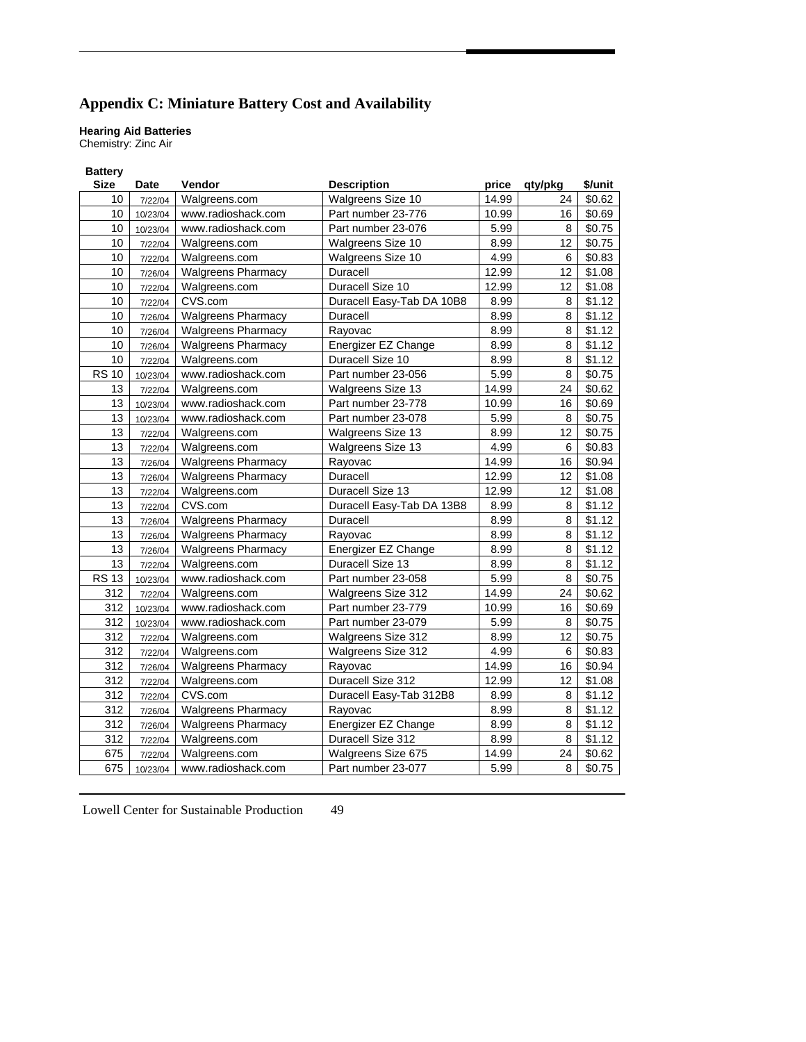## Appendix C: Miniature Battery Cost and Availability

**Hearing Aid Batteries**
Chemistry: Zinc Air

| Battery Size | Date | Vendor | Description | price | qty/pkg | $/unit |
|---|---|---|---|---|---|---|
| 10 | 7/22/04 | Walgreens.com | Walgreens Size 10 | 14.99 | 24 | $0.62 |
| 10 | 10/23/04 | www.radioshack.com | Part number 23-776 | 10.99 | 16 | $0.69 |
| 10 | 10/23/04 | www.radioshack.com | Part number 23-076 | 5.99 | 8 | $0.75 |
| 10 | 7/22/04 | Walgreens.com | Walgreens Size 10 | 8.99 | 12 | $0.75 |
| 10 | 7/22/04 | Walgreens.com | Walgreens Size 10 | 4.99 | 6 | $0.83 |
| 10 | 7/26/04 | Walgreens Pharmacy | Duracell | 12.99 | 12 | $1.08 |
| 10 | 7/22/04 | Walgreens.com | Duracell Size 10 | 12.99 | 12 | $1.08 |
| 10 | 7/22/04 | CVS.com | Duracell Easy-Tab DA 10B8 | 8.99 | 8 | $1.12 |
| 10 | 7/26/04 | Walgreens Pharmacy | Duracell | 8.99 | 8 | $1.12 |
| 10 | 7/26/04 | Walgreens Pharmacy | Rayovac | 8.99 | 8 | $1.12 |
| 10 | 7/26/04 | Walgreens Pharmacy | Energizer EZ Change | 8.99 | 8 | $1.12 |
| 10 | 7/22/04 | Walgreens.com | Duracell Size 10 | 8.99 | 8 | $1.12 |
| RS 10 | 10/23/04 | www.radioshack.com | Part number 23-056 | 5.99 | 8 | $0.75 |
| 13 | 7/22/04 | Walgreens.com | Walgreens Size 13 | 14.99 | 24 | $0.62 |
| 13 | 10/23/04 | www.radioshack.com | Part number 23-778 | 10.99 | 16 | $0.69 |
| 13 | 10/23/04 | www.radioshack.com | Part number 23-078 | 5.99 | 8 | $0.75 |
| 13 | 7/22/04 | Walgreens.com | Walgreens Size 13 | 8.99 | 12 | $0.75 |
| 13 | 7/22/04 | Walgreens.com | Walgreens Size 13 | 4.99 | 6 | $0.83 |
| 13 | 7/26/04 | Walgreens Pharmacy | Rayovac | 14.99 | 16 | $0.94 |
| 13 | 7/26/04 | Walgreens Pharmacy | Duracell | 12.99 | 12 | $1.08 |
| 13 | 7/22/04 | Walgreens.com | Duracell Size 13 | 12.99 | 12 | $1.08 |
| 13 | 7/22/04 | CVS.com | Duracell Easy-Tab DA 13B8 | 8.99 | 8 | $1.12 |
| 13 | 7/26/04 | Walgreens Pharmacy | Duracell | 8.99 | 8 | $1.12 |
| 13 | 7/26/04 | Walgreens Pharmacy | Rayovac | 8.99 | 8 | $1.12 |
| 13 | 7/26/04 | Walgreens Pharmacy | Energizer EZ Change | 8.99 | 8 | $1.12 |
| 13 | 7/22/04 | Walgreens.com | Duracell Size 13 | 8.99 | 8 | $1.12 |
| RS 13 | 10/23/04 | www.radioshack.com | Part number 23-058 | 5.99 | 8 | $0.75 |
| 312 | 7/22/04 | Walgreens.com | Walgreens Size 312 | 14.99 | 24 | $0.62 |
| 312 | 10/23/04 | www.radioshack.com | Part number 23-779 | 10.99 | 16 | $0.69 |
| 312 | 10/23/04 | www.radioshack.com | Part number 23-079 | 5.99 | 8 | $0.75 |
| 312 | 7/22/04 | Walgreens.com | Walgreens Size 312 | 8.99 | 12 | $0.75 |
| 312 | 7/22/04 | Walgreens.com | Walgreens Size 312 | 4.99 | 6 | $0.83 |
| 312 | 7/26/04 | Walgreens Pharmacy | Rayovac | 14.99 | 16 | $0.94 |
| 312 | 7/22/04 | Walgreens.com | Duracell Size 312 | 12.99 | 12 | $1.08 |
| 312 | 7/22/04 | CVS.com | Duracell Easy-Tab 312B8 | 8.99 | 8 | $1.12 |
| 312 | 7/26/04 | Walgreens Pharmacy | Rayovac | 8.99 | 8 | $1.12 |
| 312 | 7/26/04 | Walgreens Pharmacy | Energizer EZ Change | 8.99 | 8 | $1.12 |
| 312 | 7/22/04 | Walgreens.com | Duracell Size 312 | 8.99 | 8 | $1.12 |
| 675 | 7/22/04 | Walgreens.com | Walgreens Size 675 | 14.99 | 24 | $0.62 |
| 675 | 10/23/04 | www.radioshack.com | Part number 23-077 | 5.99 | 8 | $0.75 |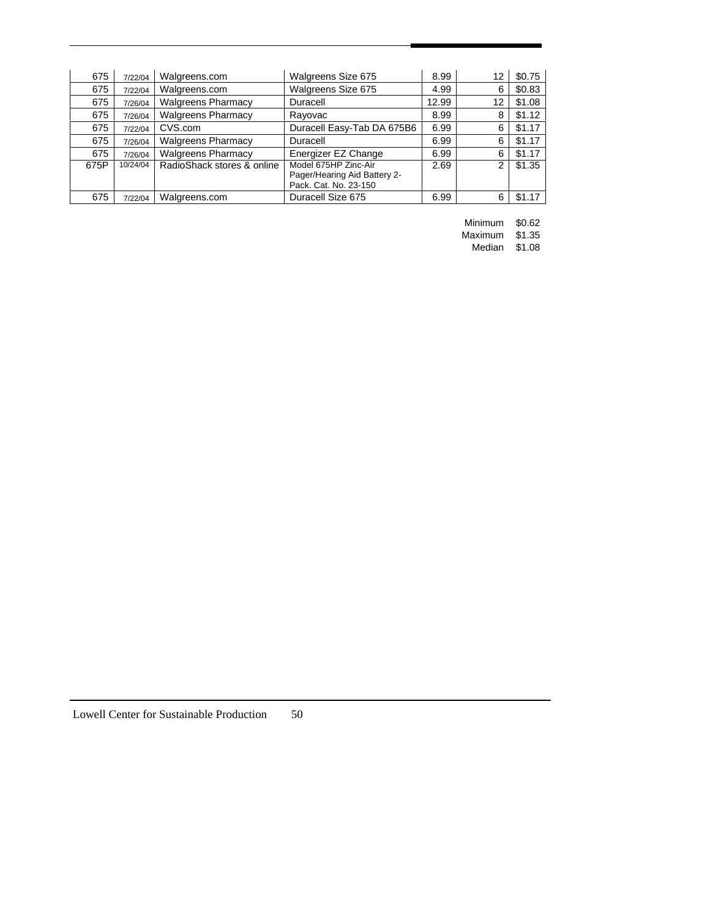| | | | | | | |
|---|---|---|---|---|---|---|
| 675 | 7/22/04 | Walgreens.com | Walgreens Size 675 | 8.99 | 12 | $0.75 |
| 675 | 7/22/04 | Walgreens.com | Walgreens Size 675 | 4.99 | 6 | $0.83 |
| 675 | 7/26/04 | Walgreens Pharmacy | Duracell | 12.99 | 12 | $1.08 |
| 675 | 7/26/04 | Walgreens Pharmacy | Rayovac | 8.99 | 8 | $1.12 |
| 675 | 7/22/04 | CVS.com | Duracell Easy-Tab DA 675B6 | 6.99 | 6 | $1.17 |
| 675 | 7/26/04 | Walgreens Pharmacy | Duracell | 6.99 | 6 | $1.17 |
| 675 | 7/26/04 | Walgreens Pharmacy | Energizer EZ Change | 6.99 | 6 | $1.17 |
| 675P | 10/24/04 | RadioShack stores & online | Model 675HP Zinc-Air Pager/Hearing Aid Battery 2-Pack. Cat. No. 23-150 | 2.69 | 2 | $1.35 |
| 675 | 7/22/04 | Walgreens.com | Duracell Size 675 | 6.99 | 6 | $1.17 |

| | |
|---|---|
| Minimum | $0.62 |
| Maximum | $1.35 |
| Median | $1.08 |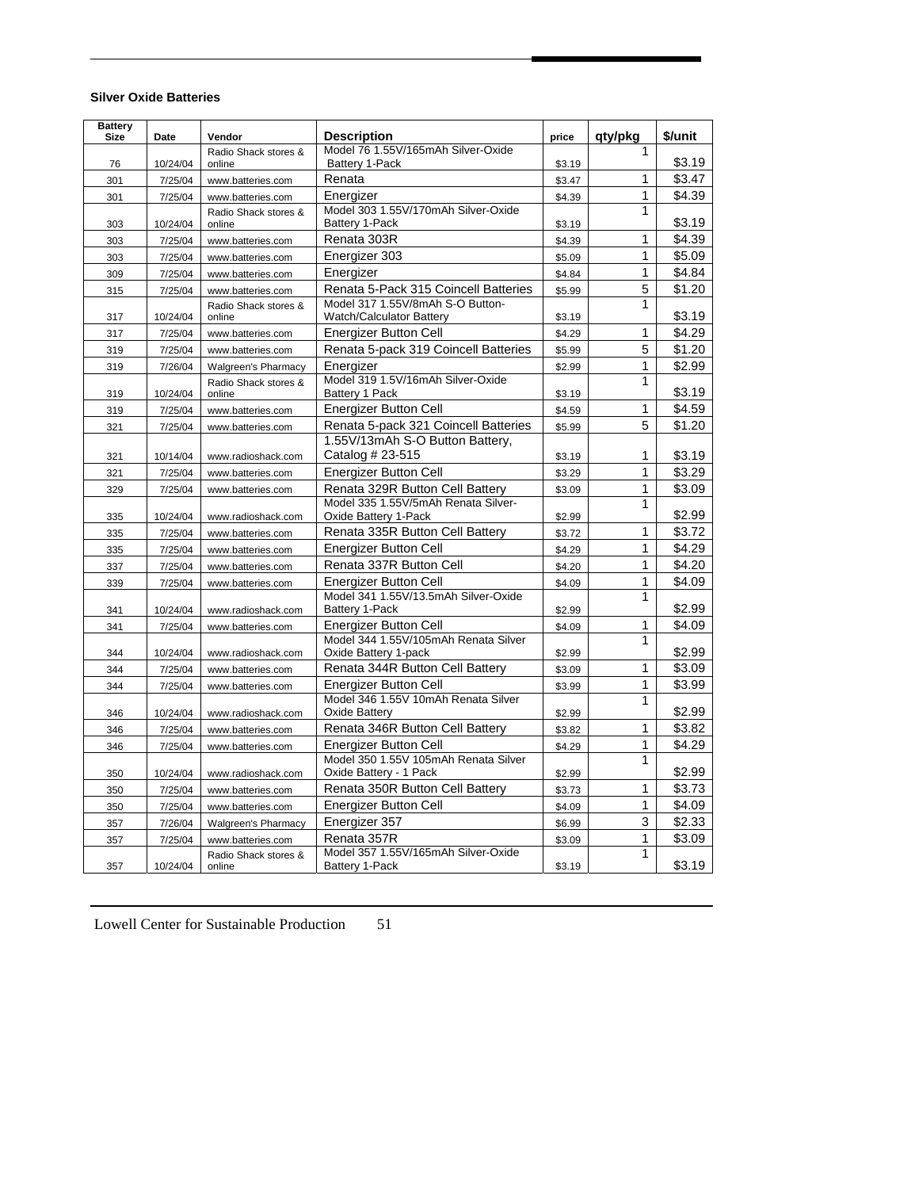**Silver Oxide Batteries**

| Battery Size | Date | Vendor | Description | price | qty/pkg | $/unit |
|---|---|---|---|---|---|---|
| 76 | 10/24/04 | Radio Shack stores & online | Model 76 1.55V/165mAh Silver-Oxide Battery 1-Pack | $3.19 | 1 | $3.19 |
| 301 | 7/25/04 | www.batteries.com | Renata | $3.47 | 1 | $3.47 |
| 301 | 7/25/04 | www.batteries.com | Energizer | $4.39 | 1 | $4.39 |
| 303 | 10/24/04 | Radio Shack stores & online | Model 303 1.55V/170mAh Silver-Oxide Battery 1-Pack | $3.19 | 1 | $3.19 |
| 303 | 7/25/04 | www.batteries.com | Renata 303R | $4.39 | 1 | $4.39 |
| 303 | 7/25/04 | www.batteries.com | Energizer 303 | $5.09 | 1 | $5.09 |
| 309 | 7/25/04 | www.batteries.com | Energizer | $4.84 | 1 | $4.84 |
| 315 | 7/25/04 | www.batteries.com | Renata 5-Pack 315 Coincell Batteries | $5.99 | 5 | $1.20 |
| 317 | 10/24/04 | Radio Shack stores & online | Model 317 1.55V/8mAh S-O Button-Watch/Calculator Battery | $3.19 | 1 | $3.19 |
| 317 | 7/25/04 | www.batteries.com | Energizer Button Cell | $4.29 | 1 | $4.29 |
| 319 | 7/25/04 | www.batteries.com | Renata 5-pack 319 Coincell Batteries | $5.99 | 5 | $1.20 |
| 319 | 7/26/04 | Walgreen's Pharmacy | Energizer | $2.99 | 1 | $2.99 |
| 319 | 10/24/04 | Radio Shack stores & online | Model 319 1.5V/16mAh Silver-Oxide Battery 1 Pack | $3.19 | 1 | $3.19 |
| 319 | 7/25/04 | www.batteries.com | Energizer Button Cell | $4.59 | 1 | $4.59 |
| 321 | 7/25/04 | www.batteries.com | Renata 5-pack 321 Coincell Batteries | $5.99 | 5 | $1.20 |
| 321 | 10/14/04 | www.radioshack.com | 1.55V/13mAh S-O Button Battery, Catalog # 23-515 | $3.19 | 1 | $3.19 |
| 321 | 7/25/04 | www.batteries.com | Energizer Button Cell | $3.29 | 1 | $3.29 |
| 329 | 7/25/04 | www.batteries.com | Renata 329R Button Cell Battery | $3.09 | 1 | $3.09 |
| 335 | 10/24/04 | www.radioshack.com | Model 335 1.55V/5mAh Renata Silver-Oxide Battery 1-Pack | $2.99 | 1 | $2.99 |
| 335 | 7/25/04 | www.batteries.com | Renata 335R Button Cell Battery | $3.72 | 1 | $3.72 |
| 335 | 7/25/04 | www.batteries.com | Energizer Button Cell | $4.29 | 1 | $4.29 |
| 337 | 7/25/04 | www.batteries.com | Renata 337R Button Cell | $4.20 | 1 | $4.20 |
| 339 | 7/25/04 | www.batteries.com | Energizer Button Cell | $4.09 | 1 | $4.09 |
| 341 | 10/24/04 | www.radioshack.com | Model 341 1.55V/13.5mAh Silver-Oxide Battery 1-Pack | $2.99 | 1 | $2.99 |
| 341 | 7/25/04 | www.batteries.com | Energizer Button Cell | $4.09 | 1 | $4.09 |
| 344 | 10/24/04 | www.radioshack.com | Model 344 1.55V/105mAh Renata Silver Oxide Battery 1-pack | $2.99 | 1 | $2.99 |
| 344 | 7/25/04 | www.batteries.com | Renata 344R Button Cell Battery | $3.09 | 1 | $3.09 |
| 344 | 7/25/04 | www.batteries.com | Energizer Button Cell | $3.99 | 1 | $3.99 |
| 346 | 10/24/04 | www.radioshack.com | Model 346 1.55V 10mAh Renata Silver Oxide Battery | $2.99 | 1 | $2.99 |
| 346 | 7/25/04 | www.batteries.com | Renata 346R Button Cell Battery | $3.82 | 1 | $3.82 |
| 346 | 7/25/04 | www.batteries.com | Energizer Button Cell | $4.29 | 1 | $4.29 |
| 350 | 10/24/04 | www.radioshack.com | Model 350 1.55V 105mAh Renata Silver Oxide Battery - 1 Pack | $2.99 | 1 | $2.99 |
| 350 | 7/25/04 | www.batteries.com | Renata 350R Button Cell Battery | $3.73 | 1 | $3.73 |
| 350 | 7/25/04 | www.batteries.com | Energizer Button Cell | $4.09 | 1 | $4.09 |
| 357 | 7/26/04 | Walgreen's Pharmacy | Energizer 357 | $6.99 | 3 | $2.33 |
| 357 | 7/25/04 | www.batteries.com | Renata 357R | $3.09 | 1 | $3.09 |
| 357 | 10/24/04 | Radio Shack stores & online | Model 357 1.55V/165mAh Silver-Oxide Battery 1-Pack | $3.19 | 1 | $3.19 |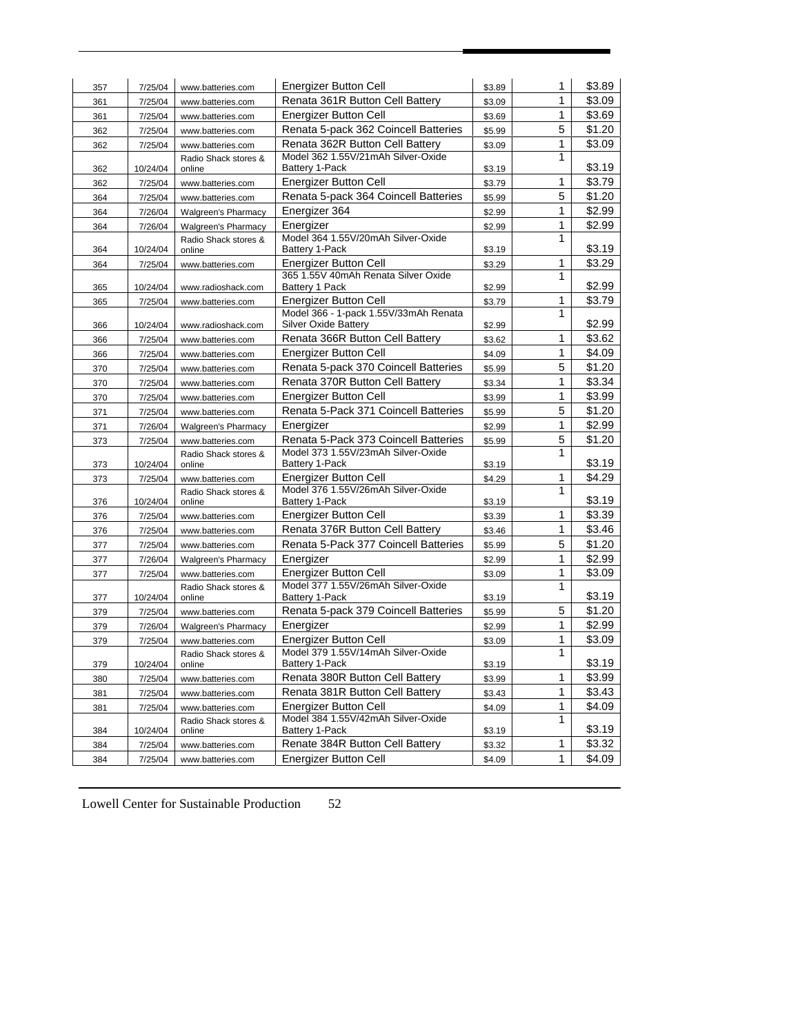| | | | | | | |
|---|---|---|---|---|---|---|
| 357 | 7/25/04 | www.batteries.com | Energizer Button Cell | $3.89 | 1 | $3.89 |
| 361 | 7/25/04 | www.batteries.com | Renata 361R Button Cell Battery | $3.09 | 1 | $3.09 |
| 361 | 7/25/04 | www.batteries.com | Energizer Button Cell | $3.69 | 1 | $3.69 |
| 362 | 7/25/04 | www.batteries.com | Renata 5-pack 362 Coincell Batteries | $5.99 | 5 | $1.20 |
| 362 | 7/25/04 | www.batteries.com | Renata 362R Button Cell Battery | $3.09 | 1 | $3.09 |
| 362 | 10/24/04 | Radio Shack stores & online | Model 362 1.55V/21mAh Silver-Oxide Battery 1-Pack | $3.19 | 1 | $3.19 |
| 362 | 7/25/04 | www.batteries.com | Energizer Button Cell | $3.79 | 1 | $3.79 |
| 364 | 7/25/04 | www.batteries.com | Renata 5-pack 364 Coincell Batteries | $5.99 | 5 | $1.20 |
| 364 | 7/26/04 | Walgreen's Pharmacy | Energizer 364 | $2.99 | 1 | $2.99 |
| 364 | 7/26/04 | Walgreen's Pharmacy | Energizer | $2.99 | 1 | $2.99 |
| 364 | 10/24/04 | Radio Shack stores & online | Model 364 1.55V/20mAh Silver-Oxide Battery 1-Pack | $3.19 | 1 | $3.19 |
| 364 | 7/25/04 | www.batteries.com | Energizer Button Cell | $3.29 | 1 | $3.29 |
| 365 | 10/24/04 | www.radioshack.com | 365 1.55V 40mAh Renata Silver Oxide Battery 1 Pack | $2.99 | 1 | $2.99 |
| 365 | 7/25/04 | www.batteries.com | Energizer Button Cell | $3.79 | 1 | $3.79 |
| 366 | 10/24/04 | www.radioshack.com | Model 366 - 1-pack 1.55V/33mAh Renata Silver Oxide Battery | $2.99 | 1 | $2.99 |
| 366 | 7/25/04 | www.batteries.com | Renata 366R Button Cell Battery | $3.62 | 1 | $3.62 |
| 366 | 7/25/04 | www.batteries.com | Energizer Button Cell | $4.09 | 1 | $4.09 |
| 370 | 7/25/04 | www.batteries.com | Renata 5-pack 370 Coincell Batteries | $5.99 | 5 | $1.20 |
| 370 | 7/25/04 | www.batteries.com | Renata 370R Button Cell Battery | $3.34 | 1 | $3.34 |
| 370 | 7/25/04 | www.batteries.com | Energizer Button Cell | $3.99 | 1 | $3.99 |
| 371 | 7/25/04 | www.batteries.com | Renata 5-Pack 371 Coincell Batteries | $5.99 | 5 | $1.20 |
| 371 | 7/26/04 | Walgreen's Pharmacy | Energizer | $2.99 | 1 | $2.99 |
| 373 | 7/25/04 | www.batteries.com | Renata 5-Pack 373 Coincell Batteries | $5.99 | 5 | $1.20 |
| 373 | 10/24/04 | Radio Shack stores & online | Model 373 1.55V/23mAh Silver-Oxide Battery 1-Pack | $3.19 | 1 | $3.19 |
| 373 | 7/25/04 | www.batteries.com | Energizer Button Cell | $4.29 | 1 | $4.29 |
| 376 | 10/24/04 | Radio Shack stores & online | Model 376 1.55V/26mAh Silver-Oxide Battery 1-Pack | $3.19 | 1 | $3.19 |
| 376 | 7/25/04 | www.batteries.com | Energizer Button Cell | $3.39 | 1 | $3.39 |
| 376 | 7/25/04 | www.batteries.com | Renata 376R Button Cell Battery | $3.46 | 1 | $3.46 |
| 377 | 7/25/04 | www.batteries.com | Renata 5-Pack 377 Coincell Batteries | $5.99 | 5 | $1.20 |
| 377 | 7/26/04 | Walgreen's Pharmacy | Energizer | $2.99 | 1 | $2.99 |
| 377 | 7/25/04 | www.batteries.com | Energizer Button Cell | $3.09 | 1 | $3.09 |
| 377 | 10/24/04 | Radio Shack stores & online | Model 377 1.55V/26mAh Silver-Oxide Battery 1-Pack | $3.19 | 1 | $3.19 |
| 379 | 7/25/04 | www.batteries.com | Renata 5-pack 379 Coincell Batteries | $5.99 | 5 | $1.20 |
| 379 | 7/26/04 | Walgreen's Pharmacy | Energizer | $2.99 | 1 | $2.99 |
| 379 | 7/25/04 | www.batteries.com | Energizer Button Cell | $3.09 | 1 | $3.09 |
| 379 | 10/24/04 | Radio Shack stores & online | Model 379 1.55V/14mAh Silver-Oxide Battery 1-Pack | $3.19 | 1 | $3.19 |
| 380 | 7/25/04 | www.batteries.com | Renata 380R Button Cell Battery | $3.99 | 1 | $3.99 |
| 381 | 7/25/04 | www.batteries.com | Renata 381R Button Cell Battery | $3.43 | 1 | $3.43 |
| 381 | 7/25/04 | www.batteries.com | Energizer Button Cell | $4.09 | 1 | $4.09 |
| 384 | 10/24/04 | Radio Shack stores & online | Model 384 1.55V/42mAh Silver-Oxide Battery 1-Pack | $3.19 | 1 | $3.19 |
| 384 | 7/25/04 | www.batteries.com | Renate 384R Button Cell Battery | $3.32 | 1 | $3.32 |
| 384 | 7/25/04 | www.batteries.com | Energizer Button Cell | $4.09 | 1 | $4.09 |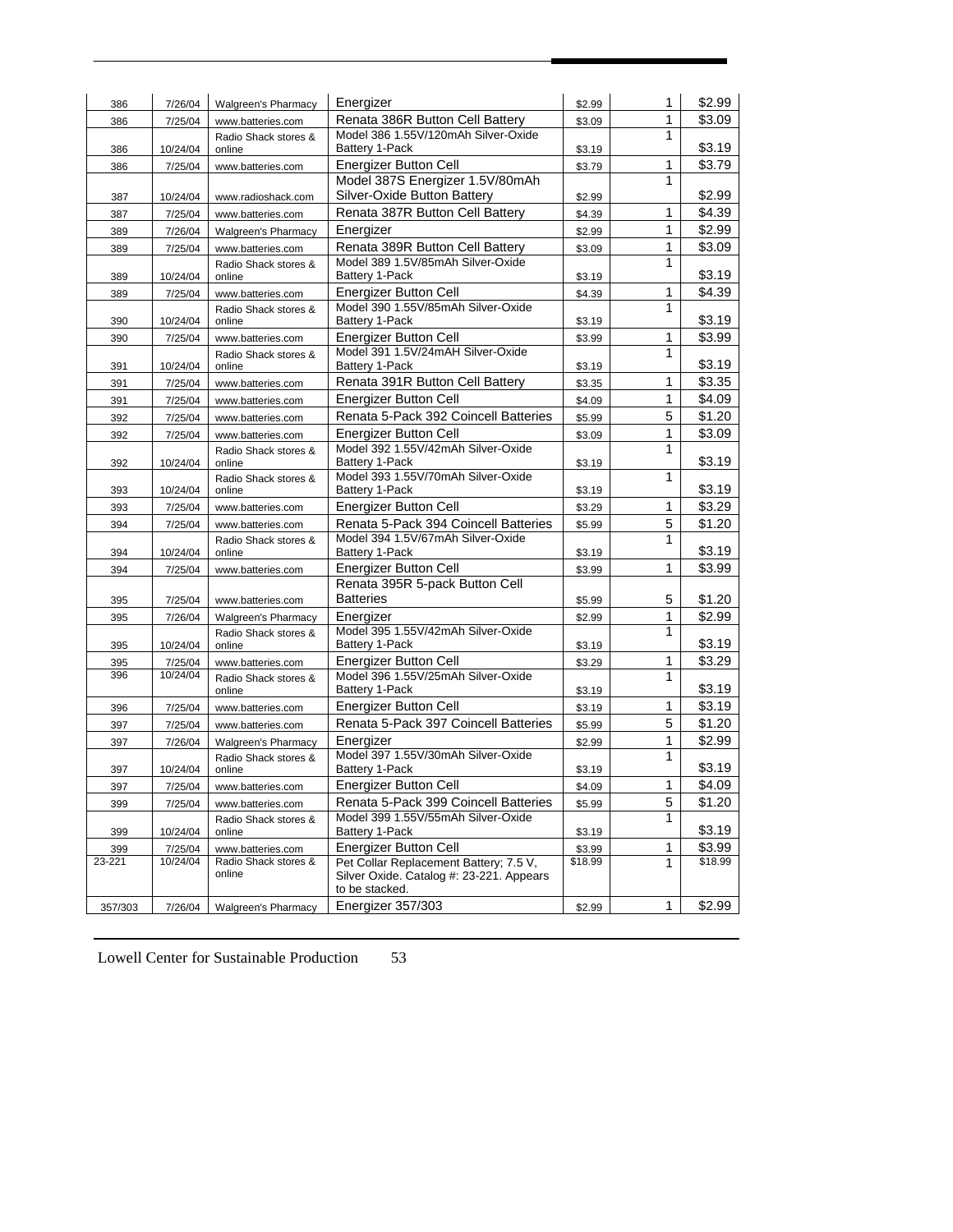| | | | | | | |
|---|---|---|---|---|---|---|
| 386 | 7/26/04 | Walgreen's Pharmacy | Energizer | $2.99 | 1 | $2.99 |
| 386 | 7/25/04 | www.batteries.com | Renata 386R Button Cell Battery | $3.09 | 1 | $3.09 |
| 386 | 10/24/04 | Radio Shack stores & online | Model 386 1.55V/120mAh Silver-Oxide Battery 1-Pack | $3.19 | 1 | $3.19 |
| 386 | 7/25/04 | www.batteries.com | Energizer Button Cell | $3.79 | 1 | $3.79 |
| 387 | 10/24/04 | www.radioshack.com | Model 387S Energizer 1.5V/80mAh Silver-Oxide Button Battery | $2.99 | 1 | $2.99 |
| 387 | 7/25/04 | www.batteries.com | Renata 387R Button Cell Battery | $4.39 | 1 | $4.39 |
| 389 | 7/26/04 | Walgreen's Pharmacy | Energizer | $2.99 | 1 | $2.99 |
| 389 | 7/25/04 | www.batteries.com | Renata 389R Button Cell Battery | $3.09 | 1 | $3.09 |
| 389 | 10/24/04 | Radio Shack stores & online | Model 389 1.5V/85mAh Silver-Oxide Battery 1-Pack | $3.19 | 1 | $3.19 |
| 389 | 7/25/04 | www.batteries.com | Energizer Button Cell | $4.39 | 1 | $4.39 |
| 390 | 10/24/04 | Radio Shack stores & online | Model 390 1.55V/85mAh Silver-Oxide Battery 1-Pack | $3.19 | 1 | $3.19 |
| 390 | 7/25/04 | www.batteries.com | Energizer Button Cell | $3.99 | 1 | $3.99 |
| 391 | 10/24/04 | Radio Shack stores & online | Model 391 1.5V/24mAH Silver-Oxide Battery 1-Pack | $3.19 | 1 | $3.19 |
| 391 | 7/25/04 | www.batteries.com | Renata 391R Button Cell Battery | $3.35 | 1 | $3.35 |
| 391 | 7/25/04 | www.batteries.com | Energizer Button Cell | $4.09 | 1 | $4.09 |
| 392 | 7/25/04 | www.batteries.com | Renata 5-Pack 392 Coincell Batteries | $5.99 | 5 | $1.20 |
| 392 | 7/25/04 | www.batteries.com | Energizer Button Cell | $3.09 | 1 | $3.09 |
| 392 | 10/24/04 | Radio Shack stores & online | Model 392 1.55V/42mAh Silver-Oxide Battery 1-Pack | $3.19 | 1 | $3.19 |
| 393 | 10/24/04 | Radio Shack stores & online | Model 393 1.55V/70mAh Silver-Oxide Battery 1-Pack | $3.19 | 1 | $3.19 |
| 393 | 7/25/04 | www.batteries.com | Energizer Button Cell | $3.29 | 1 | $3.29 |
| 394 | 7/25/04 | www.batteries.com | Renata 5-Pack 394 Coincell Batteries | $5.99 | 5 | $1.20 |
| 394 | 10/24/04 | Radio Shack stores & online | Model 394 1.5V/67mAh Silver-Oxide Battery 1-Pack | $3.19 | 1 | $3.19 |
| 394 | 7/25/04 | www.batteries.com | Energizer Button Cell | $3.99 | 1 | $3.99 |
| 395 | 7/25/04 | www.batteries.com | Renata 395R 5-pack Button Cell Batteries | $5.99 | 5 | $1.20 |
| 395 | 7/26/04 | Walgreen's Pharmacy | Energizer | $2.99 | 1 | $2.99 |
| 395 | 10/24/04 | Radio Shack stores & online | Model 395 1.55V/42mAh Silver-Oxide Battery 1-Pack | $3.19 | 1 | $3.19 |
| 395 | 7/25/04 | www.batteries.com | Energizer Button Cell | $3.29 | 1 | $3.29 |
| 396 | 10/24/04 | Radio Shack stores & online | Model 396 1.55V/25mAh Silver-Oxide Battery 1-Pack | $3.19 | 1 | $3.19 |
| 396 | 7/25/04 | www.batteries.com | Energizer Button Cell | $3.19 | 1 | $3.19 |
| 397 | 7/25/04 | www.batteries.com | Renata 5-Pack 397 Coincell Batteries | $5.99 | 5 | $1.20 |
| 397 | 7/26/04 | Walgreen's Pharmacy | Energizer | $2.99 | 1 | $2.99 |
| 397 | 10/24/04 | Radio Shack stores & online | Model 397 1.55V/30mAh Silver-Oxide Battery 1-Pack | $3.19 | 1 | $3.19 |
| 397 | 7/25/04 | www.batteries.com | Energizer Button Cell | $4.09 | 1 | $4.09 |
| 399 | 7/25/04 | www.batteries.com | Renata 5-Pack 399 Coincell Batteries | $5.99 | 5 | $1.20 |
| 399 | 10/24/04 | Radio Shack stores & online | Model 399 1.55V/55mAh Silver-Oxide Battery 1-Pack | $3.19 | 1 | $3.19 |
| 399 | 7/25/04 | www.batteries.com | Energizer Button Cell | $3.99 | 1 | $3.99 |
| 23-221 | 10/24/04 | Radio Shack stores & online | Pet Collar Replacement Battery; 7.5 V, Silver Oxide. Catalog #: 23-221. Appears to be stacked. | $18.99 | 1 | $18.99 |
| 357/303 | 7/26/04 | Walgreen's Pharmacy | Energizer 357/303 | $2.99 | 1 | $2.99 |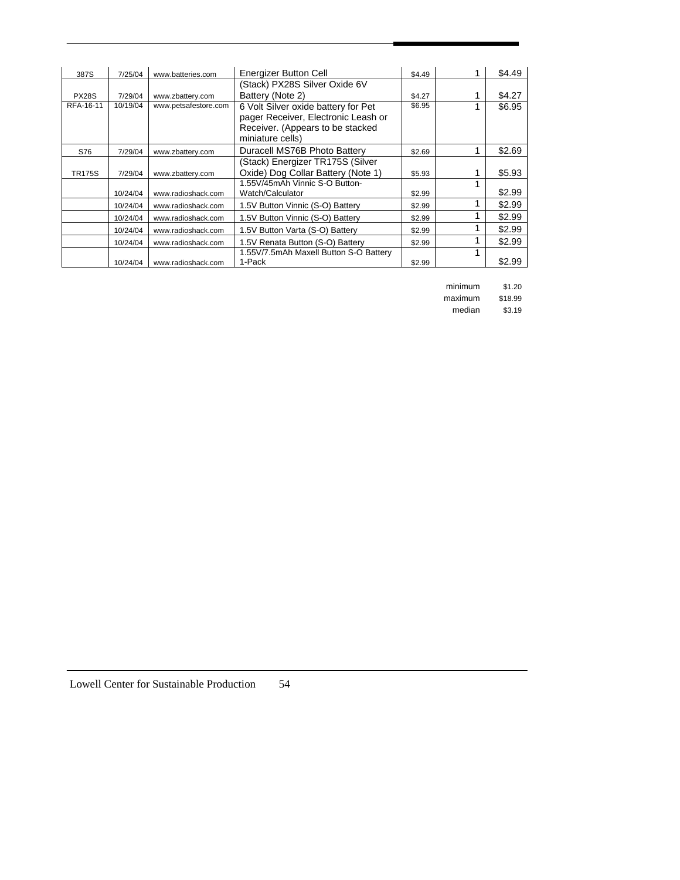| | | | | | | |
|---|---|---|---|---|---|---|
| 387S | 7/25/04 | www.batteries.com | Energizer Button Cell | $4.49 | 1 | $4.49 |
| PX28S | 7/29/04 | www.zbattery.com | (Stack) PX28S Silver Oxide 6V Battery (Note 2) | $4.27 | 1 | $4.27 |
| RFA-16-11 | 10/19/04 | www.petsafestore.com | 6 Volt Silver oxide battery for Pet pager Receiver, Electronic Leash or Receiver. (Appears to be stacked miniature cells) | $6.95 | 1 | $6.95 |
| S76 | 7/29/04 | www.zbattery.com | Duracell MS76B Photo Battery | $2.69 | 1 | $2.69 |
| TR175S | 7/29/04 | www.zbattery.com | (Stack) Energizer TR175S (Silver Oxide) Dog Collar Battery (Note 1) | $5.93 | 1 | $5.93 |
| | 10/24/04 | www.radioshack.com | 1.55V/45mAh Vinnic S-O Button-Watch/Calculator | $2.99 | 1 | $2.99 |
| | 10/24/04 | www.radioshack.com | 1.5V Button Vinnic (S-O) Battery | $2.99 | 1 | $2.99 |
| | 10/24/04 | www.radioshack.com | 1.5V Button Vinnic (S-O) Battery | $2.99 | 1 | $2.99 |
| | 10/24/04 | www.radioshack.com | 1.5V Button Varta (S-O) Battery | $2.99 | 1 | $2.99 |
| | 10/24/04 | www.radioshack.com | 1.5V Renata Button (S-O) Battery | $2.99 | 1 | $2.99 |
| | 10/24/04 | www.radioshack.com | 1.55V/7.5mAh Maxell Button S-O Battery 1-Pack | $2.99 | 1 | $2.99 |

| | |
|---|---|
| minimum | $1.20 |
| maximum | $18.99 |
| median | $3.19 |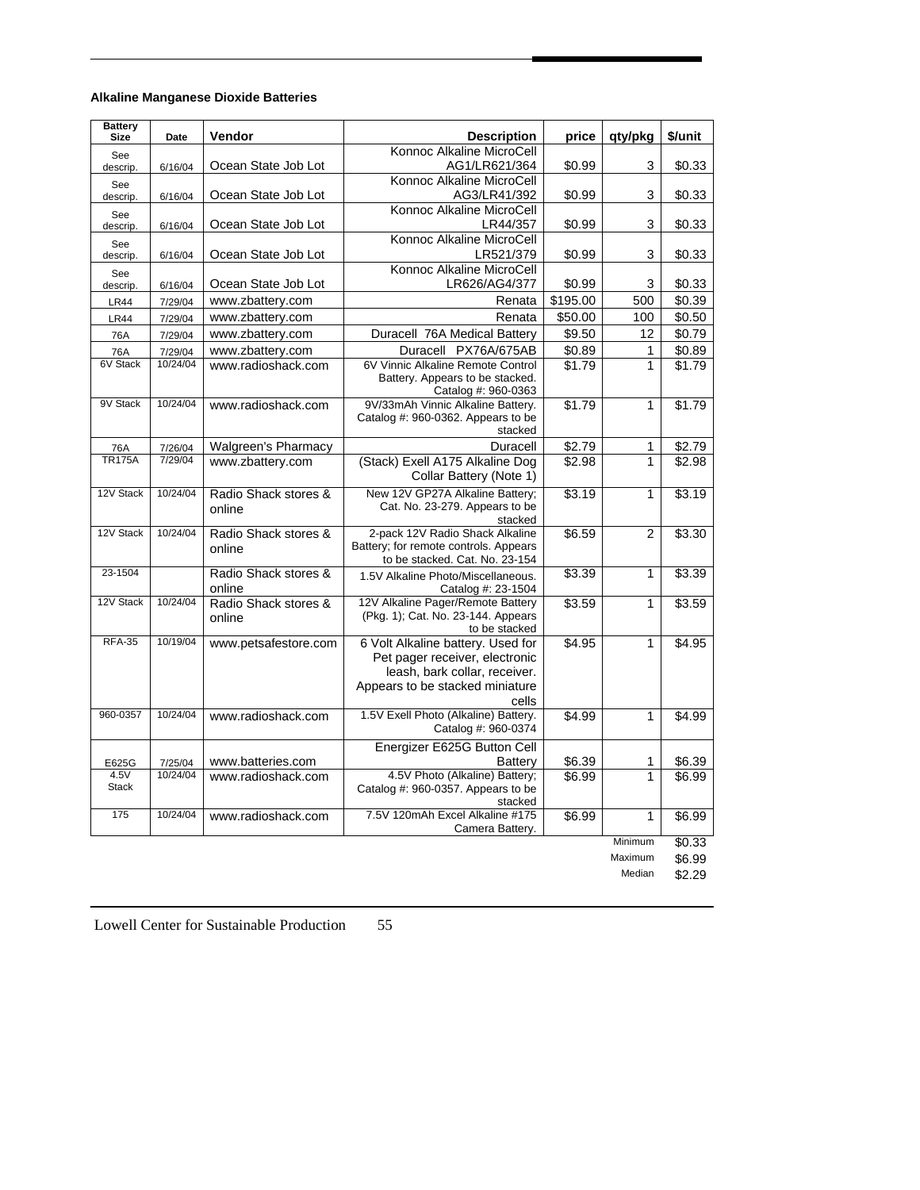**Alkaline Manganese Dioxide Batteries**

| Battery Size | Date | Vendor | Description | price | qty/pkg | $/unit |
|---|---|---|---|---|---|---|
| See descrip. | 6/16/04 | Ocean State Job Lot | Konnoc Alkaline MicroCell AG1/LR621/364 | $0.99 | 3 | $0.33 |
| See descrip. | 6/16/04 | Ocean State Job Lot | Konnoc Alkaline MicroCell AG3/LR41/392 | $0.99 | 3 | $0.33 |
| See descrip. | 6/16/04 | Ocean State Job Lot | Konnoc Alkaline MicroCell LR44/357 | $0.99 | 3 | $0.33 |
| See descrip. | 6/16/04 | Ocean State Job Lot | Konnoc Alkaline MicroCell LR521/379 | $0.99 | 3 | $0.33 |
| See descrip. | 6/16/04 | Ocean State Job Lot | Konnoc Alkaline MicroCell LR626/AG4/377 | $0.99 | 3 | $0.33 |
| LR44 | 7/29/04 | www.zbattery.com | Renata | $195.00 | 500 | $0.39 |
| LR44 | 7/29/04 | www.zbattery.com | Renata | $50.00 | 100 | $0.50 |
| 76A | 7/29/04 | www.zbattery.com | Duracell 76A Medical Battery | $9.50 | 12 | $0.79 |
| 76A | 7/29/04 | www.zbattery.com | Duracell PX76A/675AB | $0.89 | 1 | $0.89 |
| 6V Stack | 10/24/04 | www.radioshack.com | 6V Vinnic Alkaline Remote Control Battery. Appears to be stacked. Catalog #: 960-0363 | $1.79 | 1 | $1.79 |
| 9V Stack | 10/24/04 | www.radioshack.com | 9V/33mAh Vinnic Alkaline Battery. Catalog #: 960-0362. Appears to be stacked | $1.79 | 1 | $1.79 |
| 76A | 7/26/04 | Walgreen's Pharmacy | Duracell | $2.79 | 1 | $2.79 |
| TR175A | 7/29/04 | www.zbattery.com | (Stack) Exell A175 Alkaline Dog Collar Battery (Note 1) | $2.98 | 1 | $2.98 |
| 12V Stack | 10/24/04 | Radio Shack stores & online | New 12V GP27A Alkaline Battery; Cat. No. 23-279. Appears to be stacked | $3.19 | 1 | $3.19 |
| 12V Stack | 10/24/04 | Radio Shack stores & online | 2-pack 12V Radio Shack Alkaline Battery; for remote controls. Appears to be stacked. Cat. No. 23-154 | $6.59 | 2 | $3.30 |
| 23-1504 | | Radio Shack stores & online | 1.5V Alkaline Photo/Miscellaneous. Catalog #: 23-1504 | $3.39 | 1 | $3.39 |
| 12V Stack | 10/24/04 | Radio Shack stores & online | 12V Alkaline Pager/Remote Battery (Pkg. 1); Cat. No. 23-144. Appears to be stacked | $3.59 | 1 | $3.59 |
| RFA-35 | 10/19/04 | www.petsafestore.com | 6 Volt Alkaline battery. Used for Pet pager receiver, electronic leash, bark collar, receiver. Appears to be stacked miniature cells | $4.95 | 1 | $4.95 |
| 960-0357 | 10/24/04 | www.radioshack.com | 1.5V Exell Photo (Alkaline) Battery. Catalog #: 960-0374 | $4.99 | 1 | $4.99 |
| E625G | 7/25/04 | www.batteries.com | Energizer E625G Button Cell Battery | $6.39 | 1 | $6.39 |
| 4.5V Stack | 10/24/04 | www.radioshack.com | 4.5V Photo (Alkaline) Battery; Catalog #: 960-0357. Appears to be stacked | $6.99 | 1 | $6.99 |
| 175 | 10/24/04 | www.radioshack.com | 7.5V 120mAh Excel Alkaline #175 Camera Battery. | $6.99 | 1 | $6.99 |
| | | | | | Minimum | $0.33 |
| | | | | | Maximum | $6.99 |
| | | | | | Median | $2.29 |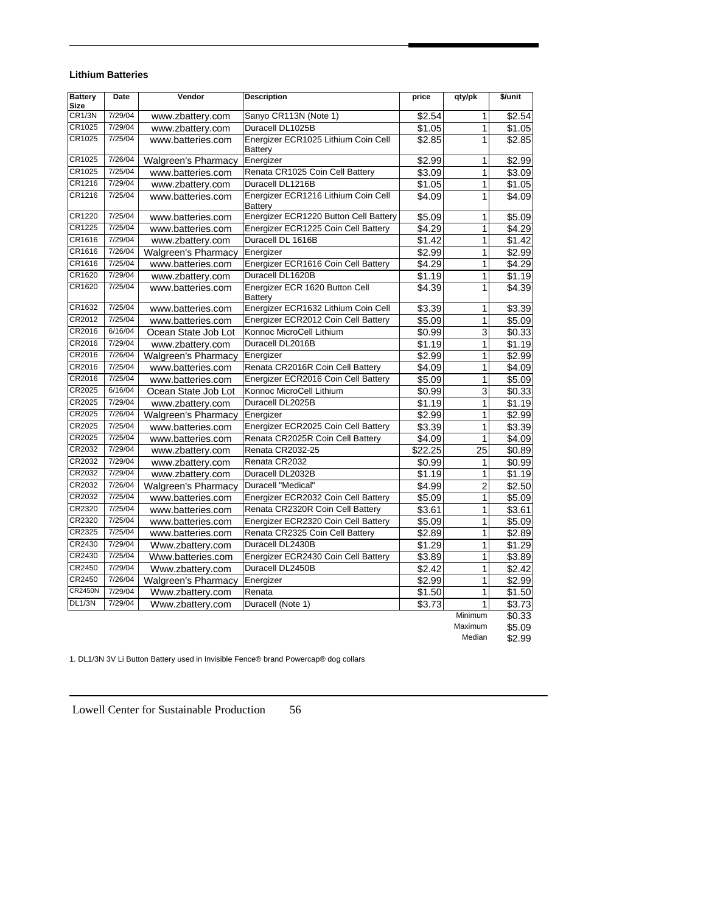**Lithium Batteries**

| Battery Size | Date | Vendor | Description | price | qty/pk | $/unit |
|---|---|---|---|---|---|---|
| CR1/3N | 7/29/04 | www.zbattery.com | Sanyo CR113N (Note 1) | $2.54 | 1 | $2.54 |
| CR1025 | 7/29/04 | www.zbattery.com | Duracell DL1025B | $1.05 | 1 | $1.05 |
| CR1025 | 7/25/04 | www.batteries.com | Energizer ECR1025 Lithium Coin Cell Battery | $2.85 | 1 | $2.85 |
| CR1025 | 7/26/04 | Walgreen's Pharmacy | Energizer | $2.99 | 1 | $2.99 |
| CR1025 | 7/25/04 | www.batteries.com | Renata CR1025 Coin Cell Battery | $3.09 | 1 | $3.09 |
| CR1216 | 7/29/04 | www.zbattery.com | Duracell DL1216B | $1.05 | 1 | $1.05 |
| CR1216 | 7/25/04 | www.batteries.com | Energizer ECR1216 Lithium Coin Cell Battery | $4.09 | 1 | $4.09 |
| CR1220 | 7/25/04 | www.batteries.com | Energizer ECR1220 Button Cell Battery | $5.09 | 1 | $5.09 |
| CR1225 | 7/25/04 | www.batteries.com | Energizer ECR1225 Coin Cell Battery | $4.29 | 1 | $4.29 |
| CR1616 | 7/29/04 | www.zbattery.com | Duracell DL 1616B | $1.42 | 1 | $1.42 |
| CR1616 | 7/26/04 | Walgreen's Pharmacy | Energizer | $2.99 | 1 | $2.99 |
| CR1616 | 7/25/04 | www.batteries.com | Energizer ECR1616 Coin Cell Battery | $4.29 | 1 | $4.29 |
| CR1620 | 7/29/04 | www.zbattery.com | Duracell DL1620B | $1.19 | 1 | $1.19 |
| CR1620 | 7/25/04 | www.batteries.com | Energizer ECR 1620 Button Cell Battery | $4.39 | 1 | $4.39 |
| CR1632 | 7/25/04 | www.batteries.com | Energizer ECR1632 Lithium Coin Cell | $3.39 | 1 | $3.39 |
| CR2012 | 7/25/04 | www.batteries.com | Energizer ECR2012 Coin Cell Battery | $5.09 | 1 | $5.09 |
| CR2016 | 6/16/04 | Ocean State Job Lot | Konnoc MicroCell Lithium | $0.99 | 3 | $0.33 |
| CR2016 | 7/29/04 | www.zbattery.com | Duracell DL2016B | $1.19 | 1 | $1.19 |
| CR2016 | 7/26/04 | Walgreen's Pharmacy | Energizer | $2.99 | 1 | $2.99 |
| CR2016 | 7/25/04 | www.batteries.com | Renata CR2016R Coin Cell Battery | $4.09 | 1 | $4.09 |
| CR2016 | 7/25/04 | www.batteries.com | Energizer ECR2016 Coin Cell Battery | $5.09 | 1 | $5.09 |
| CR2025 | 6/16/04 | Ocean State Job Lot | Konnoc MicroCell Lithium | $0.99 | 3 | $0.33 |
| CR2025 | 7/29/04 | www.zbattery.com | Duracell DL2025B | $1.19 | 1 | $1.19 |
| CR2025 | 7/26/04 | Walgreen's Pharmacy | Energizer | $2.99 | 1 | $2.99 |
| CR2025 | 7/25/04 | www.batteries.com | Energizer ECR2025 Coin Cell Battery | $3.39 | 1 | $3.39 |
| CR2025 | 7/25/04 | www.batteries.com | Renata CR2025R Coin Cell Battery | $4.09 | 1 | $4.09 |
| CR2032 | 7/29/04 | www.zbattery.com | Renata CR2032-25 | $22.25 | 25 | $0.89 |
| CR2032 | 7/29/04 | www.zbattery.com | Renata CR2032 | $0.99 | 1 | $0.99 |
| CR2032 | 7/29/04 | www.zbattery.com | Duracell DL2032B | $1.19 | 1 | $1.19 |
| CR2032 | 7/26/04 | Walgreen's Pharmacy | Duracell "Medical" | $4.99 | 2 | $2.50 |
| CR2032 | 7/25/04 | www.batteries.com | Energizer ECR2032 Coin Cell Battery | $5.09 | 1 | $5.09 |
| CR2320 | 7/25/04 | www.batteries.com | Renata CR2320R Coin Cell Battery | $3.61 | 1 | $3.61 |
| CR2320 | 7/25/04 | www.batteries.com | Energizer ECR2320 Coin Cell Battery | $5.09 | 1 | $5.09 |
| CR2325 | 7/25/04 | www.batteries.com | Renata CR2325 Coin Cell Battery | $2.89 | 1 | $2.89 |
| CR2430 | 7/29/04 | Www.zbattery.com | Duracell DL2430B | $1.29 | 1 | $1.29 |
| CR2430 | 7/25/04 | Www.batteries.com | Energizer ECR2430 Coin Cell Battery | $3.89 | 1 | $3.89 |
| CR2450 | 7/29/04 | Www.zbattery.com | Duracell DL2450B | $2.42 | 1 | $2.42 |
| CR2450 | 7/26/04 | Walgreen's Pharmacy | Energizer | $2.99 | 1 | $2.99 |
| CR2450N | 7/29/04 | Www.zbattery.com | Renata | $1.50 | 1 | $1.50 |
| DL1/3N | 7/29/04 | Www.zbattery.com | Duracell (Note 1) | $3.73 | 1 | $3.73 |
| | | | | | Minimum | $0.33 |
| | | | | | Maximum | $5.09 |
| | | | | | Median | $2.99 |

1. DL1/3N 3V Li Button Battery used in Invisible Fence® brand Powercap® dog collars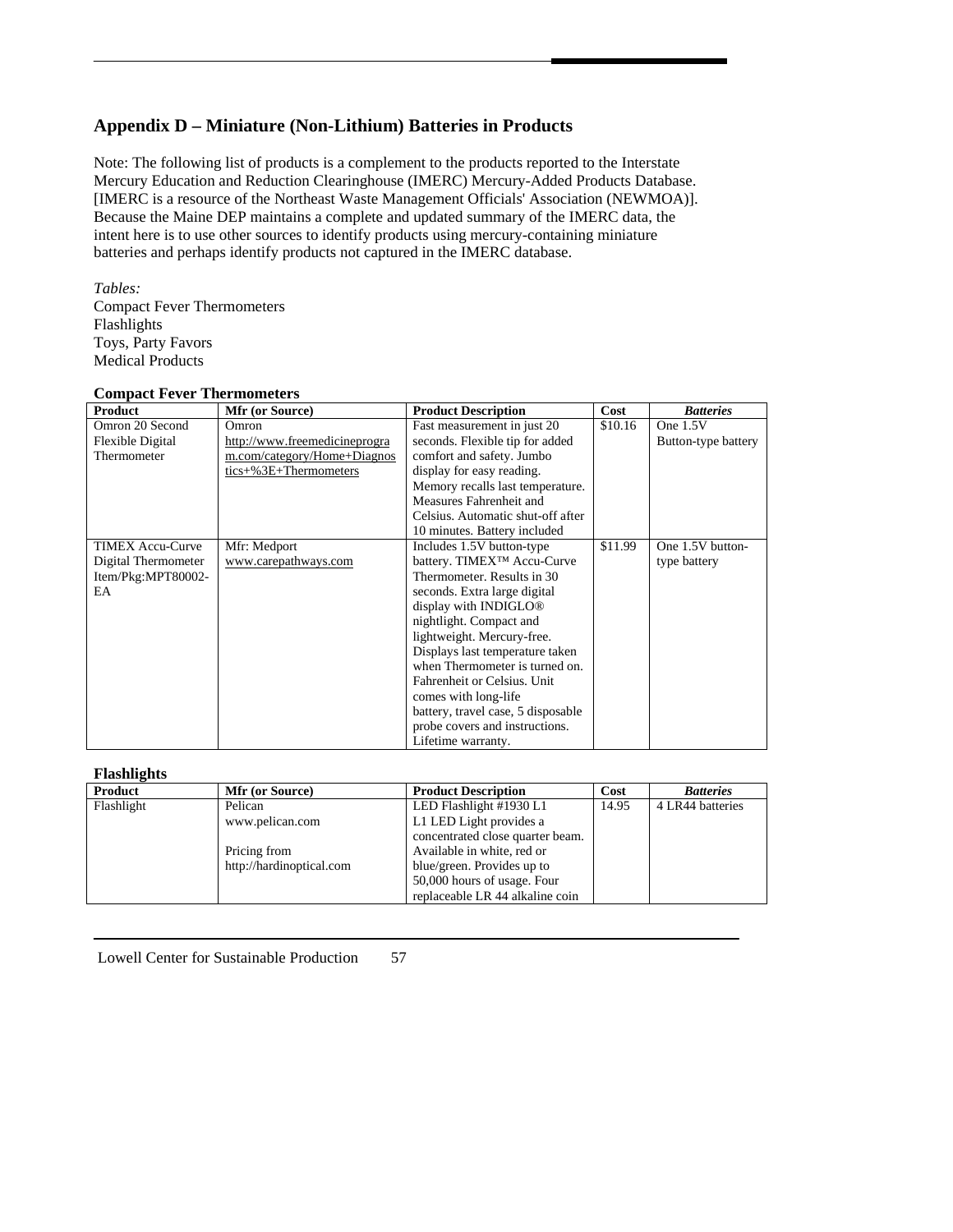## Appendix D – Miniature (Non-Lithium) Batteries in Products

Note: The following list of products is a complement to the products reported to the Interstate Mercury Education and Reduction Clearinghouse (IMERC) Mercury-Added Products Database. [IMERC is a resource of the Northeast Waste Management Officials' Association (NEWMOA)]. Because the Maine DEP maintains a complete and updated summary of the IMERC data, the intent here is to use other sources to identify products using mercury-containing miniature batteries and perhaps identify products not captured in the IMERC database.

*Tables:*
Compact Fever Thermometers
Flashlights
Toys, Party Favors
Medical Products

**Compact Fever Thermometers**

| Product | Mfr (or Source) | Product Description | Cost | *Batteries* |
|---|---|---|---|---|
| Omron 20 Second Flexible Digital Thermometer | Omron http://www.freemedicineprogram.com/category/Home+Diagnostics+%3E+Thermometers | Fast measurement in just 20 seconds. Flexible tip for added comfort and safety. Jumbo display for easy reading. Memory recalls last temperature. Measures Fahrenheit and Celsius. Automatic shut-off after 10 minutes. Battery included | \$10.16 | One 1.5V Button-type battery |
| TIMEX Accu-Curve Digital Thermometer Item/Pkg:MPT80002-EA | Mfr: Medport www.carepathways.com | Includes 1.5V button-type battery. TIMEX™ Accu-Curve Thermometer. Results in 30 seconds. Extra large digital display with INDIGLO® nightlight. Compact and lightweight. Mercury-free. Displays last temperature taken when Thermometer is turned on. Fahrenheit or Celsius. Unit comes with long-life battery, travel case, 5 disposable probe covers and instructions. Lifetime warranty. | \$11.99 | One 1.5V button-type battery |

**Flashlights**

| Product | Mfr (or Source) | Product Description | Cost | *Batteries* |
|---|---|---|---|---|
| Flashlight | Pelican www.pelican.com<br><br>Pricing from http://hardinoptical.com | LED Flashlight #1930 L1 L1 LED Light provides a concentrated close quarter beam. Available in white, red or blue/green. Provides up to 50,000 hours of usage. Four replaceable LR 44 alkaline coin | 14.95 | 4 LR44 batteries |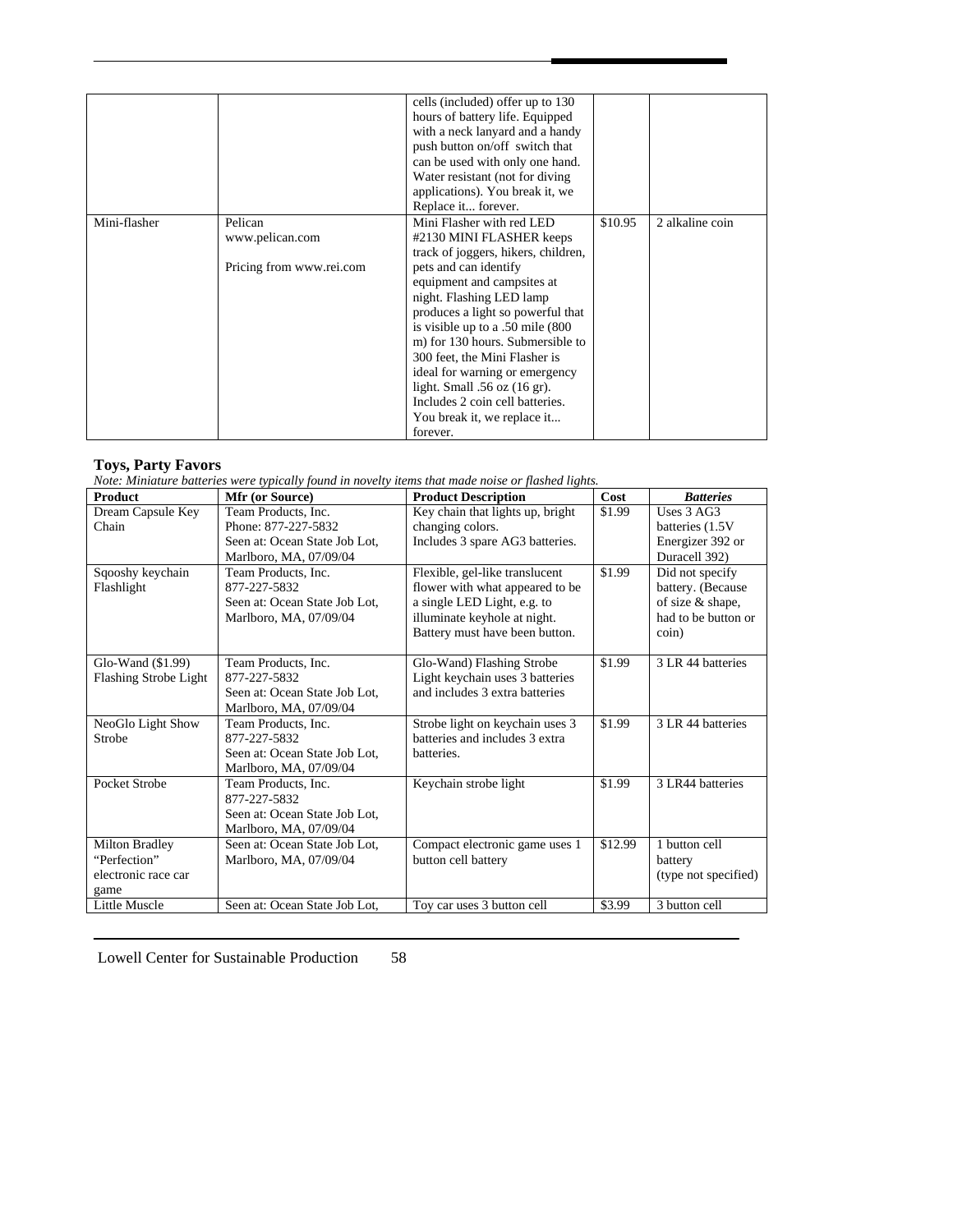| | | cells (included) offer up to 130 hours of battery life. Equipped with a neck lanyard and a handy push button on/off switch that can be used with only one hand. Water resistant (not for diving applications). You break it, we Replace it... forever. | | |
|---|---|---|---|---|
| Mini-flasher | Pelican www.pelican.com Pricing from www.rei.com | Mini Flasher with red LED #2130 MINI FLASHER keeps track of joggers, hikers, children, pets and can identify equipment and campsites at night. Flashing LED lamp produces a light so powerful that is visible up to a .50 mile (800 m) for 130 hours. Submersible to 300 feet, the Mini Flasher is ideal for warning or emergency light. Small .56 oz (16 gr). Includes 2 coin cell batteries. You break it, we replace it... forever. | $10.95 | 2 alkaline coin |

**Toys, Party Favors**

*Note: Miniature batteries were typically found in novelty items that made noise or flashed lights.*

| Product | Mfr (or Source) | Product Description | Cost | ***Batteries*** |
|---|---|---|---|---|
| Dream Capsule Key Chain | Team Products, Inc. Phone: 877-227-5832 Seen at: Ocean State Job Lot, Marlboro, MA, 07/09/04 | Key chain that lights up, bright changing colors. Includes 3 spare AG3 batteries. | $1.99 | Uses 3 AG3 batteries (1.5V Energizer 392 or Duracell 392) |
| Sqooshy keychain Flashlight | Team Products, Inc. 877-227-5832 Seen at: Ocean State Job Lot, Marlboro, MA, 07/09/04 | Flexible, gel-like translucent flower with what appeared to be a single LED Light, e.g. to illuminate keyhole at night. Battery must have been button. | $1.99 | Did not specify battery. (Because of size & shape, had to be button or coin) |
| Glo-Wand ($1.99) Flashing Strobe Light | Team Products, Inc. 877-227-5832 Seen at: Ocean State Job Lot, Marlboro, MA, 07/09/04 | Glo-Wand) Flashing Strobe Light keychain uses 3 batteries and includes 3 extra batteries | $1.99 | 3 LR 44 batteries |
| NeoGlo Light Show Strobe | Team Products, Inc. 877-227-5832 Seen at: Ocean State Job Lot, Marlboro, MA, 07/09/04 | Strobe light on keychain uses 3 batteries and includes 3 extra batteries. | $1.99 | 3 LR 44 batteries |
| Pocket Strobe | Team Products, Inc. 877-227-5832 Seen at: Ocean State Job Lot, Marlboro, MA, 07/09/04 | Keychain strobe light | $1.99 | 3 LR44 batteries |
| Milton Bradley "Perfection" electronic race car game | Seen at: Ocean State Job Lot, Marlboro, MA, 07/09/04 | Compact electronic game uses 1 button cell battery | $12.99 | 1 button cell battery (type not specified) |
| Little Muscle | Seen at: Ocean State Job Lot, | Toy car uses 3 button cell | $3.99 | 3 button cell |

Lowell Center for Sustainable Production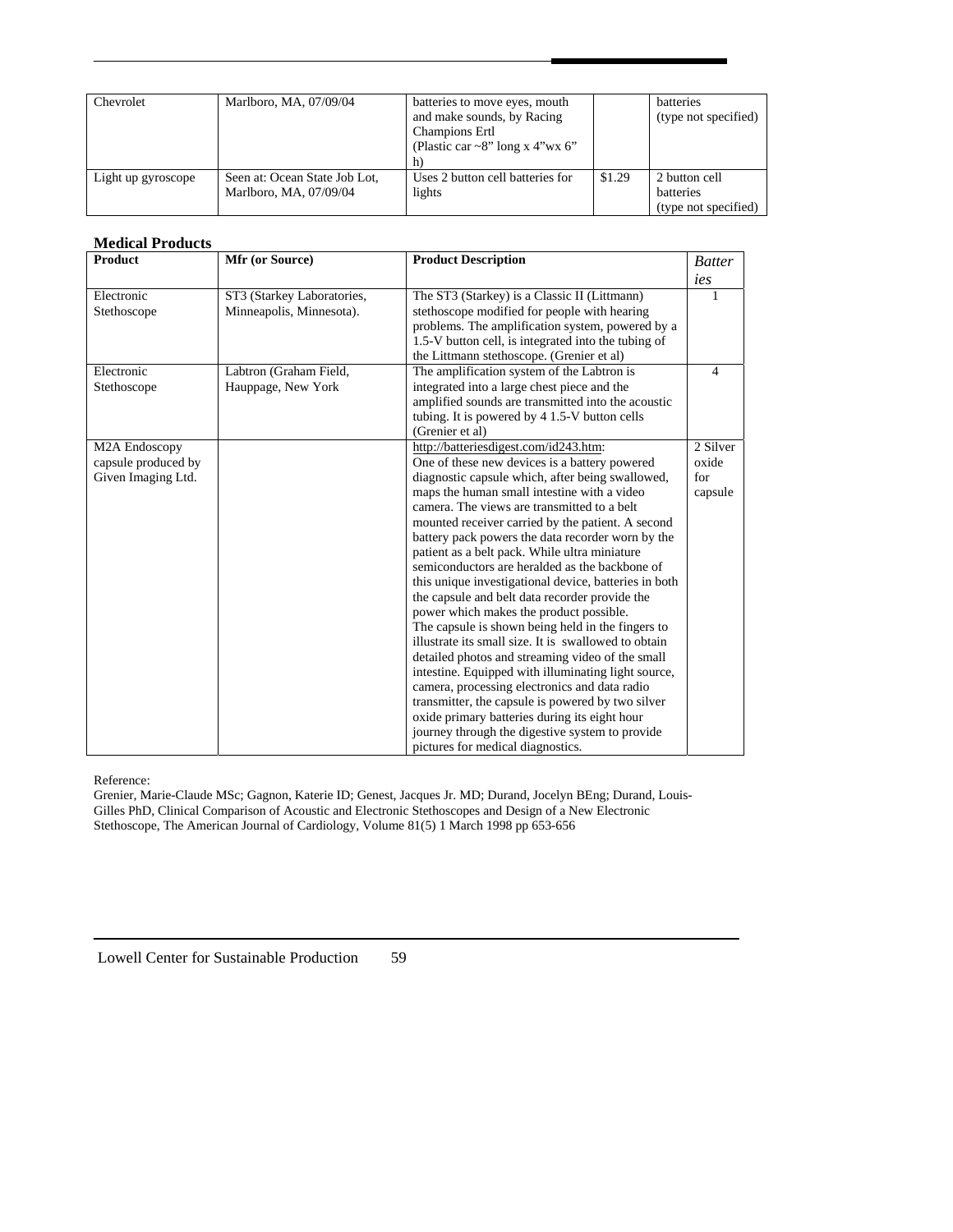| Chevrolet | Marlboro, MA, 07/09/04 | batteries to move eyes, mouth and make sounds, by Racing Champions Ertl (Plastic car ~8" long x 4"wx 6" h) | | batteries (type not specified) |
|---|---|---|---|---|
| Light up gyroscope | Seen at: Ocean State Job Lot, Marlboro, MA, 07/09/04 | Uses 2 button cell batteries for lights | $1.29 | 2 button cell batteries (type not specified) |

**Medical Products**

| **Product** | **Mfr (or Source)** | **Product Description** | *Batteries* |
|---|---|---|---|
| Electronic Stethoscope | ST3 (Starkey Laboratories, Minneapolis, Minnesota). | The ST3 (Starkey) is a Classic II (Littmann) stethoscope modified for people with hearing problems. The amplification system, powered by a 1.5-V button cell, is integrated into the tubing of the Littmann stethoscope. (Grenier et al) | 1 |
| Electronic Stethoscope | Labtron (Graham Field, Hauppage, New York | The amplification system of the Labtron is integrated into a large chest piece and the amplified sounds are transmitted into the acoustic tubing. It is powered by 4 1.5-V button cells (Grenier et al) | 4 |
| M2A Endoscopy capsule produced by Given Imaging Ltd. | | http://batteriesdigest.com/id243.htm: One of these new devices is a battery powered diagnostic capsule which, after being swallowed, maps the human small intestine with a video camera. The views are transmitted to a belt mounted receiver carried by the patient. A second battery pack powers the data recorder worn by the patient as a belt pack. While ultra miniature semiconductors are heralded as the backbone of this unique investigational device, batteries in both the capsule and belt data recorder provide the power which makes the product possible. The capsule is shown being held in the fingers to illustrate its small size. It is swallowed to obtain detailed photos and streaming video of the small intestine. Equipped with illuminating light source, camera, processing electronics and data radio transmitter, the capsule is powered by two silver oxide primary batteries during its eight hour journey through the digestive system to provide pictures for medical diagnostics. | 2 Silver oxide for capsule |

Reference:
Grenier, Marie-Claude MSc; Gagnon, Katerie ID; Genest, Jacques Jr. MD; Durand, Jocelyn BEng; Durand, Louis-Gilles PhD, Clinical Comparison of Acoustic and Electronic Stethoscopes and Design of a New Electronic Stethoscope, The American Journal of Cardiology, Volume 81(5) 1 March 1998 pp 653-656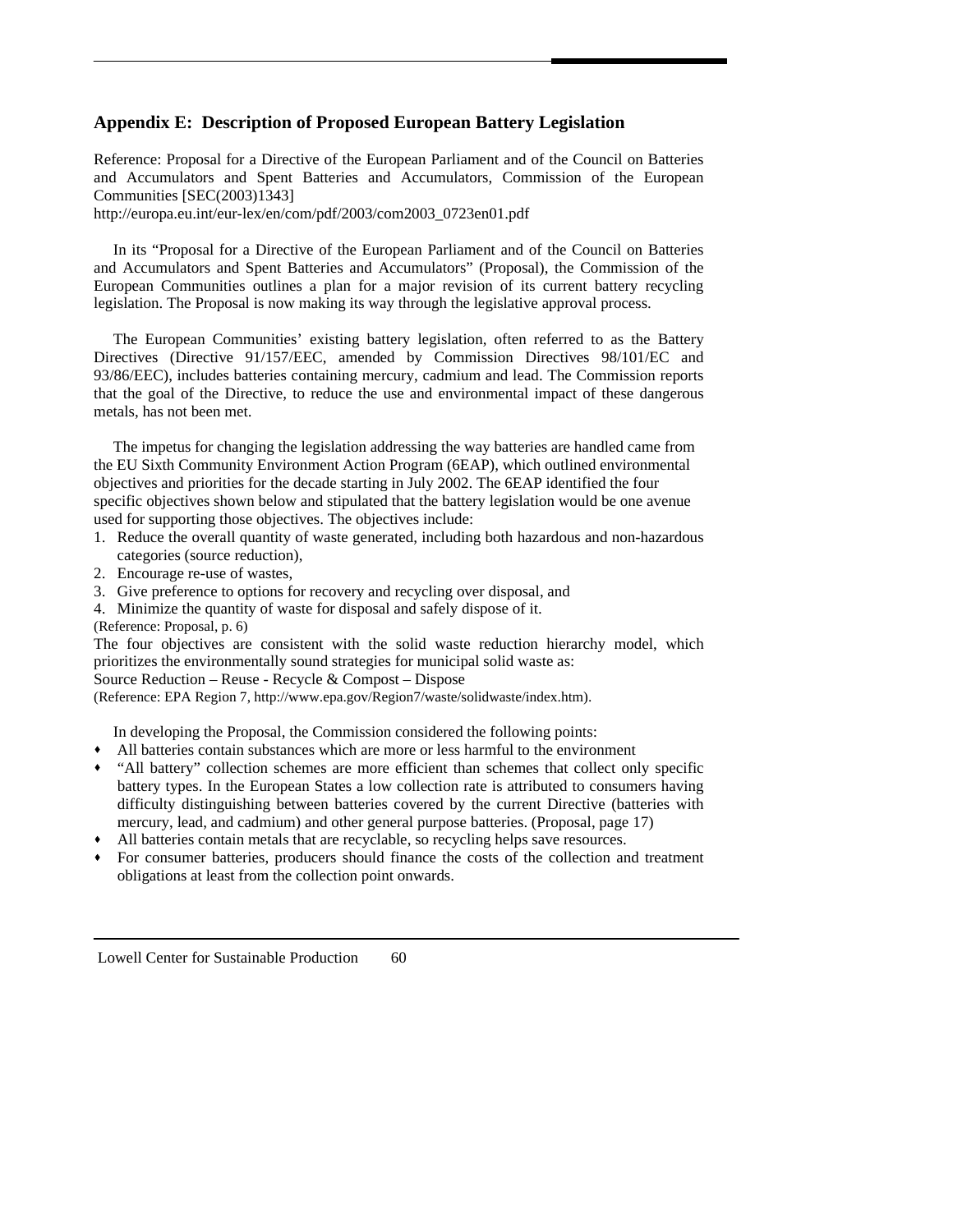## Appendix E: Description of Proposed European Battery Legislation

Reference: Proposal for a Directive of the European Parliament and of the Council on Batteries and Accumulators and Spent Batteries and Accumulators, Commission of the European Communities [SEC(2003)1343]
http://europa.eu.int/eur-lex/en/com/pdf/2003/com2003_0723en01.pdf

In its "Proposal for a Directive of the European Parliament and of the Council on Batteries and Accumulators and Spent Batteries and Accumulators" (Proposal), the Commission of the European Communities outlines a plan for a major revision of its current battery recycling legislation. The Proposal is now making its way through the legislative approval process.

The European Communities' existing battery legislation, often referred to as the Battery Directives (Directive 91/157/EEC, amended by Commission Directives 98/101/EC and 93/86/EEC), includes batteries containing mercury, cadmium and lead. The Commission reports that the goal of the Directive, to reduce the use and environmental impact of these dangerous metals, has not been met.

The impetus for changing the legislation addressing the way batteries are handled came from the EU Sixth Community Environment Action Program (6EAP), which outlined environmental objectives and priorities for the decade starting in July 2002. The 6EAP identified the four specific objectives shown below and stipulated that the battery legislation would be one avenue used for supporting those objectives. The objectives include:

1. Reduce the overall quantity of waste generated, including both hazardous and non-hazardous categories (source reduction),
2. Encourage re-use of wastes,
3. Give preference to options for recovery and recycling over disposal, and
4. Minimize the quantity of waste for disposal and safely dispose of it.

(Reference: Proposal, p. 6)

The four objectives are consistent with the solid waste reduction hierarchy model, which prioritizes the environmentally sound strategies for municipal solid waste as:

Source Reduction – Reuse - Recycle & Compost – Dispose

(Reference: EPA Region 7, http://www.epa.gov/Region7/waste/solidwaste/index.htm).

In developing the Proposal, the Commission considered the following points:

- All batteries contain substances which are more or less harmful to the environment
- "All battery" collection schemes are more efficient than schemes that collect only specific battery types. In the European States a low collection rate is attributed to consumers having difficulty distinguishing between batteries covered by the current Directive (batteries with mercury, lead, and cadmium) and other general purpose batteries. (Proposal, page 17)
- All batteries contain metals that are recyclable, so recycling helps save resources.
- For consumer batteries, producers should finance the costs of the collection and treatment obligations at least from the collection point onwards.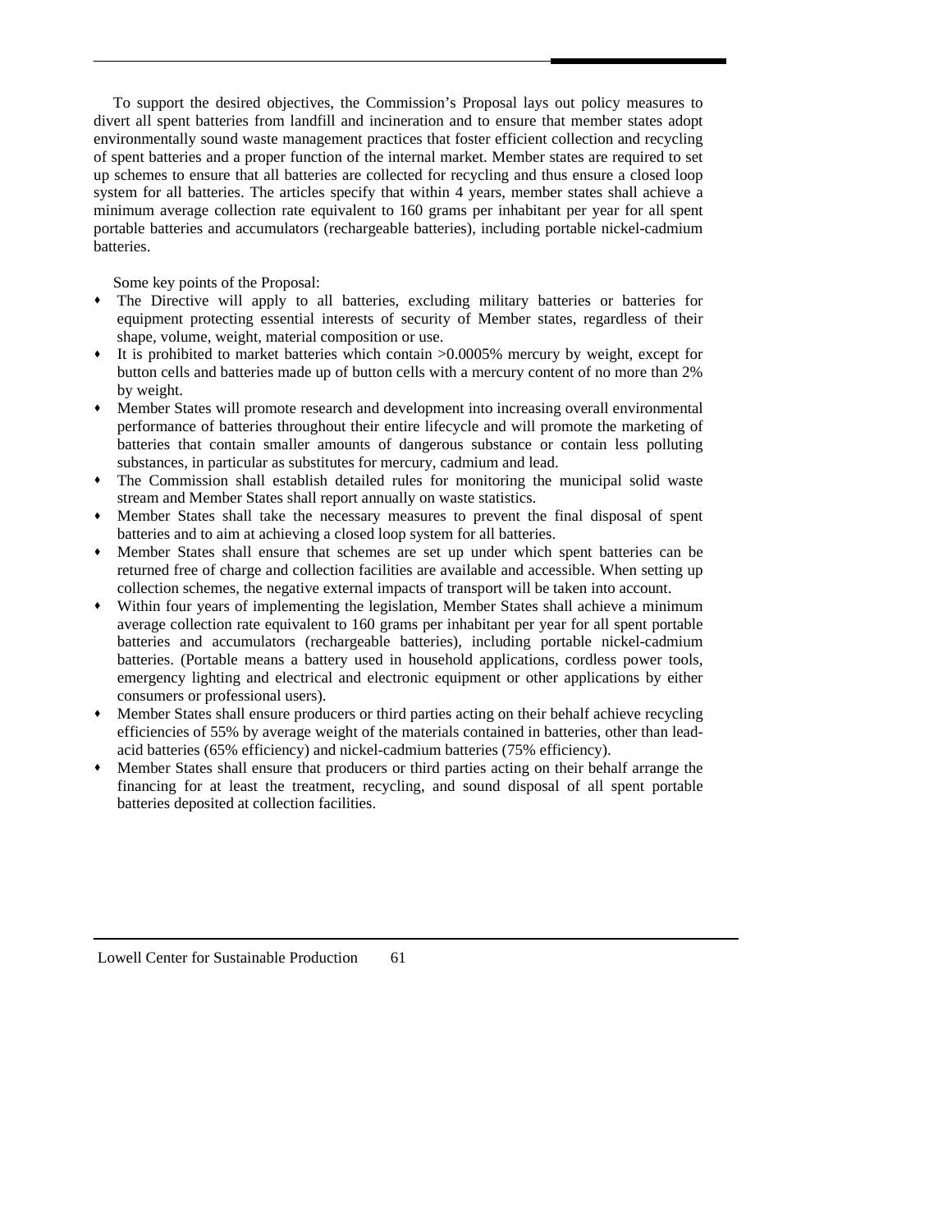To support the desired objectives, the Commission's Proposal lays out policy measures to divert all spent batteries from landfill and incineration and to ensure that member states adopt environmentally sound waste management practices that foster efficient collection and recycling of spent batteries and a proper function of the internal market. Member states are required to set up schemes to ensure that all batteries are collected for recycling and thus ensure a closed loop system for all batteries. The articles specify that within 4 years, member states shall achieve a minimum average collection rate equivalent to 160 grams per inhabitant per year for all spent portable batteries and accumulators (rechargeable batteries), including portable nickel-cadmium batteries.

Some key points of the Proposal:

- The Directive will apply to all batteries, excluding military batteries or batteries for equipment protecting essential interests of security of Member states, regardless of their shape, volume, weight, material composition or use.
- It is prohibited to market batteries which contain >0.0005% mercury by weight, except for button cells and batteries made up of button cells with a mercury content of no more than 2% by weight.
- Member States will promote research and development into increasing overall environmental performance of batteries throughout their entire lifecycle and will promote the marketing of batteries that contain smaller amounts of dangerous substance or contain less polluting substances, in particular as substitutes for mercury, cadmium and lead.
- The Commission shall establish detailed rules for monitoring the municipal solid waste stream and Member States shall report annually on waste statistics.
- Member States shall take the necessary measures to prevent the final disposal of spent batteries and to aim at achieving a closed loop system for all batteries.
- Member States shall ensure that schemes are set up under which spent batteries can be returned free of charge and collection facilities are available and accessible. When setting up collection schemes, the negative external impacts of transport will be taken into account.
- Within four years of implementing the legislation, Member States shall achieve a minimum average collection rate equivalent to 160 grams per inhabitant per year for all spent portable batteries and accumulators (rechargeable batteries), including portable nickel-cadmium batteries. (Portable means a battery used in household applications, cordless power tools, emergency lighting and electrical and electronic equipment or other applications by either consumers or professional users).
- Member States shall ensure producers or third parties acting on their behalf achieve recycling efficiencies of 55% by average weight of the materials contained in batteries, other than lead-acid batteries (65% efficiency) and nickel-cadmium batteries (75% efficiency).
- Member States shall ensure that producers or third parties acting on their behalf arrange the financing for at least the treatment, recycling, and sound disposal of all spent portable batteries deposited at collection facilities.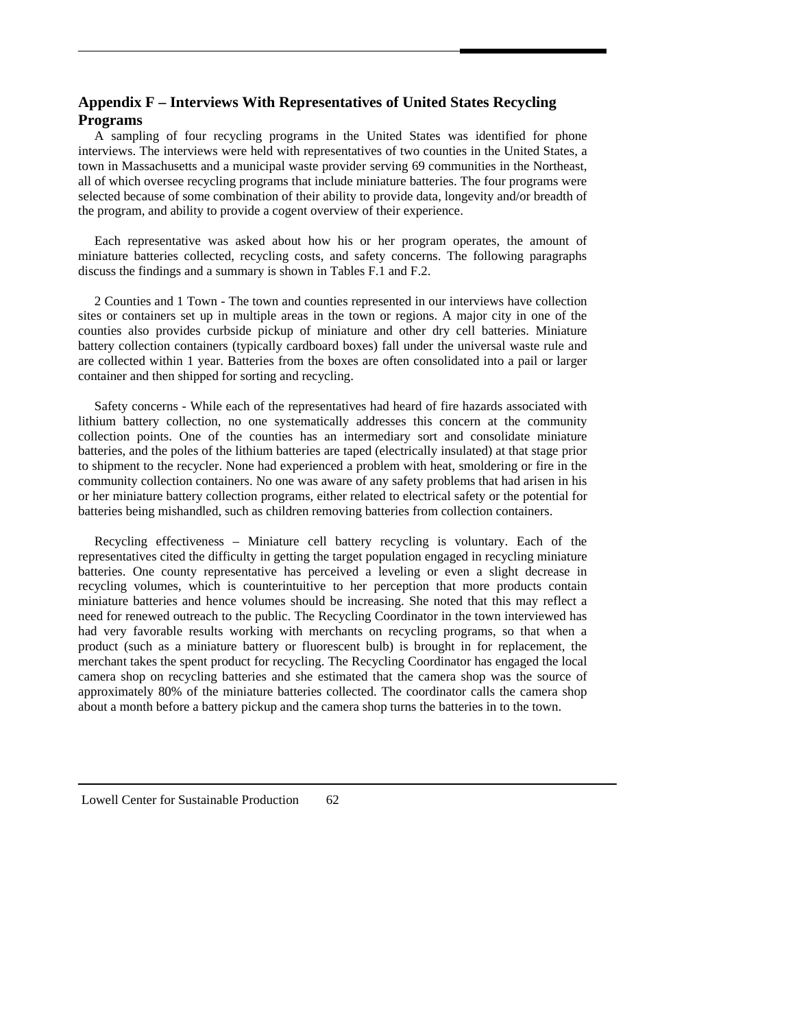## Appendix F – Interviews With Representatives of United States Recycling Programs

A sampling of four recycling programs in the United States was identified for phone interviews. The interviews were held with representatives of two counties in the United States, a town in Massachusetts and a municipal waste provider serving 69 communities in the Northeast, all of which oversee recycling programs that include miniature batteries. The four programs were selected because of some combination of their ability to provide data, longevity and/or breadth of the program, and ability to provide a cogent overview of their experience.

Each representative was asked about how his or her program operates, the amount of miniature batteries collected, recycling costs, and safety concerns. The following paragraphs discuss the findings and a summary is shown in Tables F.1 and F.2.

2 Counties and 1 Town - The town and counties represented in our interviews have collection sites or containers set up in multiple areas in the town or regions. A major city in one of the counties also provides curbside pickup of miniature and other dry cell batteries. Miniature battery collection containers (typically cardboard boxes) fall under the universal waste rule and are collected within 1 year. Batteries from the boxes are often consolidated into a pail or larger container and then shipped for sorting and recycling.

Safety concerns - While each of the representatives had heard of fire hazards associated with lithium battery collection, no one systematically addresses this concern at the community collection points. One of the counties has an intermediary sort and consolidate miniature batteries, and the poles of the lithium batteries are taped (electrically insulated) at that stage prior to shipment to the recycler. None had experienced a problem with heat, smoldering or fire in the community collection containers. No one was aware of any safety problems that had arisen in his or her miniature battery collection programs, either related to electrical safety or the potential for batteries being mishandled, such as children removing batteries from collection containers.

Recycling effectiveness – Miniature cell battery recycling is voluntary. Each of the representatives cited the difficulty in getting the target population engaged in recycling miniature batteries. One county representative has perceived a leveling or even a slight decrease in recycling volumes, which is counterintuitive to her perception that more products contain miniature batteries and hence volumes should be increasing. She noted that this may reflect a need for renewed outreach to the public. The Recycling Coordinator in the town interviewed has had very favorable results working with merchants on recycling programs, so that when a product (such as a miniature battery or fluorescent bulb) is brought in for replacement, the merchant takes the spent product for recycling. The Recycling Coordinator has engaged the local camera shop on recycling batteries and she estimated that the camera shop was the source of approximately 80% of the miniature batteries collected. The coordinator calls the camera shop about a month before a battery pickup and the camera shop turns the batteries in to the town.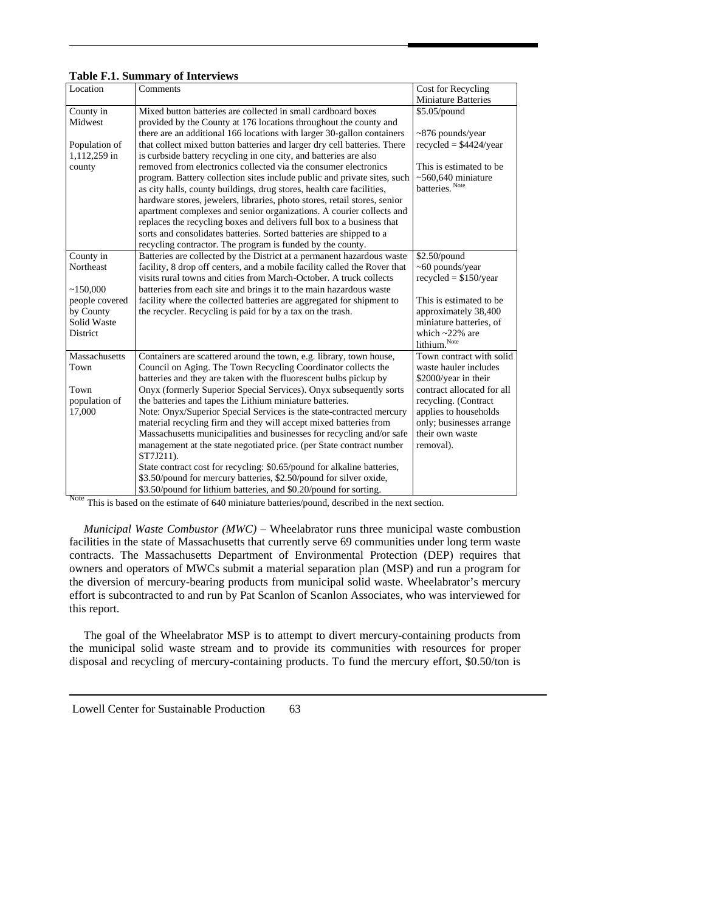**Table F.1. Summary of Interviews**

| Location | Comments | Cost for Recycling Miniature Batteries |
| --- | --- | --- |
| County in Midwest<br><br>Population of 1,112,259 in county | Mixed button batteries are collected in small cardboard boxes provided by the County at 176 locations throughout the county and there are an additional 166 locations with larger 30-gallon containers that collect mixed button batteries and larger dry cell batteries. There is curbside battery recycling in one city, and batteries are also removed from electronics collected via the consumer electronics program. Battery collection sites include public and private sites, such as city halls, county buildings, drug stores, health care facilities, hardware stores, jewelers, libraries, photo stores, retail stores, senior apartment complexes and senior organizations. A courier collects and replaces the recycling boxes and delivers full box to a business that sorts and consolidates batteries. Sorted batteries are shipped to a recycling contractor. The program is funded by the county. | \$5.05/pound<br><br>~876 pounds/year recycled = \$4424/year<br><br>This is estimated to be ~560,640 miniature batteries.[Note] |
| County in Northeast<br><br>~150,000 people covered by County Solid Waste District | Batteries are collected by the District at a permanent hazardous waste facility, 8 drop off centers, and a mobile facility called the Rover that visits rural towns and cities from March-October. A truck collects batteries from each site and brings it to the main hazardous waste facility where the collected batteries are aggregated for shipment to the recycler. Recycling is paid for by a tax on the trash. | \$2.50/pound<br>~60 pounds/year recycled = \$150/year<br><br>This is estimated to be approximately 38,400 miniature batteries, of which ~22% are lithium.[Note] |
| Massachusetts Town<br><br>Town population of 17,000 | Containers are scattered around the town, e.g. library, town house, Council on Aging. The Town Recycling Coordinator collects the batteries and they are taken with the fluorescent bulbs pickup by Onyx (formerly Superior Special Services). Onyx subsequently sorts the batteries and tapes the Lithium miniature batteries.<br>Note: Onyx/Superior Special Services is the state-contracted mercury material recycling firm and they will accept mixed batteries from Massachusetts municipalities and businesses for recycling and/or safe management at the state negotiated price. (per State contract number ST7J211).<br>State contract cost for recycling: \$0.65/pound for alkaline batteries, \$3.50/pound for mercury batteries, \$2.50/pound for silver oxide, \$3.50/pound for lithium batteries, and \$0.20/pound for sorting. | Town contract with solid waste hauler includes \$2000/year in their contract allocated for all recycling. (Contract applies to households only; businesses arrange their own waste removal). |

[Note] This is based on the estimate of 640 miniature batteries/pound, described in the next section.

*Municipal Waste Combustor (MWC)* – Wheelabrator runs three municipal waste combustion facilities in the state of Massachusetts that currently serve 69 communities under long term waste contracts. The Massachusetts Department of Environmental Protection (DEP) requires that owners and operators of MWCs submit a material separation plan (MSP) and run a program for the diversion of mercury-bearing products from municipal solid waste. Wheelabrator's mercury effort is subcontracted to and run by Pat Scanlon of Scanlon Associates, who was interviewed for this report.

The goal of the Wheelabrator MSP is to attempt to divert mercury-containing products from the municipal solid waste stream and to provide its communities with resources for proper disposal and recycling of mercury-containing products. To fund the mercury effort, \$0.50/ton is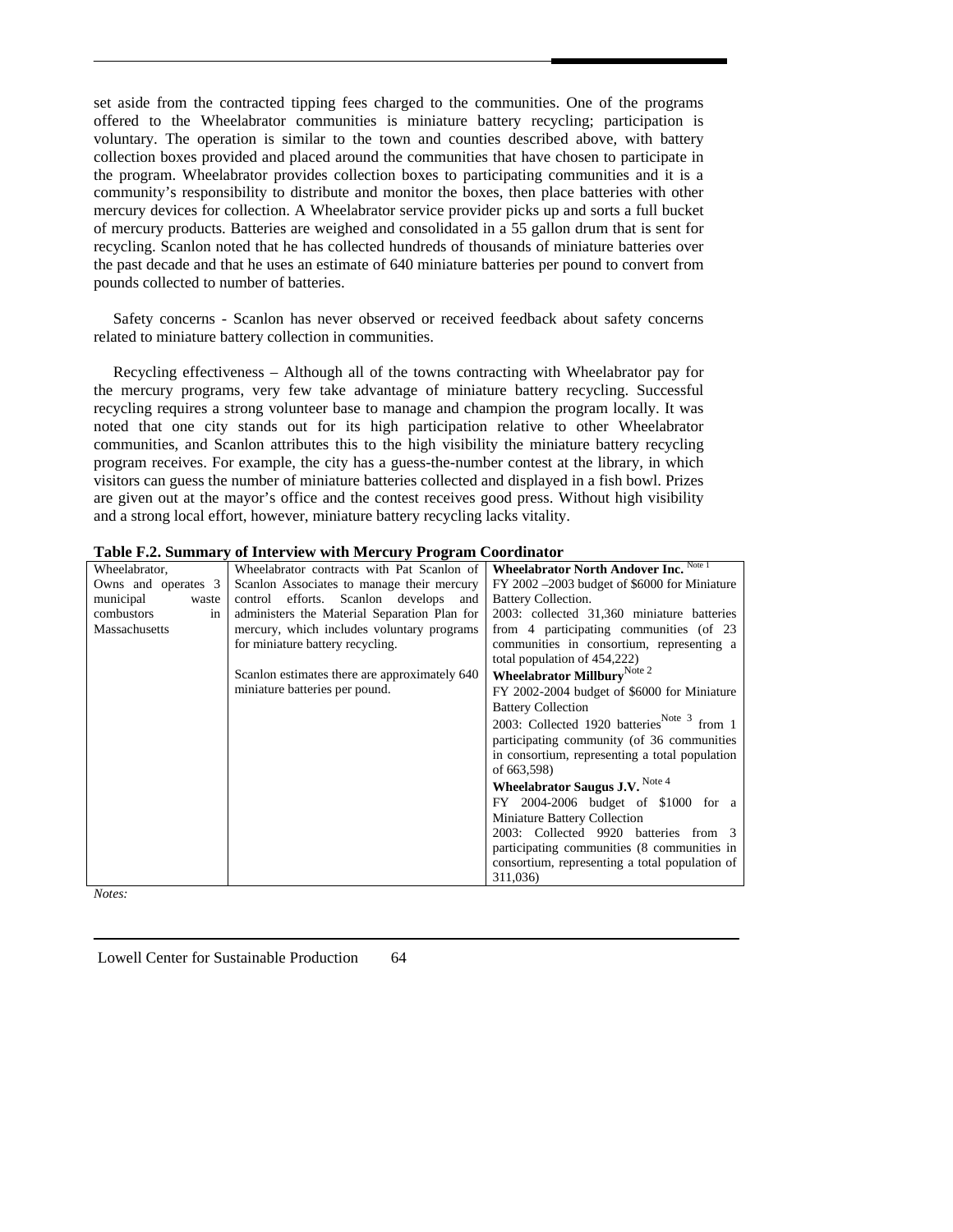set aside from the contracted tipping fees charged to the communities. One of the programs offered to the Wheelabrator communities is miniature battery recycling; participation is voluntary. The operation is similar to the town and counties described above, with battery collection boxes provided and placed around the communities that have chosen to participate in the program. Wheelabrator provides collection boxes to participating communities and it is a community's responsibility to distribute and monitor the boxes, then place batteries with other mercury devices for collection. A Wheelabrator service provider picks up and sorts a full bucket of mercury products. Batteries are weighed and consolidated in a 55 gallon drum that is sent for recycling. Scanlon noted that he has collected hundreds of thousands of miniature batteries over the past decade and that he uses an estimate of 640 miniature batteries per pound to convert from pounds collected to number of batteries.

Safety concerns - Scanlon has never observed or received feedback about safety concerns related to miniature battery collection in communities.

Recycling effectiveness – Although all of the towns contracting with Wheelabrator pay for the mercury programs, very few take advantage of miniature battery recycling. Successful recycling requires a strong volunteer base to manage and champion the program locally. It was noted that one city stands out for its high participation relative to other Wheelabrator communities, and Scanlon attributes this to the high visibility the miniature battery recycling program receives. For example, the city has a guess-the-number contest at the library, in which visitors can guess the number of miniature batteries collected and displayed in a fish bowl. Prizes are given out at the mayor's office and the contest receives good press. Without high visibility and a strong local effort, however, miniature battery recycling lacks vitality.

**Table F.2. Summary of Interview with Mercury Program Coordinator**

| | | |
|---|---|---|
| Wheelabrator, Owns and operates 3 municipal waste combustors in Massachusetts | Wheelabrator contracts with Pat Scanlon of Scanlon Associates to manage their mercury control efforts. Scanlon develops and administers the Material Separation Plan for mercury, which includes voluntary programs for miniature battery recycling.<br><br>Scanlon estimates there are approximately 640 miniature batteries per pound. | **Wheelabrator North Andover Inc.** [Note 1]<br>FY 2002 –2003 budget of $6000 for Miniature Battery Collection.<br>2003: collected 31,360 miniature batteries from 4 participating communities (of 23 communities in consortium, representing a total population of 454,222)<br>**Wheelabrator Millbury** [Note 2]<br>FY 2002-2004 budget of $6000 for Miniature Battery Collection<br>2003: Collected 1920 batteries [Note 3] from 1 participating community (of 36 communities in consortium, representing a total population of 663,598)<br>**Wheelabrator Saugus J.V.** [Note 4]<br>FY 2004-2006 budget of $1000 for a Miniature Battery Collection<br>2003: Collected 9920 batteries from 3 participating communities (8 communities in consortium, representing a total population of 311,036) |

*Notes:*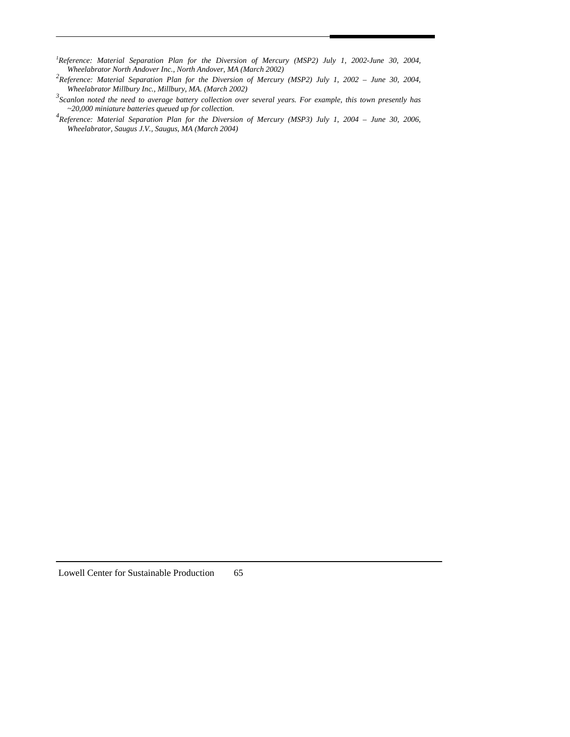[1]*Reference: Material Separation Plan for the Diversion of Mercury (MSP2) July 1, 2002-June 30, 2004, Wheelabrator North Andover Inc., North Andover, MA (March 2002)*

[2]*Reference: Material Separation Plan for the Diversion of Mercury (MSP2) July 1, 2002 – June 30, 2004, Wheelabrator Millbury Inc., Millbury, MA. (March 2002)*

[3]*Scanlon noted the need to average battery collection over several years. For example, this town presently has ~20,000 miniature batteries queued up for collection.*

[4]*Reference: Material Separation Plan for the Diversion of Mercury (MSP3) July 1, 2004 – June 30, 2006, Wheelabrator, Saugus J.V., Saugus, MA (March 2004)*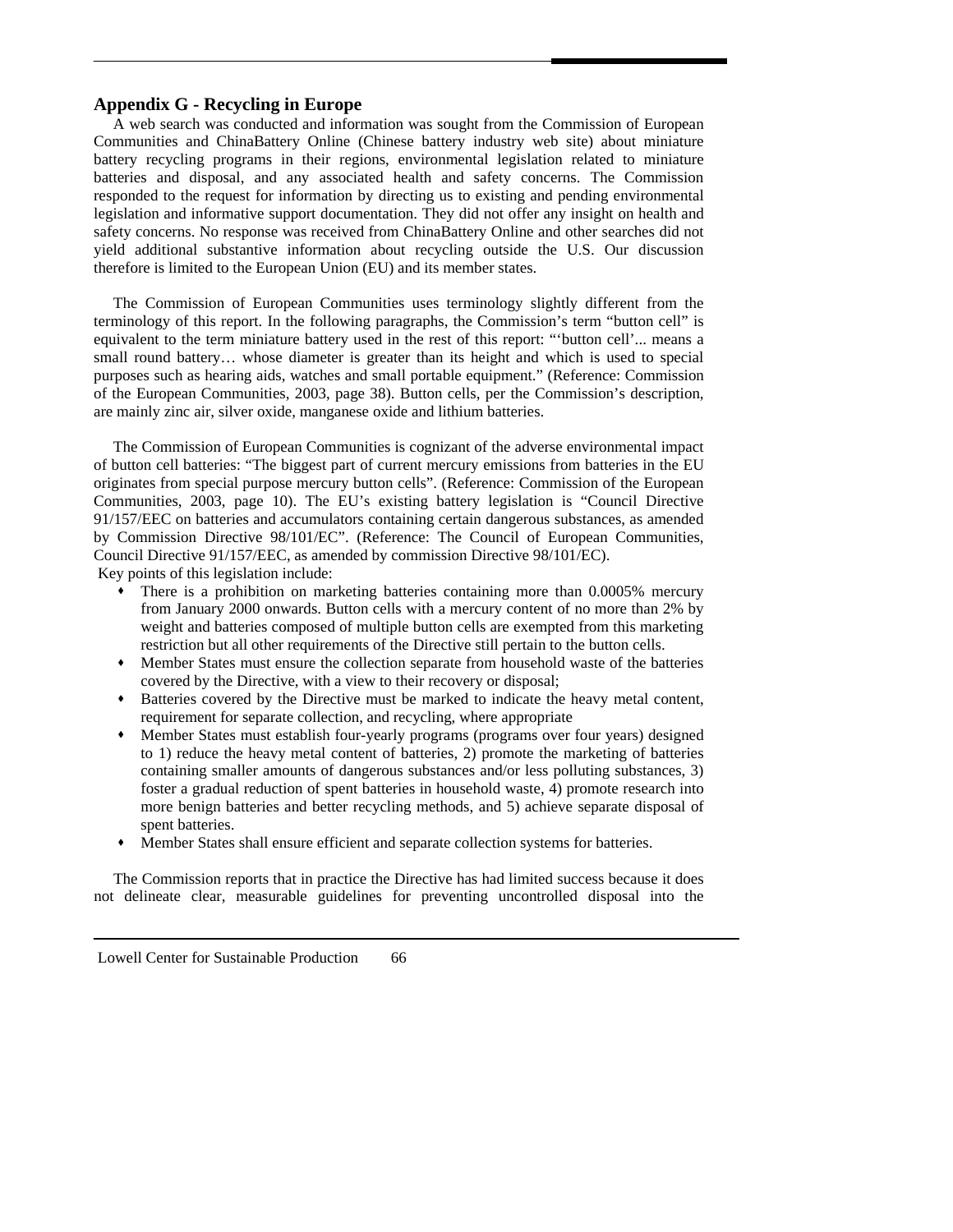## Appendix G - Recycling in Europe

A web search was conducted and information was sought from the Commission of European Communities and ChinaBattery Online (Chinese battery industry web site) about miniature battery recycling programs in their regions, environmental legislation related to miniature batteries and disposal, and any associated health and safety concerns. The Commission responded to the request for information by directing us to existing and pending environmental legislation and informative support documentation. They did not offer any insight on health and safety concerns. No response was received from ChinaBattery Online and other searches did not yield additional substantive information about recycling outside the U.S. Our discussion therefore is limited to the European Union (EU) and its member states.

The Commission of European Communities uses terminology slightly different from the terminology of this report. In the following paragraphs, the Commission's term "button cell" is equivalent to the term miniature battery used in the rest of this report: "'button cell'... means a small round battery… whose diameter is greater than its height and which is used to special purposes such as hearing aids, watches and small portable equipment." (Reference: Commission of the European Communities, 2003, page 38). Button cells, per the Commission's description, are mainly zinc air, silver oxide, manganese oxide and lithium batteries.

The Commission of European Communities is cognizant of the adverse environmental impact of button cell batteries: "The biggest part of current mercury emissions from batteries in the EU originates from special purpose mercury button cells". (Reference: Commission of the European Communities, 2003, page 10). The EU's existing battery legislation is "Council Directive 91/157/EEC on batteries and accumulators containing certain dangerous substances, as amended by Commission Directive 98/101/EC". (Reference: The Council of European Communities, Council Directive 91/157/EEC, as amended by commission Directive 98/101/EC).

Key points of this legislation include:

- There is a prohibition on marketing batteries containing more than 0.0005% mercury from January 2000 onwards. Button cells with a mercury content of no more than 2% by weight and batteries composed of multiple button cells are exempted from this marketing restriction but all other requirements of the Directive still pertain to the button cells.
- Member States must ensure the collection separate from household waste of the batteries covered by the Directive, with a view to their recovery or disposal;
- Batteries covered by the Directive must be marked to indicate the heavy metal content, requirement for separate collection, and recycling, where appropriate
- Member States must establish four-yearly programs (programs over four years) designed to 1) reduce the heavy metal content of batteries, 2) promote the marketing of batteries containing smaller amounts of dangerous substances and/or less polluting substances, 3) foster a gradual reduction of spent batteries in household waste, 4) promote research into more benign batteries and better recycling methods, and 5) achieve separate disposal of spent batteries.
- Member States shall ensure efficient and separate collection systems for batteries.

The Commission reports that in practice the Directive has had limited success because it does not delineate clear, measurable guidelines for preventing uncontrolled disposal into the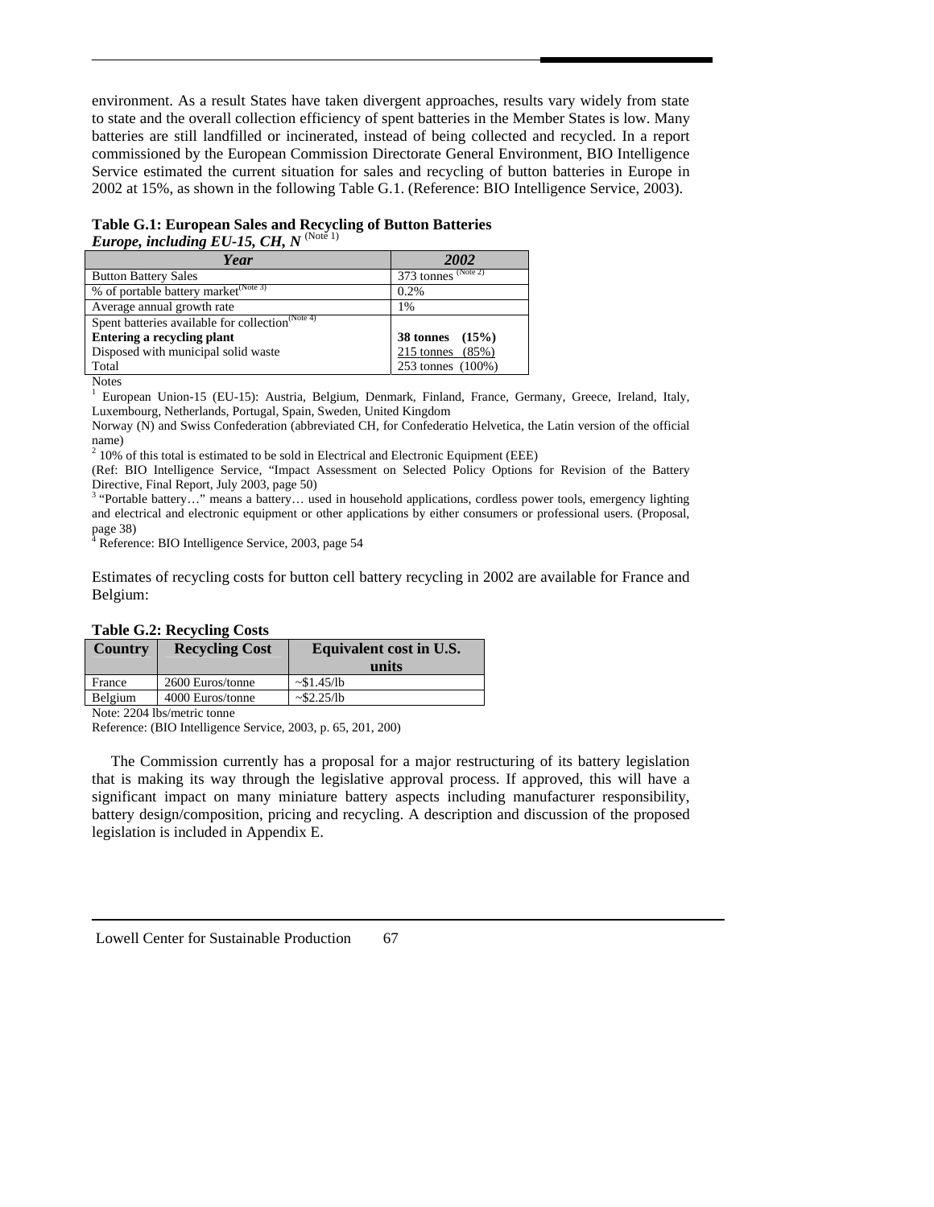environment. As a result States have taken divergent approaches, results vary widely from state to state and the overall collection efficiency of spent batteries in the Member States is low. Many batteries are still landfilled or incinerated, instead of being collected and recycled. In a report commissioned by the European Commission Directorate General Environment, BIO Intelligence Service estimated the current situation for sales and recycling of button batteries in Europe in 2002 at 15%, as shown in the following Table G.1. (Reference: BIO Intelligence Service, 2003).

**Table G.1: European Sales and Recycling of Button Batteries**
***Europe, including EU-15, CH, N*** (Note 1)

| *Year* | *2002* |
|---|---|
| Button Battery Sales | 373 tonnes (Note 2) |
| % of portable battery market(Note 3) | 0.2% |
| Average annual growth rate | 1% |
| Spent batteries available for collection(Note 4) | |
| **Entering a recycling plant** | **38 tonnes (15%)** |
| Disposed with municipal solid waste | 215 tonnes (85%) |
| Total | 253 tonnes (100%) |

Notes

[1] European Union-15 (EU-15): Austria, Belgium, Denmark, Finland, France, Germany, Greece, Ireland, Italy, Luxembourg, Netherlands, Portugal, Spain, Sweden, United Kingdom

Norway (N) and Swiss Confederation (abbreviated CH, for Confederatio Helvetica, the Latin version of the official name)

[2] 10% of this total is estimated to be sold in Electrical and Electronic Equipment (EEE)

(Ref: BIO Intelligence Service, "Impact Assessment on Selected Policy Options for Revision of the Battery Directive, Final Report, July 2003, page 50)

[3] "Portable battery…" means a battery… used in household applications, cordless power tools, emergency lighting and electrical and electronic equipment or other applications by either consumers or professional users. (Proposal, page 38)

[4] Reference: BIO Intelligence Service, 2003, page 54

Estimates of recycling costs for button cell battery recycling in 2002 are available for France and Belgium:

**Table G.2: Recycling Costs**

| Country | Recycling Cost | Equivalent cost in U.S. units |
|---|---|---|
| France | 2600 Euros/tonne | ~$1.45/lb |
| Belgium | 4000 Euros/tonne | ~$2.25/lb |

Note: 2204 lbs/metric tonne

Reference: (BIO Intelligence Service, 2003, p. 65, 201, 200)

The Commission currently has a proposal for a major restructuring of its battery legislation that is making its way through the legislative approval process. If approved, this will have a significant impact on many miniature battery aspects including manufacturer responsibility, battery design/composition, pricing and recycling. A description and discussion of the proposed legislation is included in Appendix E.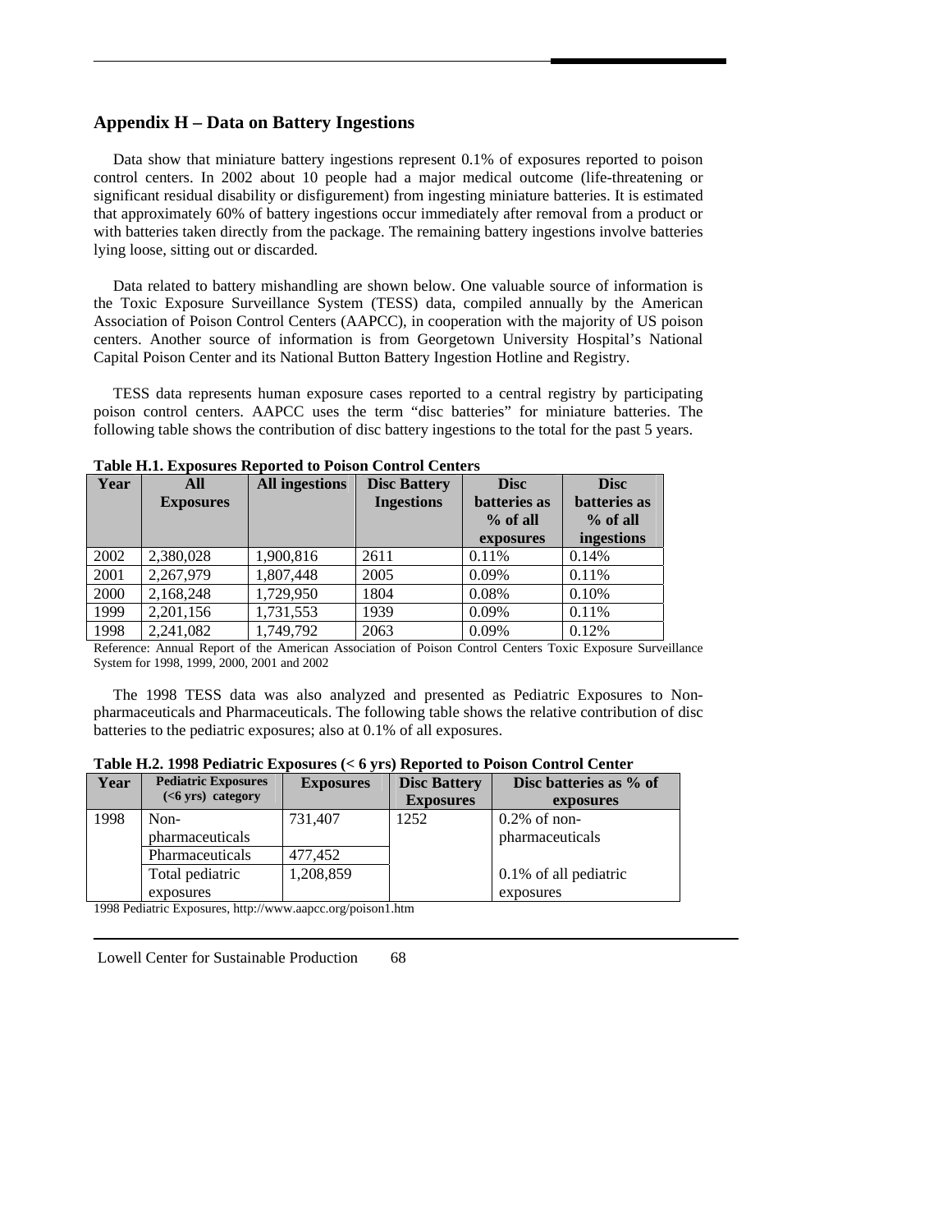## Appendix H – Data on Battery Ingestions

Data show that miniature battery ingestions represent 0.1% of exposures reported to poison control centers. In 2002 about 10 people had a major medical outcome (life-threatening or significant residual disability or disfigurement) from ingesting miniature batteries. It is estimated that approximately 60% of battery ingestions occur immediately after removal from a product or with batteries taken directly from the package. The remaining battery ingestions involve batteries lying loose, sitting out or discarded.

Data related to battery mishandling are shown below. One valuable source of information is the Toxic Exposure Surveillance System (TESS) data, compiled annually by the American Association of Poison Control Centers (AAPCC), in cooperation with the majority of US poison centers. Another source of information is from Georgetown University Hospital's National Capital Poison Center and its National Button Battery Ingestion Hotline and Registry.

TESS data represents human exposure cases reported to a central registry by participating poison control centers. AAPCC uses the term "disc batteries" for miniature batteries. The following table shows the contribution of disc battery ingestions to the total for the past 5 years.

**Table H.1. Exposures Reported to Poison Control Centers**

| Year | All Exposures | All ingestions | Disc Battery Ingestions | Disc batteries as % of all exposures | Disc batteries as % of all ingestions |
|---|---|---|---|---|---|
| 2002 | 2,380,028 | 1,900,816 | 2611 | 0.11% | 0.14% |
| 2001 | 2,267,979 | 1,807,448 | 2005 | 0.09% | 0.11% |
| 2000 | 2,168,248 | 1,729,950 | 1804 | 0.08% | 0.10% |
| 1999 | 2,201,156 | 1,731,553 | 1939 | 0.09% | 0.11% |
| 1998 | 2,241,082 | 1,749,792 | 2063 | 0.09% | 0.12% |

Reference: Annual Report of the American Association of Poison Control Centers Toxic Exposure Surveillance System for 1998, 1999, 2000, 2001 and 2002

The 1998 TESS data was also analyzed and presented as Pediatric Exposures to Non-pharmaceuticals and Pharmaceuticals. The following table shows the relative contribution of disc batteries to the pediatric exposures; also at 0.1% of all exposures.

**Table H.2. 1998 Pediatric Exposures (< 6 yrs) Reported to Poison Control Center**

| Year | Pediatric Exposures (<6 yrs) category | Exposures | Disc Battery Exposures | Disc batteries as % of exposures |
|---|---|---|---|---|
| 1998 | Non-pharmaceuticals | 731,407 | 1252 | 0.2% of non-pharmaceuticals |
| | Pharmaceuticals | 477,452 | | |
| | Total pediatric exposures | 1,208,859 | | 0.1% of all pediatric exposures |

1998 Pediatric Exposures, http://www.aapcc.org/poison1.htm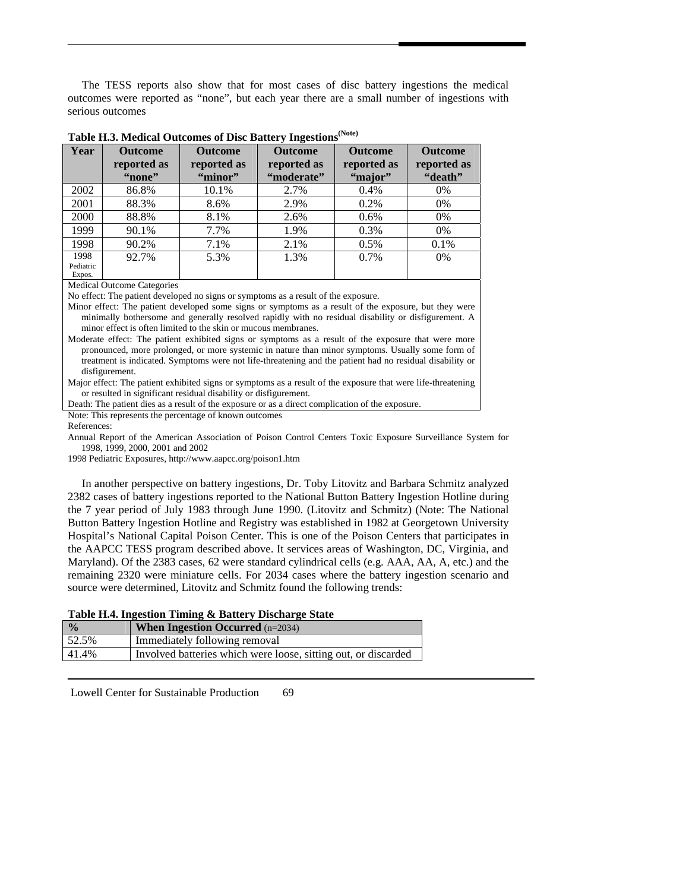The TESS reports also show that for most cases of disc battery ingestions the medical outcomes were reported as "none", but each year there are a small number of ingestions with serious outcomes

**Table H.3. Medical Outcomes of Disc Battery Ingestions[(Note)]**

| Year | Outcome reported as "none" | Outcome reported as "minor" | Outcome reported as "moderate" | Outcome reported as "major" | Outcome reported as "death" |
|---|---|---|---|---|---|
| 2002 | 86.8% | 10.1% | 2.7% | 0.4% | 0% |
| 2001 | 88.3% | 8.6% | 2.9% | 0.2% | 0% |
| 2000 | 88.8% | 8.1% | 2.6% | 0.6% | 0% |
| 1999 | 90.1% | 7.7% | 1.9% | 0.3% | 0% |
| 1998 | 90.2% | 7.1% | 2.1% | 0.5% | 0.1% |
| 1998 Pediatric Expos. | 92.7% | 5.3% | 1.3% | 0.7% | 0% |

Medical Outcome Categories

No effect: The patient developed no signs or symptoms as a result of the exposure.

Minor effect: The patient developed some signs or symptoms as a result of the exposure, but they were minimally bothersome and generally resolved rapidly with no residual disability or disfigurement. A minor effect is often limited to the skin or mucous membranes.

Moderate effect: The patient exhibited signs or symptoms as a result of the exposure that were more pronounced, more prolonged, or more systemic in nature than minor symptoms. Usually some form of treatment is indicated. Symptoms were not life-threatening and the patient had no residual disability or disfigurement.

Major effect: The patient exhibited signs or symptoms as a result of the exposure that were life-threatening or resulted in significant residual disability or disfigurement.

Death: The patient dies as a result of the exposure or as a direct complication of the exposure.

Note: This represents the percentage of known outcomes

References:

Annual Report of the American Association of Poison Control Centers Toxic Exposure Surveillance System for 1998, 1999, 2000, 2001 and 2002

1998 Pediatric Exposures, http://www.aapcc.org/poison1.htm

In another perspective on battery ingestions, Dr. Toby Litovitz and Barbara Schmitz analyzed 2382 cases of battery ingestions reported to the National Button Battery Ingestion Hotline during the 7 year period of July 1983 through June 1990. (Litovitz and Schmitz) (Note: The National Button Battery Ingestion Hotline and Registry was established in 1982 at Georgetown University Hospital's National Capital Poison Center. This is one of the Poison Centers that participates in the AAPCC TESS program described above. It services areas of Washington, DC, Virginia, and Maryland). Of the 2383 cases, 62 were standard cylindrical cells (e.g. AAA, AA, A, etc.) and the remaining 2320 were miniature cells. For 2034 cases where the battery ingestion scenario and source were determined, Litovitz and Schmitz found the following trends:

**Table H.4. Ingestion Timing & Battery Discharge State**

| % | **When Ingestion Occurred** (n=2034) |
|---|---|
| 52.5% | Immediately following removal |
| 41.4% | Involved batteries which were loose, sitting out, or discarded |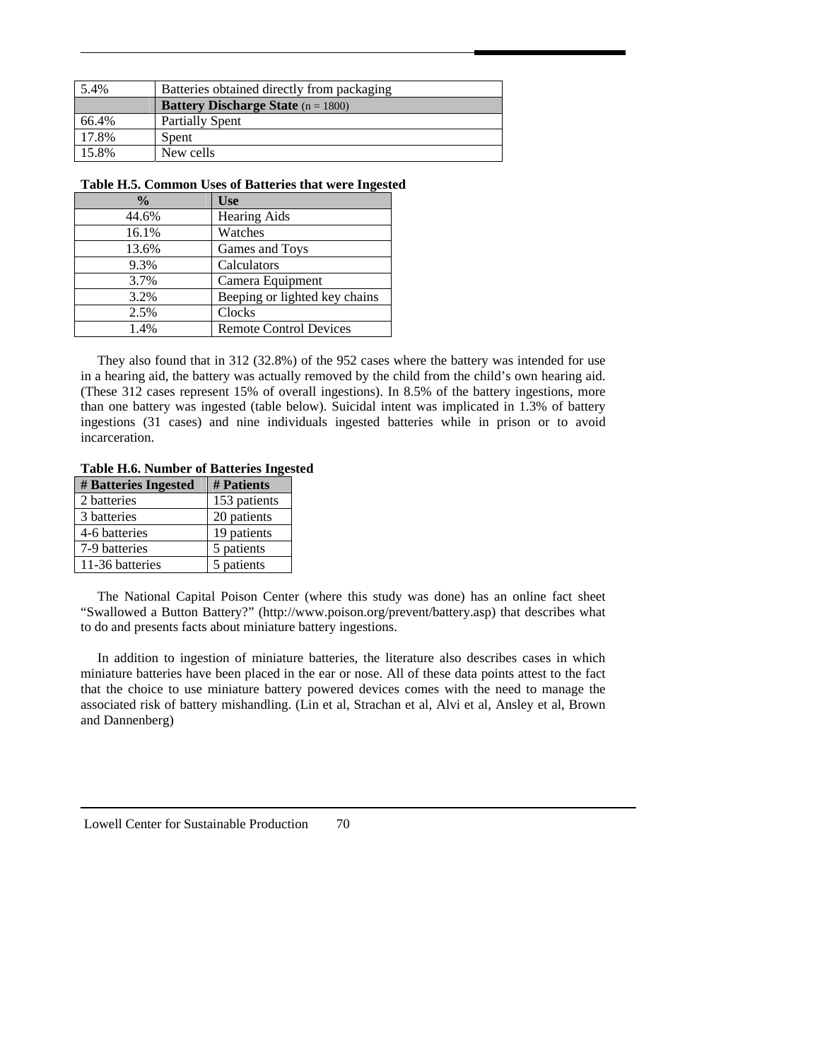| | |
|---|---|
| 5.4% | Batteries obtained directly from packaging |
| | **Battery Discharge State** (n = 1800) |
| 66.4% | Partially Spent |
| 17.8% | Spent |
| 15.8% | New cells |

**Table H.5. Common Uses of Batteries that were Ingested**

| % | Use |
|---|---|
| 44.6% | Hearing Aids |
| 16.1% | Watches |
| 13.6% | Games and Toys |
| 9.3% | Calculators |
| 3.7% | Camera Equipment |
| 3.2% | Beeping or lighted key chains |
| 2.5% | Clocks |
| 1.4% | Remote Control Devices |

They also found that in 312 (32.8%) of the 952 cases where the battery was intended for use in a hearing aid, the battery was actually removed by the child from the child's own hearing aid. (These 312 cases represent 15% of overall ingestions). In 8.5% of the battery ingestions, more than one battery was ingested (table below). Suicidal intent was implicated in 1.3% of battery ingestions (31 cases) and nine individuals ingested batteries while in prison or to avoid incarceration.

**Table H.6. Number of Batteries Ingested**

| # Batteries Ingested | # Patients |
|---|---|
| 2 batteries | 153 patients |
| 3 batteries | 20 patients |
| 4-6 batteries | 19 patients |
| 7-9 batteries | 5 patients |
| 11-36 batteries | 5 patients |

The National Capital Poison Center (where this study was done) has an online fact sheet "Swallowed a Button Battery?" (http://www.poison.org/prevent/battery.asp) that describes what to do and presents facts about miniature battery ingestions.

In addition to ingestion of miniature batteries, the literature also describes cases in which miniature batteries have been placed in the ear or nose. All of these data points attest to the fact that the choice to use miniature battery powered devices comes with the need to manage the associated risk of battery mishandling. (Lin et al, Strachan et al, Alvi et al, Ansley et al, Brown and Dannenberg)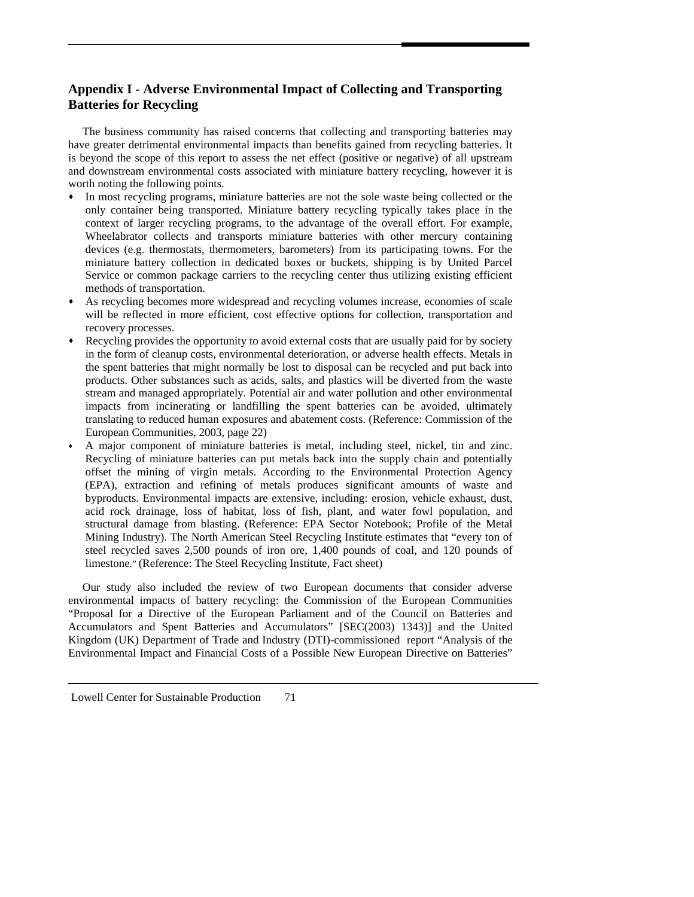## Appendix I - Adverse Environmental Impact of Collecting and Transporting Batteries for Recycling

The business community has raised concerns that collecting and transporting batteries may have greater detrimental environmental impacts than benefits gained from recycling batteries. It is beyond the scope of this report to assess the net effect (positive or negative) of all upstream and downstream environmental costs associated with miniature battery recycling, however it is worth noting the following points.

- In most recycling programs, miniature batteries are not the sole waste being collected or the only container being transported. Miniature battery recycling typically takes place in the context of larger recycling programs, to the advantage of the overall effort. For example, Wheelabrator collects and transports miniature batteries with other mercury containing devices (e.g. thermostats, thermometers, barometers) from its participating towns. For the miniature battery collection in dedicated boxes or buckets, shipping is by United Parcel Service or common package carriers to the recycling center thus utilizing existing efficient methods of transportation.
- As recycling becomes more widespread and recycling volumes increase, economies of scale will be reflected in more efficient, cost effective options for collection, transportation and recovery processes.
- Recycling provides the opportunity to avoid external costs that are usually paid for by society in the form of cleanup costs, environmental deterioration, or adverse health effects. Metals in the spent batteries that might normally be lost to disposal can be recycled and put back into products. Other substances such as acids, salts, and plastics will be diverted from the waste stream and managed appropriately. Potential air and water pollution and other environmental impacts from incinerating or landfilling the spent batteries can be avoided, ultimately translating to reduced human exposures and abatement costs. (Reference: Commission of the European Communities, 2003, page 22)
- A major component of miniature batteries is metal, including steel, nickel, tin and zinc. Recycling of miniature batteries can put metals back into the supply chain and potentially offset the mining of virgin metals. According to the Environmental Protection Agency (EPA), extraction and refining of metals produces significant amounts of waste and byproducts. Environmental impacts are extensive, including: erosion, vehicle exhaust, dust, acid rock drainage, loss of habitat, loss of fish, plant, and water fowl population, and structural damage from blasting. (Reference: EPA Sector Notebook; Profile of the Metal Mining Industry). The North American Steel Recycling Institute estimates that "every ton of steel recycled saves 2,500 pounds of iron ore, 1,400 pounds of coal, and 120 pounds of limestone." (Reference: The Steel Recycling Institute, Fact sheet)

Our study also included the review of two European documents that consider adverse environmental impacts of battery recycling: the Commission of the European Communities "Proposal for a Directive of the European Parliament and of the Council on Batteries and Accumulators and Spent Batteries and Accumulators" [SEC(2003) 1343)] and the United Kingdom (UK) Department of Trade and Industry (DTI)-commissioned report "Analysis of the Environmental Impact and Financial Costs of a Possible New European Directive on Batteries"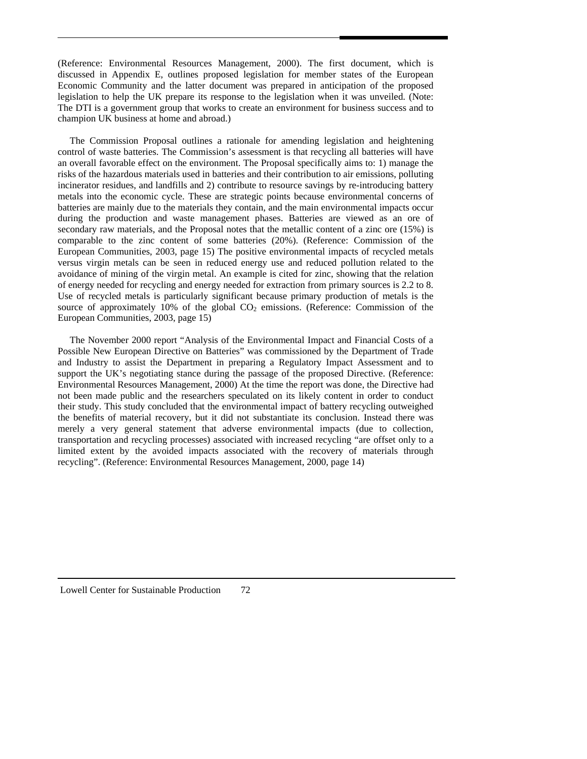(Reference: Environmental Resources Management, 2000). The first document, which is discussed in Appendix E, outlines proposed legislation for member states of the European Economic Community and the latter document was prepared in anticipation of the proposed legislation to help the UK prepare its response to the legislation when it was unveiled. (Note: The DTI is a government group that works to create an environment for business success and to champion UK business at home and abroad.)

The Commission Proposal outlines a rationale for amending legislation and heightening control of waste batteries. The Commission's assessment is that recycling all batteries will have an overall favorable effect on the environment. The Proposal specifically aims to: 1) manage the risks of the hazardous materials used in batteries and their contribution to air emissions, polluting incinerator residues, and landfills and 2) contribute to resource savings by re-introducing battery metals into the economic cycle. These are strategic points because environmental concerns of batteries are mainly due to the materials they contain, and the main environmental impacts occur during the production and waste management phases. Batteries are viewed as an ore of secondary raw materials, and the Proposal notes that the metallic content of a zinc ore (15%) is comparable to the zinc content of some batteries (20%). (Reference: Commission of the European Communities, 2003, page 15) The positive environmental impacts of recycled metals versus virgin metals can be seen in reduced energy use and reduced pollution related to the avoidance of mining of the virgin metal. An example is cited for zinc, showing that the relation of energy needed for recycling and energy needed for extraction from primary sources is 2.2 to 8. Use of recycled metals is particularly significant because primary production of metals is the source of approximately 10% of the global $CO_2$ emissions. (Reference: Commission of the European Communities, 2003, page 15)

The November 2000 report "Analysis of the Environmental Impact and Financial Costs of a Possible New European Directive on Batteries" was commissioned by the Department of Trade and Industry to assist the Department in preparing a Regulatory Impact Assessment and to support the UK's negotiating stance during the passage of the proposed Directive. (Reference: Environmental Resources Management, 2000) At the time the report was done, the Directive had not been made public and the researchers speculated on its likely content in order to conduct their study. This study concluded that the environmental impact of battery recycling outweighed the benefits of material recovery, but it did not substantiate its conclusion. Instead there was merely a very general statement that adverse environmental impacts (due to collection, transportation and recycling processes) associated with increased recycling "are offset only to a limited extent by the avoided impacts associated with the recovery of materials through recycling". (Reference: Environmental Resources Management, 2000, page 14)